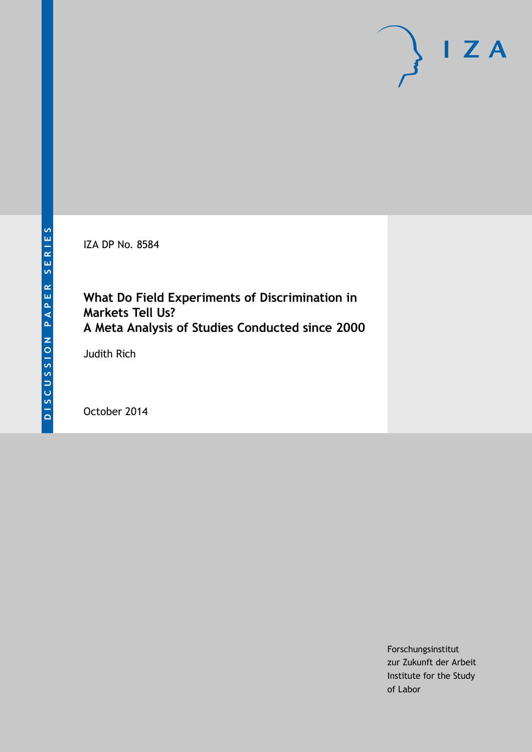DISCUSSION PAPER SERIES

IZA DP No. 8584

# What Do Field Experiments of Discrimination in Markets Tell Us? A Meta Analysis of Studies Conducted since 2000

Judith Rich

October 2014

Forschungsinstitut
zur Zukunft der Arbeit
Institute for the Study
of Labor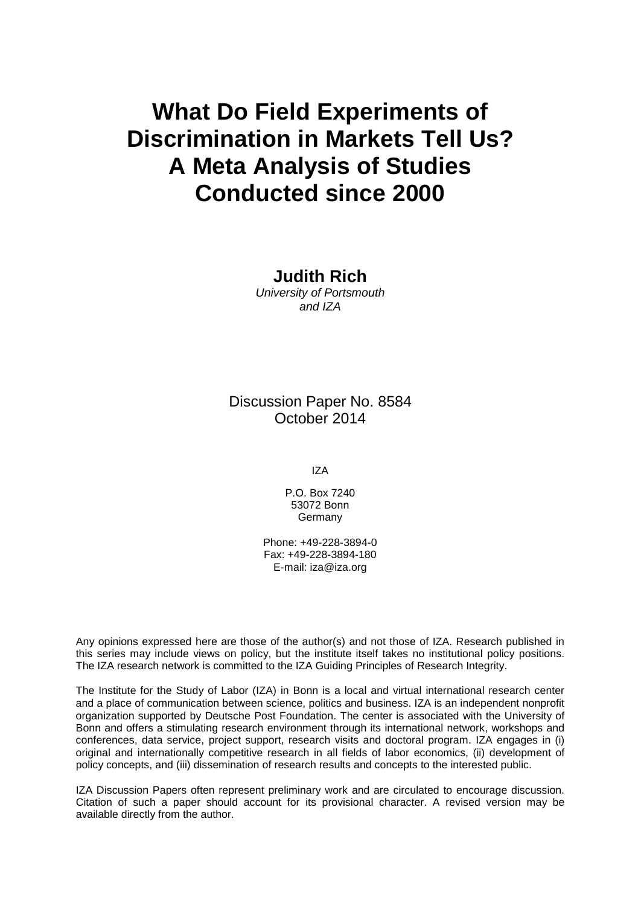# What Do Field Experiments of Discrimination in Markets Tell Us? A Meta Analysis of Studies Conducted since 2000

**Judith Rich**
*University of Portsmouth and IZA*

Discussion Paper No. 8584
October 2014

IZA

P.O. Box 7240
53072 Bonn
Germany

Phone: +49-228-3894-0
Fax: +49-228-3894-180
E-mail: iza@iza.org

Any opinions expressed here are those of the author(s) and not those of IZA. Research published in this series may include views on policy, but the institute itself takes no institutional policy positions. The IZA research network is committed to the IZA Guiding Principles of Research Integrity.

The Institute for the Study of Labor (IZA) in Bonn is a local and virtual international research center and a place of communication between science, politics and business. IZA is an independent nonprofit organization supported by Deutsche Post Foundation. The center is associated with the University of Bonn and offers a stimulating research environment through its international network, workshops and conferences, data service, project support, research visits and doctoral program. IZA engages in (i) original and internationally competitive research in all fields of labor economics, (ii) development of policy concepts, and (iii) dissemination of research results and concepts to the interested public.

IZA Discussion Papers often represent preliminary work and are circulated to encourage discussion. Citation of such a paper should account for its provisional character. A revised version may be available directly from the author.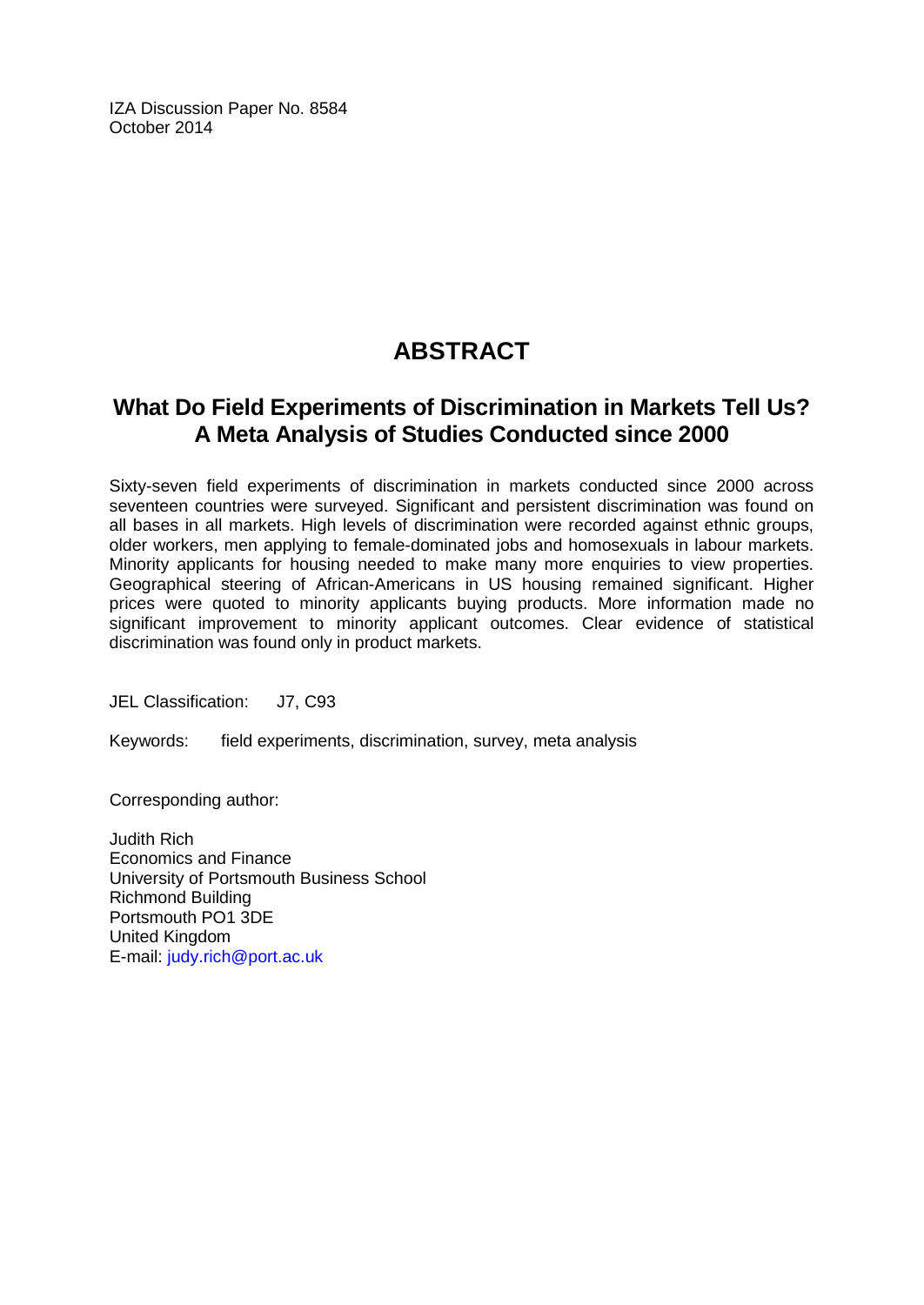IZA Discussion Paper No. 8584
October 2014

# ABSTRACT

## What Do Field Experiments of Discrimination in Markets Tell Us? A Meta Analysis of Studies Conducted since 2000

Sixty-seven field experiments of discrimination in markets conducted since 2000 across seventeen countries were surveyed. Significant and persistent discrimination was found on all bases in all markets. High levels of discrimination were recorded against ethnic groups, older workers, men applying to female-dominated jobs and homosexuals in labour markets. Minority applicants for housing needed to make many more enquiries to view properties. Geographical steering of African-Americans in US housing remained significant. Higher prices were quoted to minority applicants buying products. More information made no significant improvement to minority applicant outcomes. Clear evidence of statistical discrimination was found only in product markets.

JEL Classification: J7, C93

Keywords: field experiments, discrimination, survey, meta analysis

Corresponding author:

Judith Rich
Economics and Finance
University of Portsmouth Business School
Richmond Building
Portsmouth PO1 3DE
United Kingdom
E-mail: judy.rich@port.ac.uk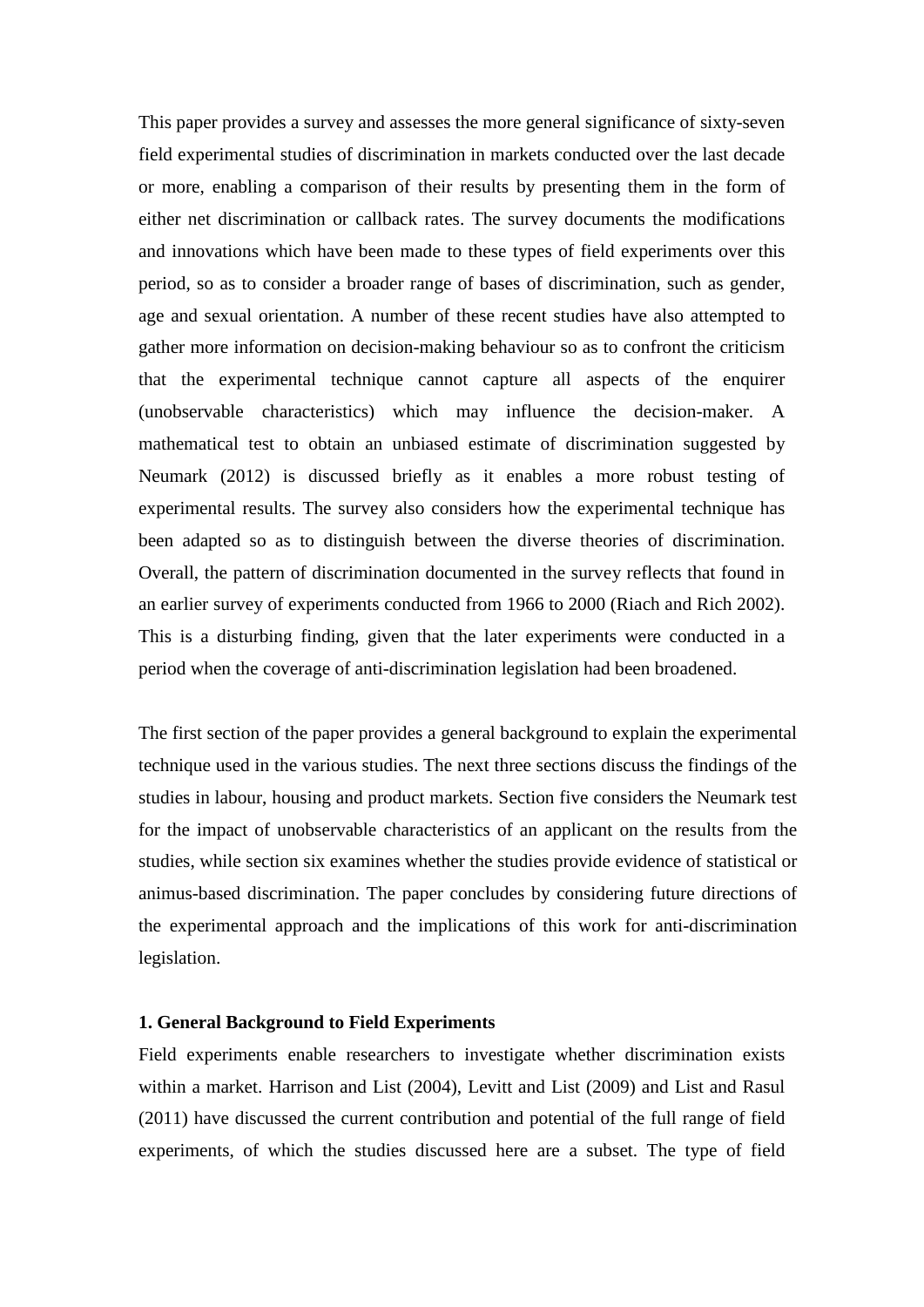This paper provides a survey and assesses the more general significance of sixty-seven field experimental studies of discrimination in markets conducted over the last decade or more, enabling a comparison of their results by presenting them in the form of either net discrimination or callback rates. The survey documents the modifications and innovations which have been made to these types of field experiments over this period, so as to consider a broader range of bases of discrimination, such as gender, age and sexual orientation. A number of these recent studies have also attempted to gather more information on decision-making behaviour so as to confront the criticism that the experimental technique cannot capture all aspects of the enquirer (unobservable characteristics) which may influence the decision-maker. A mathematical test to obtain an unbiased estimate of discrimination suggested by Neumark (2012) is discussed briefly as it enables a more robust testing of experimental results. The survey also considers how the experimental technique has been adapted so as to distinguish between the diverse theories of discrimination. Overall, the pattern of discrimination documented in the survey reflects that found in an earlier survey of experiments conducted from 1966 to 2000 (Riach and Rich 2002). This is a disturbing finding, given that the later experiments were conducted in a period when the coverage of anti-discrimination legislation had been broadened.

The first section of the paper provides a general background to explain the experimental technique used in the various studies. The next three sections discuss the findings of the studies in labour, housing and product markets. Section five considers the Neumark test for the impact of unobservable characteristics of an applicant on the results from the studies, while section six examines whether the studies provide evidence of statistical or animus-based discrimination. The paper concludes by considering future directions of the experimental approach and the implications of this work for anti-discrimination legislation.

### 1. General Background to Field Experiments

Field experiments enable researchers to investigate whether discrimination exists within a market. Harrison and List (2004), Levitt and List (2009) and List and Rasul (2011) have discussed the current contribution and potential of the full range of field experiments, of which the studies discussed here are a subset. The type of field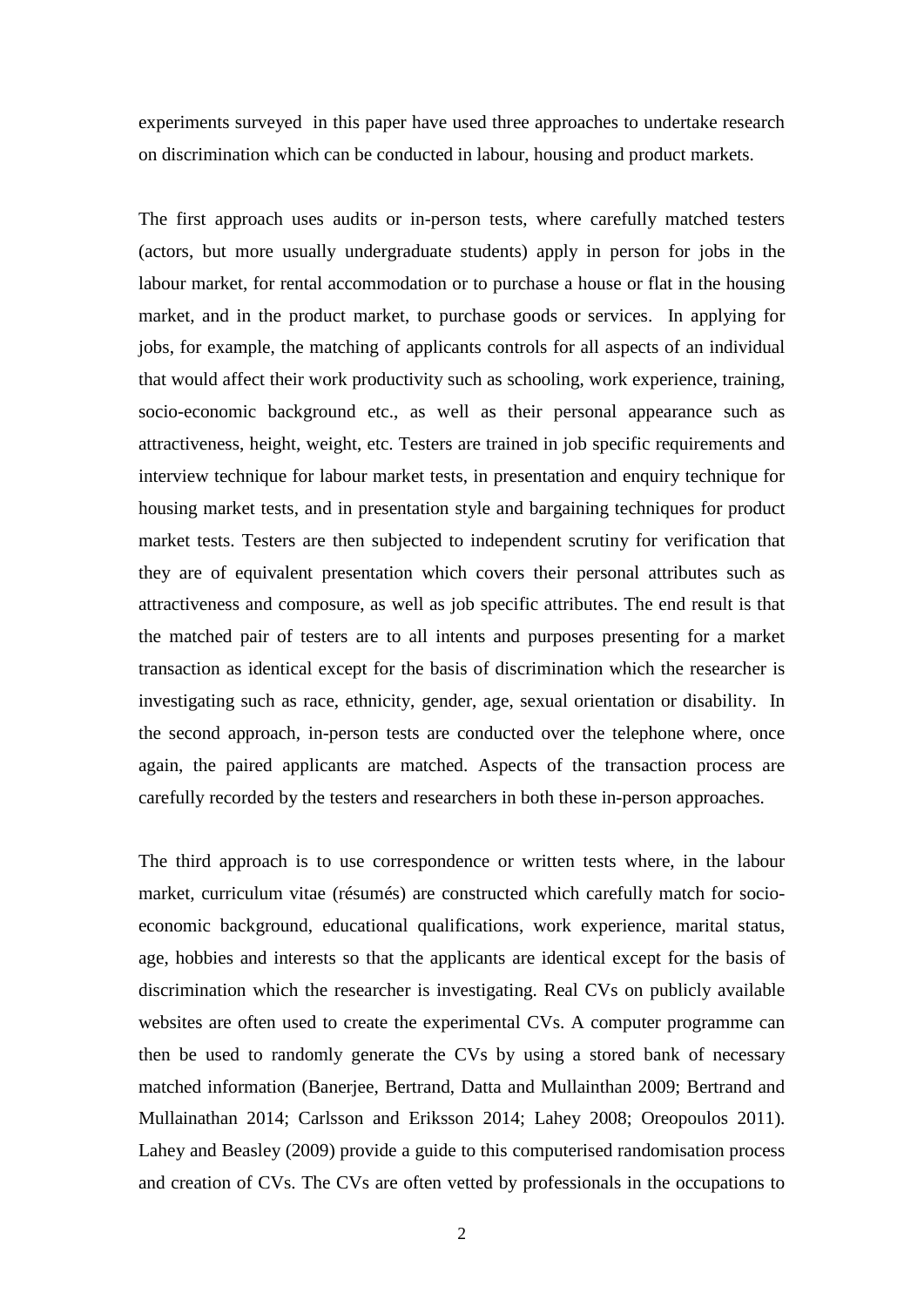experiments surveyed in this paper have used three approaches to undertake research on discrimination which can be conducted in labour, housing and product markets.

The first approach uses audits or in-person tests, where carefully matched testers (actors, but more usually undergraduate students) apply in person for jobs in the labour market, for rental accommodation or to purchase a house or flat in the housing market, and in the product market, to purchase goods or services. In applying for jobs, for example, the matching of applicants controls for all aspects of an individual that would affect their work productivity such as schooling, work experience, training, socio-economic background etc., as well as their personal appearance such as attractiveness, height, weight, etc. Testers are trained in job specific requirements and interview technique for labour market tests, in presentation and enquiry technique for housing market tests, and in presentation style and bargaining techniques for product market tests. Testers are then subjected to independent scrutiny for verification that they are of equivalent presentation which covers their personal attributes such as attractiveness and composure, as well as job specific attributes. The end result is that the matched pair of testers are to all intents and purposes presenting for a market transaction as identical except for the basis of discrimination which the researcher is investigating such as race, ethnicity, gender, age, sexual orientation or disability. In the second approach, in-person tests are conducted over the telephone where, once again, the paired applicants are matched. Aspects of the transaction process are carefully recorded by the testers and researchers in both these in-person approaches.

The third approach is to use correspondence or written tests where, in the labour market, curriculum vitae (résumés) are constructed which carefully match for socio-economic background, educational qualifications, work experience, marital status, age, hobbies and interests so that the applicants are identical except for the basis of discrimination which the researcher is investigating. Real CVs on publicly available websites are often used to create the experimental CVs. A computer programme can then be used to randomly generate the CVs by using a stored bank of necessary matched information (Banerjee, Bertrand, Datta and Mullainthan 2009; Bertrand and Mullainathan 2014; Carlsson and Eriksson 2014; Lahey 2008; Oreopoulos 2011). Lahey and Beasley (2009) provide a guide to this computerised randomisation process and creation of CVs. The CVs are often vetted by professionals in the occupations to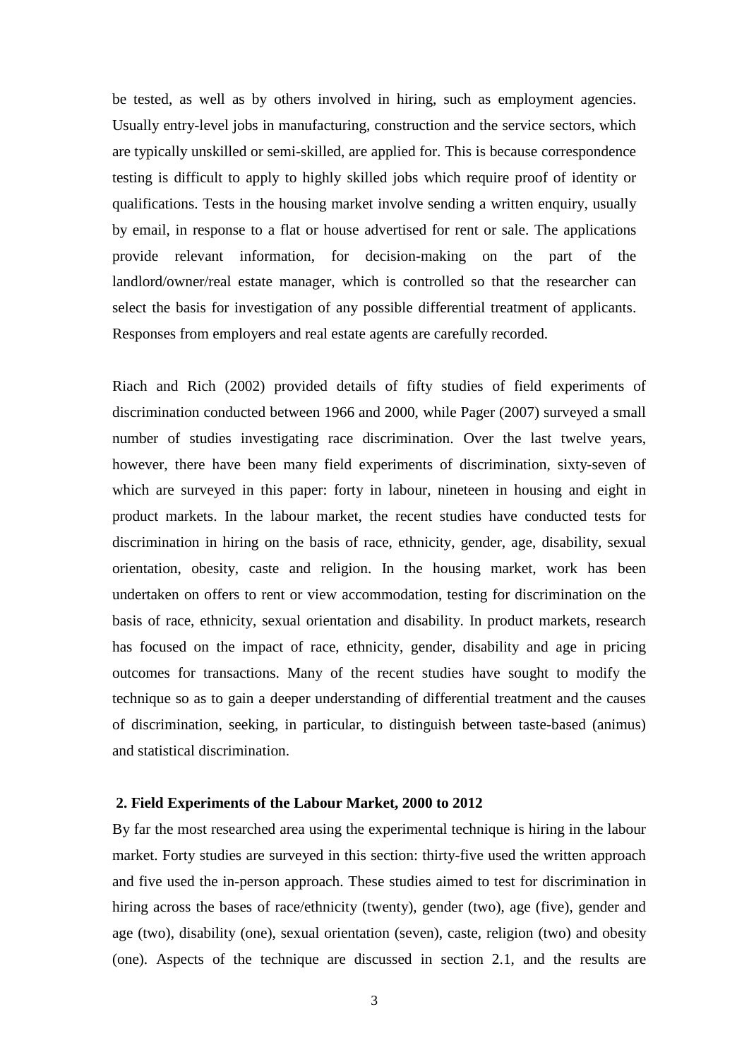be tested, as well as by others involved in hiring, such as employment agencies. Usually entry-level jobs in manufacturing, construction and the service sectors, which are typically unskilled or semi-skilled, are applied for. This is because correspondence testing is difficult to apply to highly skilled jobs which require proof of identity or qualifications. Tests in the housing market involve sending a written enquiry, usually by email, in response to a flat or house advertised for rent or sale. The applications provide relevant information, for decision-making on the part of the landlord/owner/real estate manager, which is controlled so that the researcher can select the basis for investigation of any possible differential treatment of applicants. Responses from employers and real estate agents are carefully recorded.

Riach and Rich (2002) provided details of fifty studies of field experiments of discrimination conducted between 1966 and 2000, while Pager (2007) surveyed a small number of studies investigating race discrimination. Over the last twelve years, however, there have been many field experiments of discrimination, sixty-seven of which are surveyed in this paper: forty in labour, nineteen in housing and eight in product markets. In the labour market, the recent studies have conducted tests for discrimination in hiring on the basis of race, ethnicity, gender, age, disability, sexual orientation, obesity, caste and religion. In the housing market, work has been undertaken on offers to rent or view accommodation, testing for discrimination on the basis of race, ethnicity, sexual orientation and disability. In product markets, research has focused on the impact of race, ethnicity, gender, disability and age in pricing outcomes for transactions. Many of the recent studies have sought to modify the technique so as to gain a deeper understanding of differential treatment and the causes of discrimination, seeking, in particular, to distinguish between taste-based (animus) and statistical discrimination.

## 2. Field Experiments of the Labour Market, 2000 to 2012

By far the most researched area using the experimental technique is hiring in the labour market. Forty studies are surveyed in this section: thirty-five used the written approach and five used the in-person approach. These studies aimed to test for discrimination in hiring across the bases of race/ethnicity (twenty), gender (two), age (five), gender and age (two), disability (one), sexual orientation (seven), caste, religion (two) and obesity (one). Aspects of the technique are discussed in section 2.1, and the results are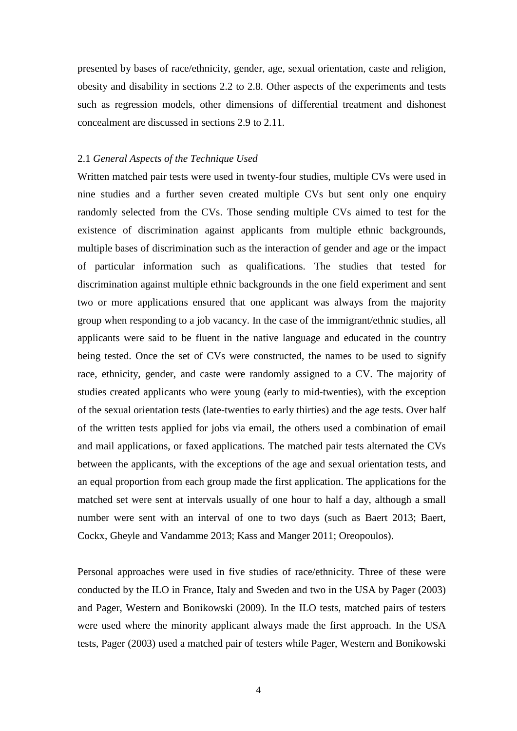presented by bases of race/ethnicity, gender, age, sexual orientation, caste and religion, obesity and disability in sections 2.2 to 2.8. Other aspects of the experiments and tests such as regression models, other dimensions of differential treatment and dishonest concealment are discussed in sections 2.9 to 2.11.

### 2.1 *General Aspects of the Technique Used*

Written matched pair tests were used in twenty-four studies, multiple CVs were used in nine studies and a further seven created multiple CVs but sent only one enquiry randomly selected from the CVs. Those sending multiple CVs aimed to test for the existence of discrimination against applicants from multiple ethnic backgrounds, multiple bases of discrimination such as the interaction of gender and age or the impact of particular information such as qualifications. The studies that tested for discrimination against multiple ethnic backgrounds in the one field experiment and sent two or more applications ensured that one applicant was always from the majority group when responding to a job vacancy. In the case of the immigrant/ethnic studies, all applicants were said to be fluent in the native language and educated in the country being tested. Once the set of CVs were constructed, the names to be used to signify race, ethnicity, gender, and caste were randomly assigned to a CV. The majority of studies created applicants who were young (early to mid-twenties), with the exception of the sexual orientation tests (late-twenties to early thirties) and the age tests. Over half of the written tests applied for jobs via email, the others used a combination of email and mail applications, or faxed applications. The matched pair tests alternated the CVs between the applicants, with the exceptions of the age and sexual orientation tests, and an equal proportion from each group made the first application. The applications for the matched set were sent at intervals usually of one hour to half a day, although a small number were sent with an interval of one to two days (such as Baert 2013; Baert, Cockx, Gheyle and Vandamme 2013; Kass and Manger 2011; Oreopoulos).

Personal approaches were used in five studies of race/ethnicity. Three of these were conducted by the ILO in France, Italy and Sweden and two in the USA by Pager (2003) and Pager, Western and Bonikowski (2009). In the ILO tests, matched pairs of testers were used where the minority applicant always made the first approach. In the USA tests, Pager (2003) used a matched pair of testers while Pager, Western and Bonikowski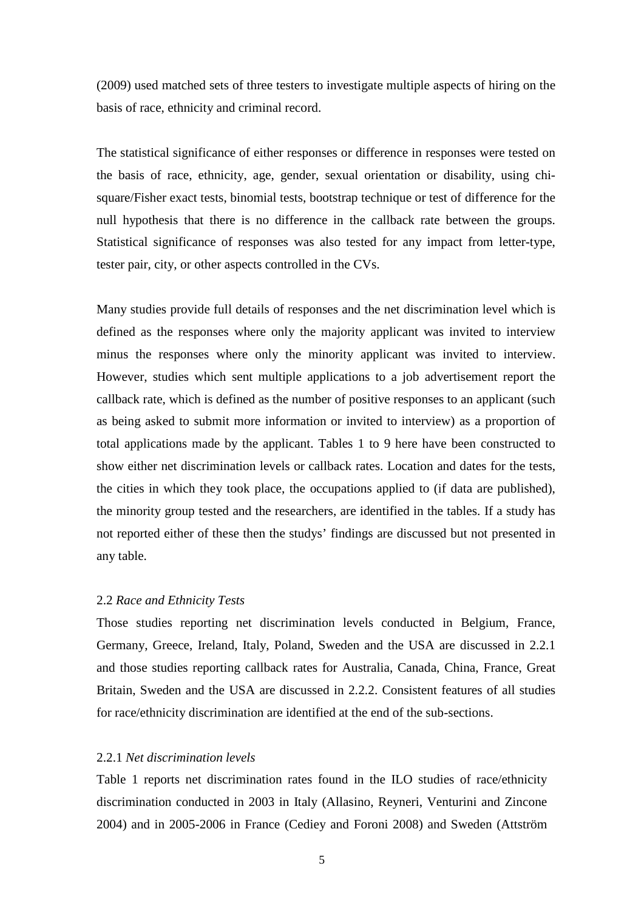(2009) used matched sets of three testers to investigate multiple aspects of hiring on the basis of race, ethnicity and criminal record.

The statistical significance of either responses or difference in responses were tested on the basis of race, ethnicity, age, gender, sexual orientation or disability, using chi-square/Fisher exact tests, binomial tests, bootstrap technique or test of difference for the null hypothesis that there is no difference in the callback rate between the groups. Statistical significance of responses was also tested for any impact from letter-type, tester pair, city, or other aspects controlled in the CVs.

Many studies provide full details of responses and the net discrimination level which is defined as the responses where only the majority applicant was invited to interview minus the responses where only the minority applicant was invited to interview. However, studies which sent multiple applications to a job advertisement report the callback rate, which is defined as the number of positive responses to an applicant (such as being asked to submit more information or invited to interview) as a proportion of total applications made by the applicant. Tables 1 to 9 here have been constructed to show either net discrimination levels or callback rates. Location and dates for the tests, the cities in which they took place, the occupations applied to (if data are published), the minority group tested and the researchers, are identified in the tables. If a study has not reported either of these then the studys' findings are discussed but not presented in any table.

### 2.2 *Race and Ethnicity Tests*

Those studies reporting net discrimination levels conducted in Belgium, France, Germany, Greece, Ireland, Italy, Poland, Sweden and the USA are discussed in 2.2.1 and those studies reporting callback rates for Australia, Canada, China, France, Great Britain, Sweden and the USA are discussed in 2.2.2. Consistent features of all studies for race/ethnicity discrimination are identified at the end of the sub-sections.

#### 2.2.1 *Net discrimination levels*

Table 1 reports net discrimination rates found in the ILO studies of race/ethnicity discrimination conducted in 2003 in Italy (Allasino, Reyneri, Venturini and Zincone 2004) and in 2005-2006 in France (Cediey and Foroni 2008) and Sweden (Attström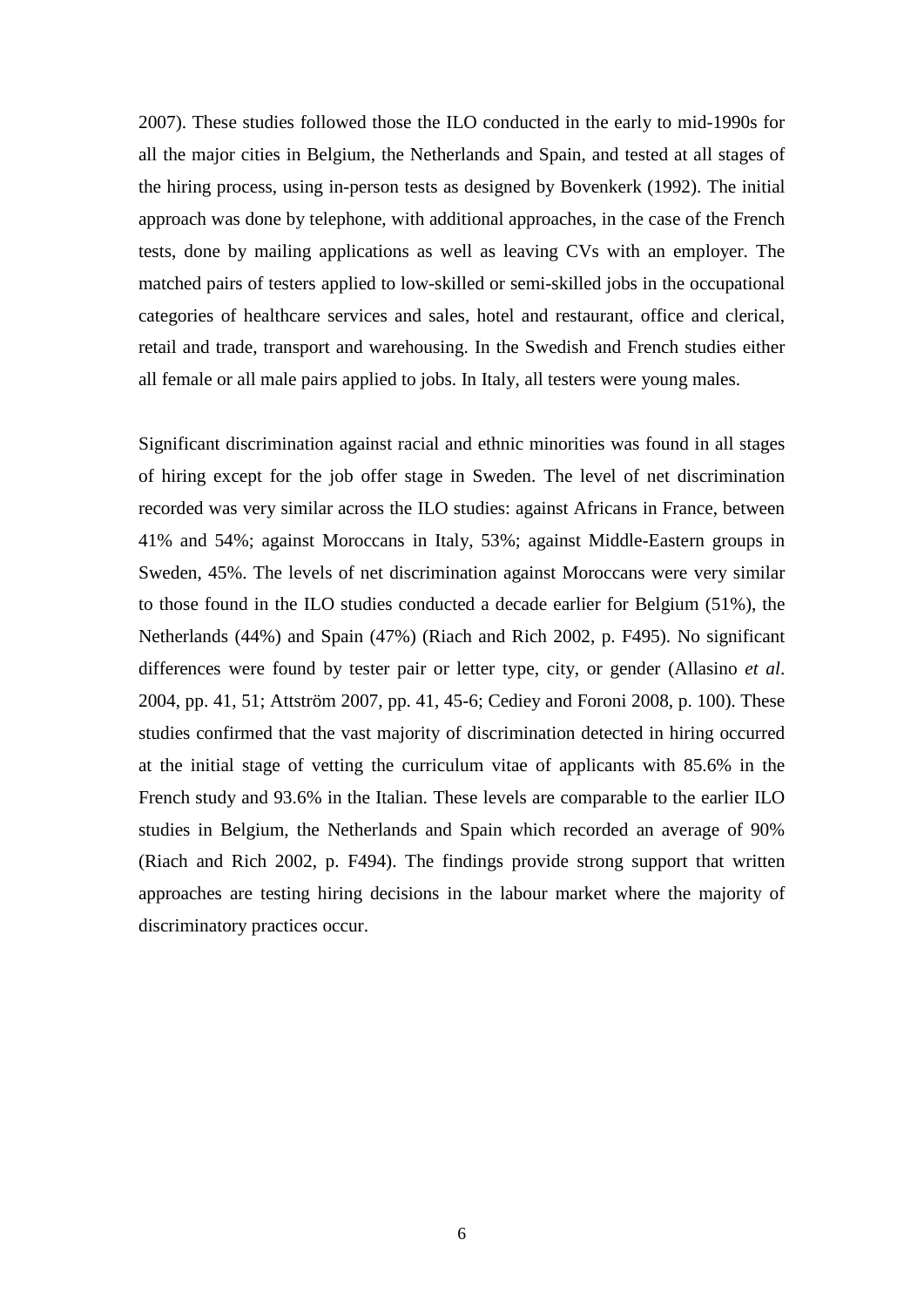2007). These studies followed those the ILO conducted in the early to mid-1990s for all the major cities in Belgium, the Netherlands and Spain, and tested at all stages of the hiring process, using in-person tests as designed by Bovenkerk (1992). The initial approach was done by telephone, with additional approaches, in the case of the French tests, done by mailing applications as well as leaving CVs with an employer. The matched pairs of testers applied to low-skilled or semi-skilled jobs in the occupational categories of healthcare services and sales, hotel and restaurant, office and clerical, retail and trade, transport and warehousing. In the Swedish and French studies either all female or all male pairs applied to jobs. In Italy, all testers were young males.

Significant discrimination against racial and ethnic minorities was found in all stages of hiring except for the job offer stage in Sweden. The level of net discrimination recorded was very similar across the ILO studies: against Africans in France, between 41% and 54%; against Moroccans in Italy, 53%; against Middle-Eastern groups in Sweden, 45%. The levels of net discrimination against Moroccans were very similar to those found in the ILO studies conducted a decade earlier for Belgium (51%), the Netherlands (44%) and Spain (47%) (Riach and Rich 2002, p. F495). No significant differences were found by tester pair or letter type, city, or gender (Allasino *et al*. 2004, pp. 41, 51; Attström 2007, pp. 41, 45-6; Cediey and Foroni 2008, p. 100). These studies confirmed that the vast majority of discrimination detected in hiring occurred at the initial stage of vetting the curriculum vitae of applicants with 85.6% in the French study and 93.6% in the Italian. These levels are comparable to the earlier ILO studies in Belgium, the Netherlands and Spain which recorded an average of 90% (Riach and Rich 2002, p. F494). The findings provide strong support that written approaches are testing hiring decisions in the labour market where the majority of discriminatory practices occur.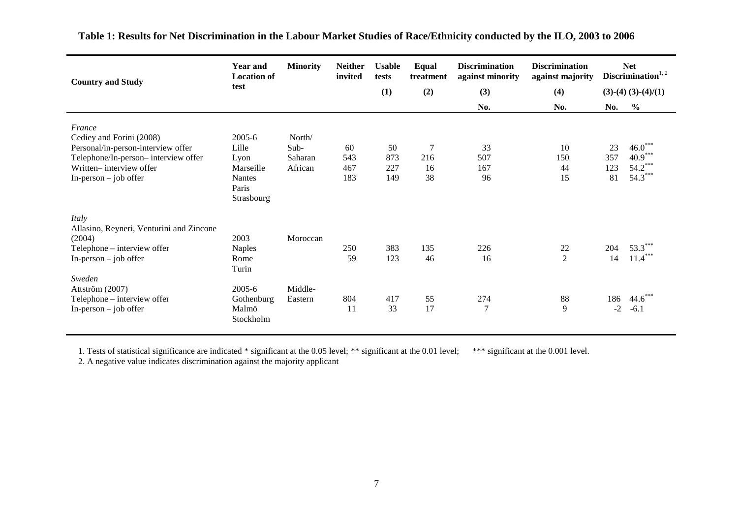**Table 1: Results for Net Discrimination in the Labour Market Studies of Race/Ethnicity conducted by the ILO, 2003 to 2006**

| Country and Study | Year and Location of test | Minority | Neither invited | Usable tests (1) | Equal treatment (2) | Discrimination against minority (3) | Discrimination against majority (4) | Net Discrimination[1, 2] (3)-(4) | (3)-(4)/(1) |
|---|---|---|---|---|---|---|---|---|---|
| | | | | | | No. | No. | No. | % |
| *France* | | | | | | | | | |
| Cediey and Forini (2008) | 2005-6 | North/ | | | | | | | |
| Personal/in-person-interview offer | Lille | Sub- | 60 | 50 | 7 | 33 | 10 | 23 | 46.0*** |
| Telephone/In-person– interview offer | Lyon | Saharan | 543 | 873 | 216 | 507 | 150 | 357 | 40.9*** |
| Written– interview offer | Marseille | African | 467 | 227 | 16 | 167 | 44 | 123 | 54.2*** |
| In-person – job offer | Nantes | | 183 | 149 | 38 | 96 | 15 | 81 | 54.3*** |
| | Paris | | | | | | | | |
| | Strasbourg | | | | | | | | |
| *Italy* | | | | | | | | | |
| Allasino, Reyneri, Venturini and Zincone (2004) | 2003 | Moroccan | | | | | | | |
| Telephone – interview offer | Naples | | 250 | 383 | 135 | 226 | 22 | 204 | 53.3*** |
| In-person – job offer | Rome | | 59 | 123 | 46 | 16 | 2 | 14 | 11.4*** |
| | Turin | | | | | | | | |
| *Sweden* | | | | | | | | | |
| Attström (2007) | 2005-6 | Middle- | | | | | | | |
| Telephone – interview offer | Gothenburg | Eastern | 804 | 417 | 55 | 274 | 88 | 186 | 44.6*** |
| In-person – job offer | Malmö | | 11 | 33 | 17 | 7 | 9 | -2 | -6.1 |
| | Stockholm | | | | | | | | |

1. Tests of statistical significance are indicated * significant at the 0.05 level; ** significant at the 0.01 level; *** significant at the 0.001 level.
2. A negative value indicates discrimination against the majority applicant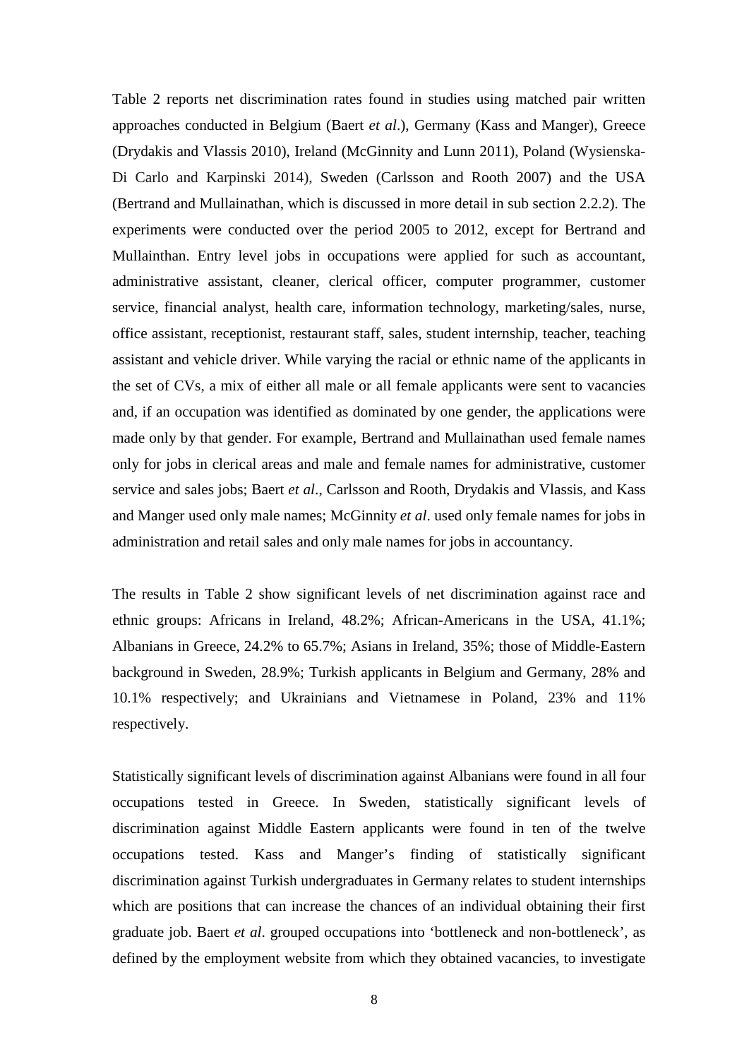Table 2 reports net discrimination rates found in studies using matched pair written approaches conducted in Belgium (Baert *et al*.), Germany (Kass and Manger), Greece (Drydakis and Vlassis 2010), Ireland (McGinnity and Lunn 2011), Poland (Wysienska-Di Carlo and Karpinski 2014), Sweden (Carlsson and Rooth 2007) and the USA (Bertrand and Mullainathan, which is discussed in more detail in sub section 2.2.2). The experiments were conducted over the period 2005 to 2012, except for Bertrand and Mullainthan. Entry level jobs in occupations were applied for such as accountant, administrative assistant, cleaner, clerical officer, computer programmer, customer service, financial analyst, health care, information technology, marketing/sales, nurse, office assistant, receptionist, restaurant staff, sales, student internship, teacher, teaching assistant and vehicle driver. While varying the racial or ethnic name of the applicants in the set of CVs, a mix of either all male or all female applicants were sent to vacancies and, if an occupation was identified as dominated by one gender, the applications were made only by that gender. For example, Bertrand and Mullainathan used female names only for jobs in clerical areas and male and female names for administrative, customer service and sales jobs; Baert *et al*., Carlsson and Rooth, Drydakis and Vlassis, and Kass and Manger used only male names; McGinnity *et al*. used only female names for jobs in administration and retail sales and only male names for jobs in accountancy.

The results in Table 2 show significant levels of net discrimination against race and ethnic groups: Africans in Ireland, 48.2%; African-Americans in the USA, 41.1%; Albanians in Greece, 24.2% to 65.7%; Asians in Ireland, 35%; those of Middle-Eastern background in Sweden, 28.9%; Turkish applicants in Belgium and Germany, 28% and 10.1% respectively; and Ukrainians and Vietnamese in Poland, 23% and 11% respectively.

Statistically significant levels of discrimination against Albanians were found in all four occupations tested in Greece. In Sweden, statistically significant levels of discrimination against Middle Eastern applicants were found in ten of the twelve occupations tested. Kass and Manger's finding of statistically significant discrimination against Turkish undergraduates in Germany relates to student internships which are positions that can increase the chances of an individual obtaining their first graduate job. Baert *et al*. grouped occupations into 'bottleneck and non-bottleneck', as defined by the employment website from which they obtained vacancies, to investigate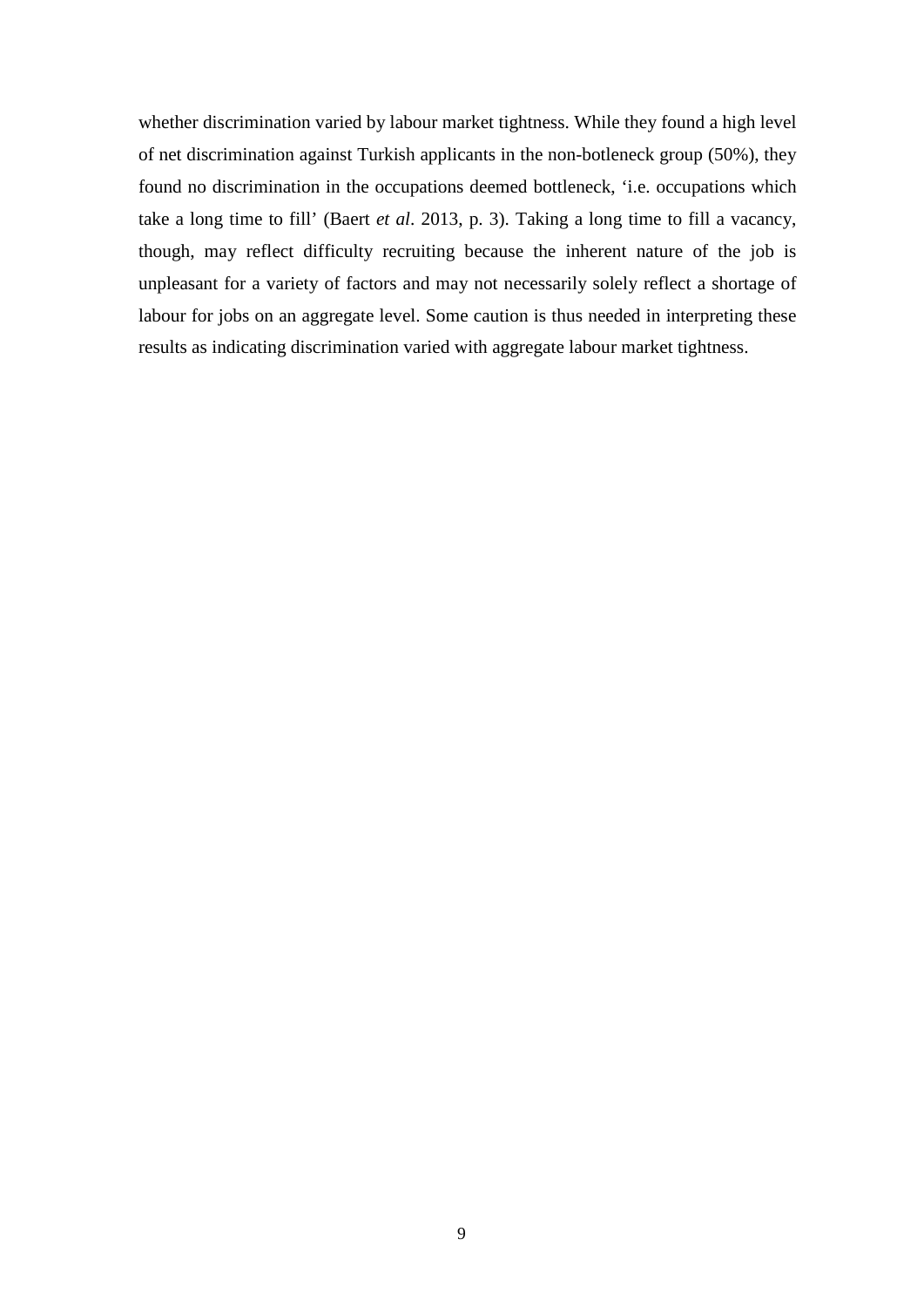whether discrimination varied by labour market tightness. While they found a high level of net discrimination against Turkish applicants in the non-botleneck group (50%), they found no discrimination in the occupations deemed bottleneck, 'i.e. occupations which take a long time to fill' (Baert *et al*. 2013, p. 3). Taking a long time to fill a vacancy, though, may reflect difficulty recruiting because the inherent nature of the job is unpleasant for a variety of factors and may not necessarily solely reflect a shortage of labour for jobs on an aggregate level. Some caution is thus needed in interpreting these results as indicating discrimination varied with aggregate labour market tightness.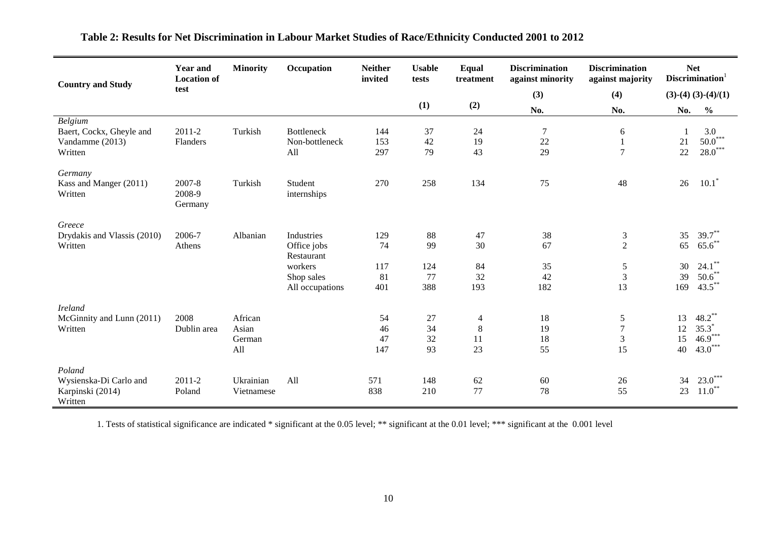## Table 2: Results for Net Discrimination in Labour Market Studies of Race/Ethnicity Conducted 2001 to 2012

| Country and Study | Year and Location of test | Minority | Occupation | Neither invited | Usable tests | Equal treatment | Discrimination against minority | Discrimination against majority | Net Discrimination[1] | |
|---|---|---|---|---|---|---|---|---|---|---|
| | | | | | | | (3) | (4) | (3)-(4) | (3)-(4)/(1) |
| | | | | | (1) | (2) | No. | No. | No. | % |
| *Belgium* | | | | | | | | | | |
| Baert, Cockx, Gheyle and | 2011-2 | Turkish | Bottleneck | 144 | 37 | 24 | 7 | 6 | 1 | 3.0 |
| Vandamme (2013) | Flanders | | Non-bottleneck | 153 | 42 | 19 | 22 | 1 | 21 | 50.0*** |
| Written | | | All | 297 | 79 | 43 | 29 | 7 | 22 | 28.0*** |
| *Germany* | | | | | | | | | | |
| Kass and Manger (2011) Written | 2007-8 2008-9 Germany | Turkish | Student internships | 270 | 258 | 134 | 75 | 48 | 26 | 10.1* |
| *Greece* | | | | | | | | | | |
| Drydakis and Vlassis (2010) | 2006-7 | Albanian | Industries | 129 | 88 | 47 | 38 | 3 | 35 | 39.7** |
| Written | Athens | | Office jobs | 74 | 99 | 30 | 67 | 2 | 65 | 65.6** |
| | | | Restaurant workers | 117 | 124 | 84 | 35 | 5 | 30 | 24.1** |
| | | | Shop sales | 81 | 77 | 32 | 42 | 3 | 39 | 50.6** |
| | | | All occupations | 401 | 388 | 193 | 182 | 13 | 169 | 43.5** |
| *Ireland* | | | | | | | | | | |
| McGinnity and Lunn (2011) | 2008 | African | | 54 | 27 | 4 | 18 | 5 | 13 | 48.2** |
| Written | Dublin area | Asian | | 46 | 34 | 8 | 19 | 7 | 12 | 35.3* |
| | | German | | 47 | 32 | 11 | 18 | 3 | 15 | 46.9*** |
| | | All | | 147 | 93 | 23 | 55 | 15 | 40 | 43.0*** |
| *Poland* | | | | | | | | | | |
| Wysienska-Di Carlo and | 2011-2 | Ukrainian | All | 571 | 148 | 62 | 60 | 26 | 34 | 23.0*** |
| Karpinski (2014) Written | Poland | Vietnamese | | 838 | 210 | 77 | 78 | 55 | 23 | 11.0** |

1. Tests of statistical significance are indicated * significant at the 0.05 level; ** significant at the 0.01 level; *** significant at the 0.001 level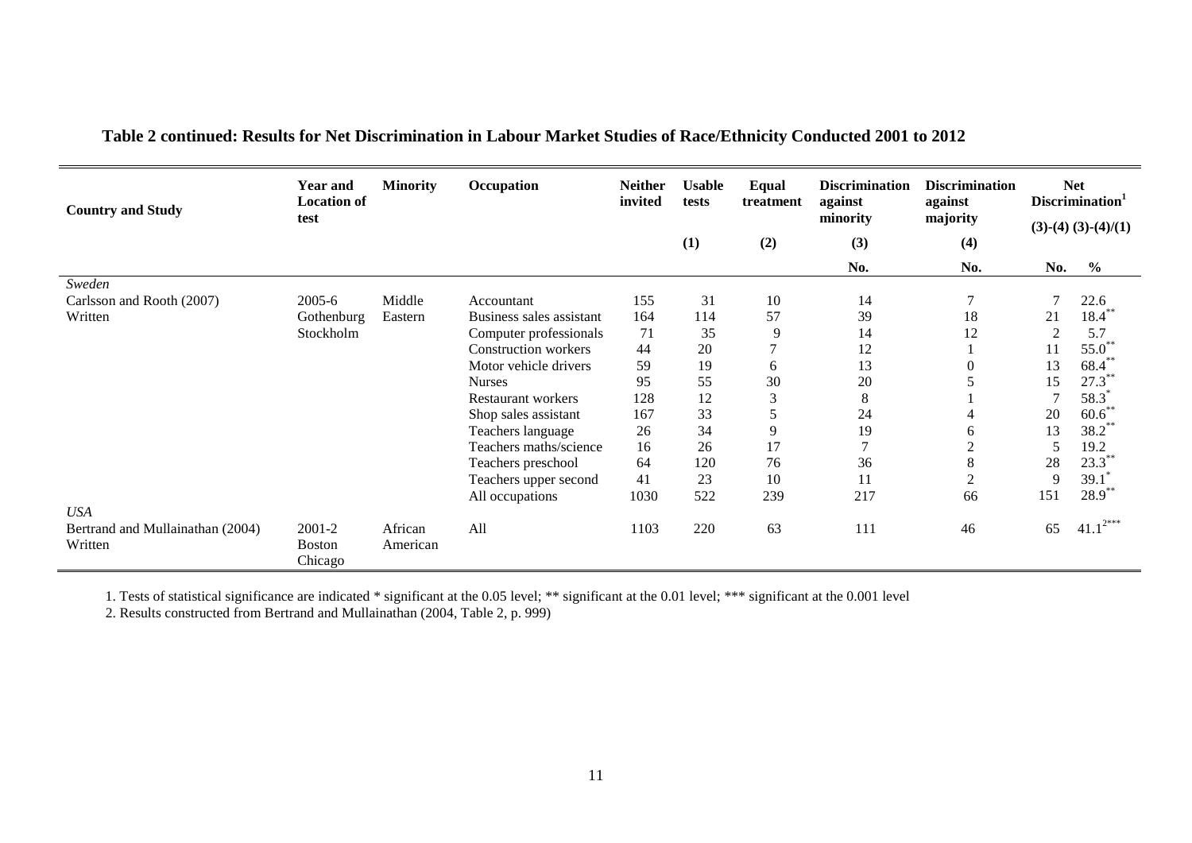**Table 2 continued: Results for Net Discrimination in Labour Market Studies of Race/Ethnicity Conducted 2001 to 2012**

| Country and Study | Year and Location of test | Minority | Occupation | Neither invited | Usable tests | Equal treatment | Discrimination against minority | Discrimination against majority | Net Discrimination[1] | |
|---|---|---|---|---|---|---|---|---|---|---|
| | | | | | (1) | (2) | (3) | (4) | (3)-(4) | (3)-(4)/(1) |
| | | | | | | | No. | No. | No. | % |
| *Sweden* | | | | | | | | | | |
| Carlsson and Rooth (2007) | 2005-6 | Middle | Accountant | 155 | 31 | 10 | 14 | 7 | 7 | 22.6 |
| Written | Gothenburg | Eastern | Business sales assistant | 164 | 114 | 57 | 39 | 18 | 21 | 18.4** |
| | Stockholm | | Computer professionals | 71 | 35 | 9 | 14 | 12 | 2 | 5.7 |
| | | | Construction workers | 44 | 20 | 7 | 12 | 1 | 11 | 55.0** |
| | | | Motor vehicle drivers | 59 | 19 | 6 | 13 | 0 | 13 | 68.4** |
| | | | Nurses | 95 | 55 | 30 | 20 | 5 | 15 | 27.3** |
| | | | Restaurant workers | 128 | 12 | 3 | 8 | 1 | 7 | 58.3* |
| | | | Shop sales assistant | 167 | 33 | 5 | 24 | 4 | 20 | 60.6** |
| | | | Teachers language | 26 | 34 | 9 | 19 | 6 | 13 | 38.2** |
| | | | Teachers maths/science | 16 | 26 | 17 | 7 | 2 | 5 | 19.2 |
| | | | Teachers preschool | 64 | 120 | 76 | 36 | 8 | 28 | 23.3** |
| | | | Teachers upper second | 41 | 23 | 10 | 11 | 2 | 9 | 39.1* |
| | | | All occupations | 1030 | 522 | 239 | 217 | 66 | 151 | 28.9** |
| *USA* | | | | | | | | | | |
| Bertrand and Mullainathan (2004) Written | 2001-2 Boston Chicago | African American | All | 1103 | 220 | 63 | 111 | 46 | 65 | 41.1[2]*** |

1. Tests of statistical significance are indicated * significant at the 0.05 level; ** significant at the 0.01 level; *** significant at the 0.001 level
2. Results constructed from Bertrand and Mullainathan (2004, Table 2, p. 999)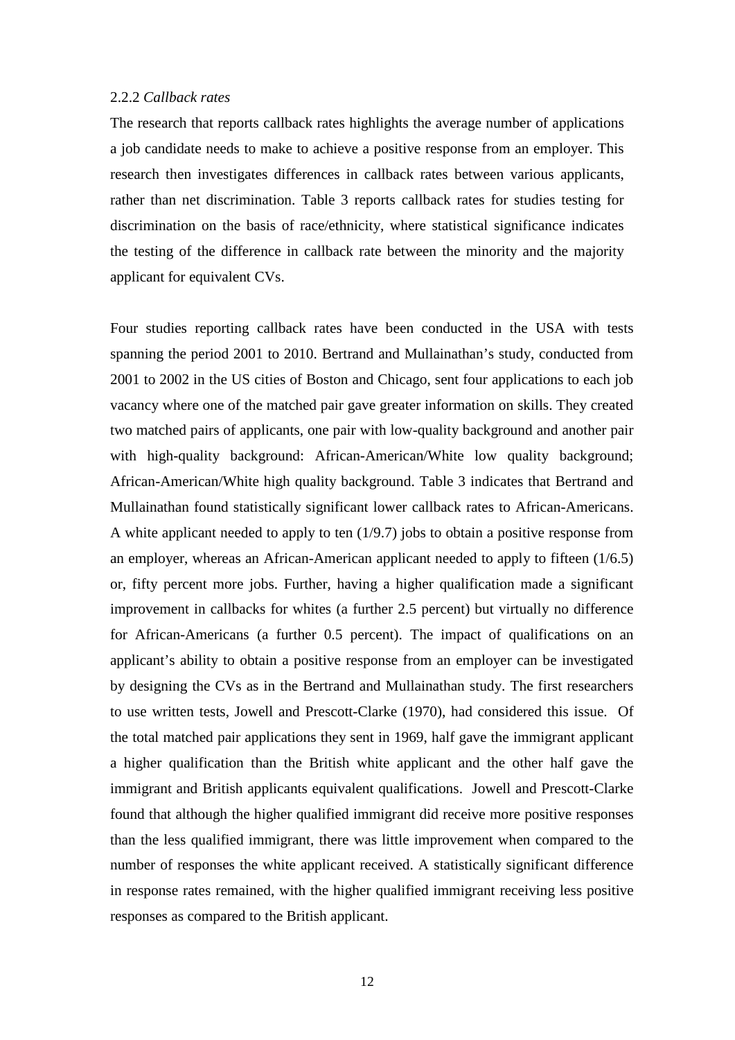2.2.2 *Callback rates*

The research that reports callback rates highlights the average number of applications a job candidate needs to make to achieve a positive response from an employer. This research then investigates differences in callback rates between various applicants, rather than net discrimination. Table 3 reports callback rates for studies testing for discrimination on the basis of race/ethnicity, where statistical significance indicates the testing of the difference in callback rate between the minority and the majority applicant for equivalent CVs.

Four studies reporting callback rates have been conducted in the USA with tests spanning the period 2001 to 2010. Bertrand and Mullainathan's study, conducted from 2001 to 2002 in the US cities of Boston and Chicago, sent four applications to each job vacancy where one of the matched pair gave greater information on skills. They created two matched pairs of applicants, one pair with low-quality background and another pair with high-quality background: African-American/White low quality background; African-American/White high quality background. Table 3 indicates that Bertrand and Mullainathan found statistically significant lower callback rates to African-Americans. A white applicant needed to apply to ten (1/9.7) jobs to obtain a positive response from an employer, whereas an African-American applicant needed to apply to fifteen (1/6.5) or, fifty percent more jobs. Further, having a higher qualification made a significant improvement in callbacks for whites (a further 2.5 percent) but virtually no difference for African-Americans (a further 0.5 percent). The impact of qualifications on an applicant's ability to obtain a positive response from an employer can be investigated by designing the CVs as in the Bertrand and Mullainathan study. The first researchers to use written tests, Jowell and Prescott-Clarke (1970), had considered this issue. Of the total matched pair applications they sent in 1969, half gave the immigrant applicant a higher qualification than the British white applicant and the other half gave the immigrant and British applicants equivalent qualifications. Jowell and Prescott-Clarke found that although the higher qualified immigrant did receive more positive responses than the less qualified immigrant, there was little improvement when compared to the number of responses the white applicant received. A statistically significant difference in response rates remained, with the higher qualified immigrant receiving less positive responses as compared to the British applicant.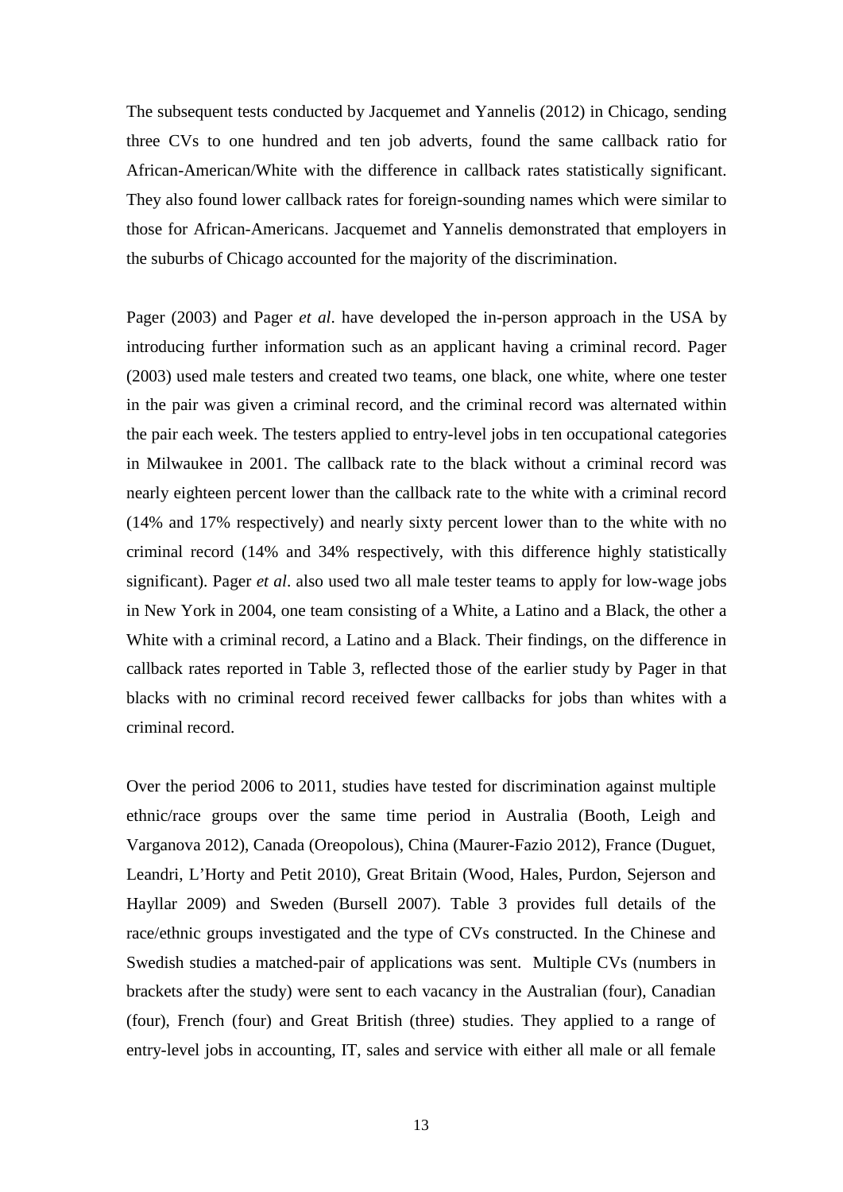The subsequent tests conducted by Jacquemet and Yannelis (2012) in Chicago, sending three CVs to one hundred and ten job adverts, found the same callback ratio for African-American/White with the difference in callback rates statistically significant. They also found lower callback rates for foreign-sounding names which were similar to those for African-Americans. Jacquemet and Yannelis demonstrated that employers in the suburbs of Chicago accounted for the majority of the discrimination.

Pager (2003) and Pager *et al*. have developed the in-person approach in the USA by introducing further information such as an applicant having a criminal record. Pager (2003) used male testers and created two teams, one black, one white, where one tester in the pair was given a criminal record, and the criminal record was alternated within the pair each week. The testers applied to entry-level jobs in ten occupational categories in Milwaukee in 2001. The callback rate to the black without a criminal record was nearly eighteen percent lower than the callback rate to the white with a criminal record (14% and 17% respectively) and nearly sixty percent lower than to the white with no criminal record (14% and 34% respectively, with this difference highly statistically significant). Pager *et al*. also used two all male tester teams to apply for low-wage jobs in New York in 2004, one team consisting of a White, a Latino and a Black, the other a White with a criminal record, a Latino and a Black. Their findings, on the difference in callback rates reported in Table 3, reflected those of the earlier study by Pager in that blacks with no criminal record received fewer callbacks for jobs than whites with a criminal record.

Over the period 2006 to 2011, studies have tested for discrimination against multiple ethnic/race groups over the same time period in Australia (Booth, Leigh and Varganova 2012), Canada (Oreopolous), China (Maurer-Fazio 2012), France (Duguet, Leandri, L'Horty and Petit 2010), Great Britain (Wood, Hales, Purdon, Sejerson and Hayllar 2009) and Sweden (Bursell 2007). Table 3 provides full details of the race/ethnic groups investigated and the type of CVs constructed. In the Chinese and Swedish studies a matched-pair of applications was sent. Multiple CVs (numbers in brackets after the study) were sent to each vacancy in the Australian (four), Canadian (four), French (four) and Great British (three) studies. They applied to a range of entry-level jobs in accounting, IT, sales and service with either all male or all female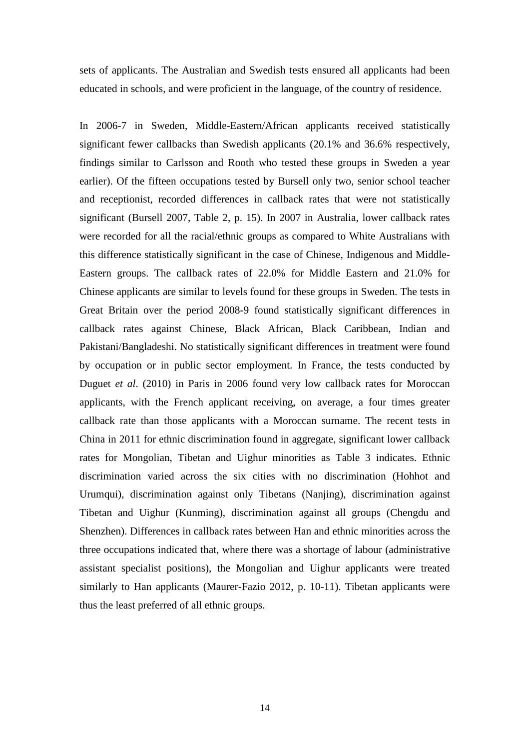sets of applicants. The Australian and Swedish tests ensured all applicants had been educated in schools, and were proficient in the language, of the country of residence.

In 2006-7 in Sweden, Middle-Eastern/African applicants received statistically significant fewer callbacks than Swedish applicants (20.1% and 36.6% respectively, findings similar to Carlsson and Rooth who tested these groups in Sweden a year earlier). Of the fifteen occupations tested by Bursell only two, senior school teacher and receptionist, recorded differences in callback rates that were not statistically significant (Bursell 2007, Table 2, p. 15). In 2007 in Australia, lower callback rates were recorded for all the racial/ethnic groups as compared to White Australians with this difference statistically significant in the case of Chinese, Indigenous and Middle-Eastern groups. The callback rates of 22.0% for Middle Eastern and 21.0% for Chinese applicants are similar to levels found for these groups in Sweden. The tests in Great Britain over the period 2008-9 found statistically significant differences in callback rates against Chinese, Black African, Black Caribbean, Indian and Pakistani/Bangladeshi. No statistically significant differences in treatment were found by occupation or in public sector employment. In France, the tests conducted by Duguet *et al*. (2010) in Paris in 2006 found very low callback rates for Moroccan applicants, with the French applicant receiving, on average, a four times greater callback rate than those applicants with a Moroccan surname. The recent tests in China in 2011 for ethnic discrimination found in aggregate, significant lower callback rates for Mongolian, Tibetan and Uighur minorities as Table 3 indicates. Ethnic discrimination varied across the six cities with no discrimination (Hohhot and Urumqui), discrimination against only Tibetans (Nanjing), discrimination against Tibetan and Uighur (Kunming), discrimination against all groups (Chengdu and Shenzhen). Differences in callback rates between Han and ethnic minorities across the three occupations indicated that, where there was a shortage of labour (administrative assistant specialist positions), the Mongolian and Uighur applicants were treated similarly to Han applicants (Maurer-Fazio 2012, p. 10-11). Tibetan applicants were thus the least preferred of all ethnic groups.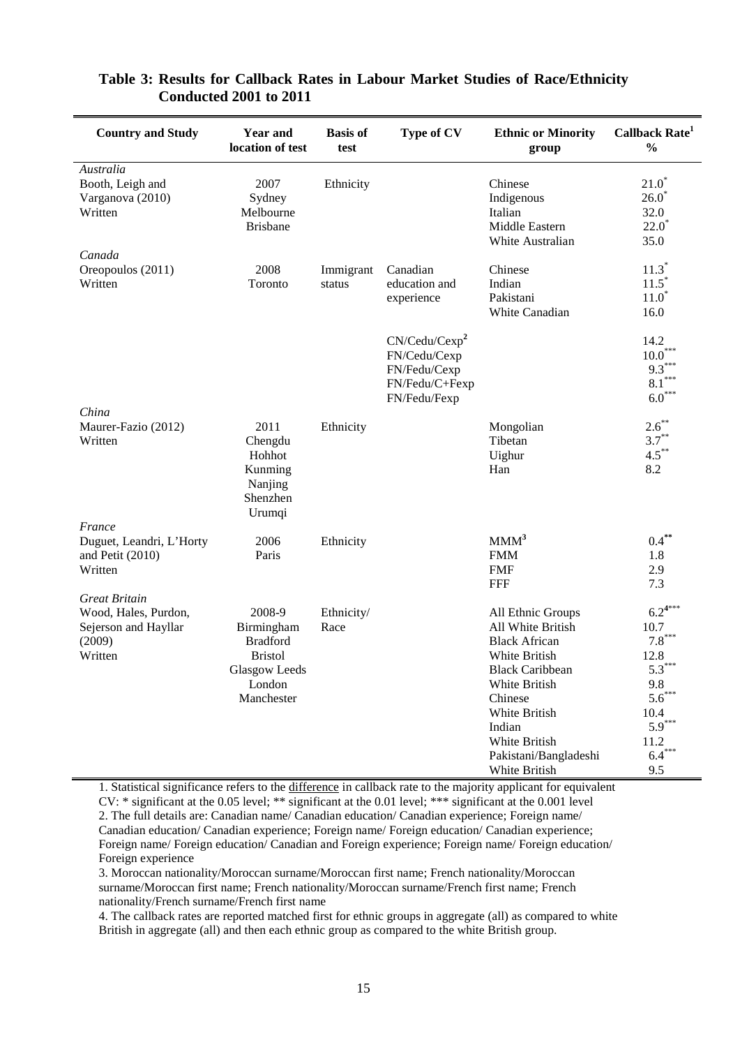**Table 3: Results for Callback Rates in Labour Market Studies of Race/Ethnicity Conducted 2001 to 2011**

| Country and Study | Year and location of test | Basis of test | Type of CV | Ethnic or Minority group | Callback Rate[1] % |
|---|---|---|---|---|---|
| *Australia* | | | | | |
| Booth, Leigh and | 2007 | Ethnicity | | Chinese | 21.0* |
| Varganova (2010) | Sydney | | | Indigenous | 26.0* |
| Written | Melbourne | | | Italian | 32.0 |
| | Brisbane | | | Middle Eastern | 22.0* |
| | | | | White Australian | 35.0 |
| *Canada* | | | | | |
| Oreopoulos (2011) | 2008 | Immigrant | Canadian | Chinese | 11.3* |
| Written | Toronto | status | education and | Indian | 11.5* |
| | | | experience | Pakistani | 11.0* |
| | | | | White Canadian | 16.0 |
| | | | CN/Cedu/Cexp[2] | | 14.2 |
| | | | FN/Cedu/Cexp | | 10.0*** |
| | | | FN/Fedu/Cexp | | 9.3*** |
| | | | FN/Fedu/C+Fexp | | 8.1*** |
| | | | FN/Fedu/Fexp | | 6.0*** |
| *China* | | | | | |
| Maurer-Fazio (2012) | 2011 | Ethnicity | | Mongolian | 2.6** |
| Written | Chengdu | | | Tibetan | 3.7** |
| | Hohhot | | | Uighur | 4.5** |
| | Kunming | | | Han | 8.2 |
| | Nanjing | | | | |
| | Shenzhen | | | | |
| | Urumqi | | | | |
| *France* | | | | | |
| Duguet, Leandri, L'Horty | 2006 | Ethnicity | | MMM[3] | 0.4** |
| and Petit (2010) | Paris | | | FMM | 1.8 |
| Written | | | | FMF | 2.9 |
| | | | | FFF | 7.3 |
| *Great Britain* | | | | | |
| Wood, Hales, Purdon, | 2008-9 | Ethnicity/ | | All Ethnic Groups | 6.2[4]*** |
| Sejerson and Hayllar | Birmingham | Race | | All White British | 10.7 |
| (2009) | Bradford | | | Black African | 7.8*** |
| Written | Bristol | | | White British | 12.8 |
| | Glasgow Leeds | | | Black Caribbean | 5.3*** |
| | London | | | White British | 9.8 |
| | Manchester | | | Chinese | 5.6*** |
| | | | | White British | 10.4 |
| | | | | Indian | 5.9*** |
| | | | | White British | 11.2 |
| | | | | Pakistani/Bangladeshi | 6.4*** |
| | | | | White British | 9.5 |

1. Statistical significance refers to the difference in callback rate to the majority applicant for equivalent CV: * significant at the 0.05 level; ** significant at the 0.01 level; *** significant at the 0.001 level
2. The full details are: Canadian name/ Canadian education/ Canadian experience; Foreign name/ Canadian education/ Canadian experience; Foreign name/ Foreign education/ Canadian experience; Foreign name/ Foreign education/ Canadian and Foreign experience; Foreign name/ Foreign education/ Foreign experience
3. Moroccan nationality/Moroccan surname/Moroccan first name; French nationality/Moroccan surname/Moroccan first name; French nationality/Moroccan surname/French first name; French nationality/French surname/French first name
4. The callback rates are reported matched first for ethnic groups in aggregate (all) as compared to white British in aggregate (all) and then each ethnic group as compared to the white British group.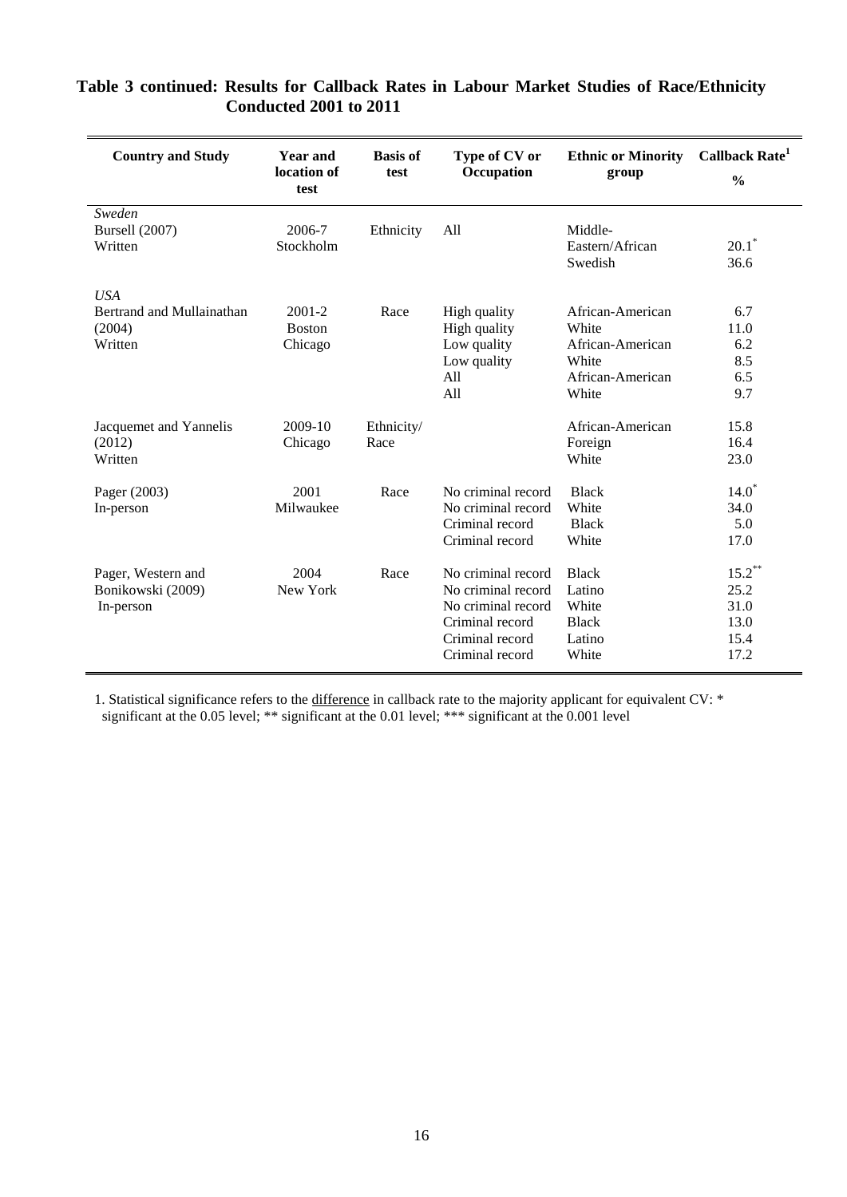**Table 3 continued: Results for Callback Rates in Labour Market Studies of Race/Ethnicity Conducted 2001 to 2011**

| Country and Study | Year and location of test | Basis of test | Type of CV or Occupation | Ethnic or Minority group | Callback Rate[1] % |
|---|---|---|---|---|---|
| *Sweden* | | | | | |
| Bursell (2007) Written | 2006-7 Stockholm | Ethnicity | All | Middle-Eastern/African | 20.1* |
| | | | | Swedish | 36.6 |
| *USA* | | | | | |
| Bertrand and Mullainathan (2004) Written | 2001-2 Boston Chicago | Race | High quality | African-American | 6.7 |
| | | | High quality | White | 11.0 |
| | | | Low quality | African-American | 6.2 |
| | | | Low quality | White | 8.5 |
| | | | All | African-American | 6.5 |
| | | | All | White | 9.7 |
| Jacquemet and Yannelis (2012) Written | 2009-10 Chicago | Ethnicity/ Race | | African-American | 15.8 |
| | | | | Foreign | 16.4 |
| | | | | White | 23.0 |
| Pager (2003) In-person | 2001 Milwaukee | Race | No criminal record | Black | 14.0* |
| | | | No criminal record | White | 34.0 |
| | | | Criminal record | Black | 5.0 |
| | | | Criminal record | White | 17.0 |
| Pager, Western and Bonikowski (2009) In-person | 2004 New York | Race | No criminal record | Black | 15.2** |
| | | | No criminal record | Latino | 25.2 |
| | | | No criminal record | White | 31.0 |
| | | | Criminal record | Black | 13.0 |
| | | | Criminal record | Latino | 15.4 |
| | | | Criminal record | White | 17.2 |

1. Statistical significance refers to the difference in callback rate to the majority applicant for equivalent CV: * significant at the 0.05 level; ** significant at the 0.01 level; *** significant at the 0.001 level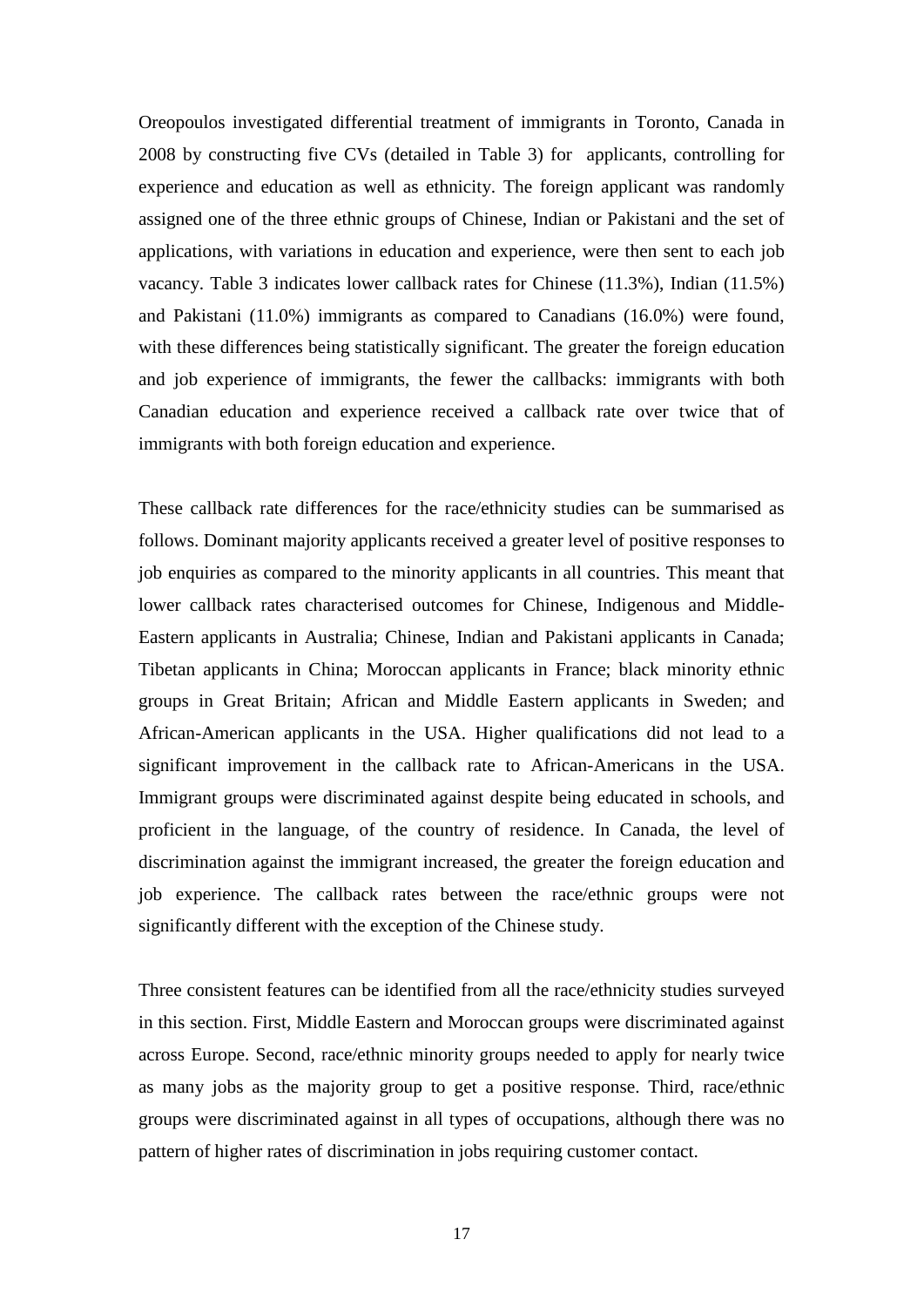Oreopoulos investigated differential treatment of immigrants in Toronto, Canada in 2008 by constructing five CVs (detailed in Table 3) for applicants, controlling for experience and education as well as ethnicity. The foreign applicant was randomly assigned one of the three ethnic groups of Chinese, Indian or Pakistani and the set of applications, with variations in education and experience, were then sent to each job vacancy. Table 3 indicates lower callback rates for Chinese (11.3%), Indian (11.5%) and Pakistani (11.0%) immigrants as compared to Canadians (16.0%) were found, with these differences being statistically significant. The greater the foreign education and job experience of immigrants, the fewer the callbacks: immigrants with both Canadian education and experience received a callback rate over twice that of immigrants with both foreign education and experience.

These callback rate differences for the race/ethnicity studies can be summarised as follows. Dominant majority applicants received a greater level of positive responses to job enquiries as compared to the minority applicants in all countries. This meant that lower callback rates characterised outcomes for Chinese, Indigenous and Middle-Eastern applicants in Australia; Chinese, Indian and Pakistani applicants in Canada; Tibetan applicants in China; Moroccan applicants in France; black minority ethnic groups in Great Britain; African and Middle Eastern applicants in Sweden; and African-American applicants in the USA. Higher qualifications did not lead to a significant improvement in the callback rate to African-Americans in the USA. Immigrant groups were discriminated against despite being educated in schools, and proficient in the language, of the country of residence. In Canada, the level of discrimination against the immigrant increased, the greater the foreign education and job experience. The callback rates between the race/ethnic groups were not significantly different with the exception of the Chinese study.

Three consistent features can be identified from all the race/ethnicity studies surveyed in this section. First, Middle Eastern and Moroccan groups were discriminated against across Europe. Second, race/ethnic minority groups needed to apply for nearly twice as many jobs as the majority group to get a positive response. Third, race/ethnic groups were discriminated against in all types of occupations, although there was no pattern of higher rates of discrimination in jobs requiring customer contact.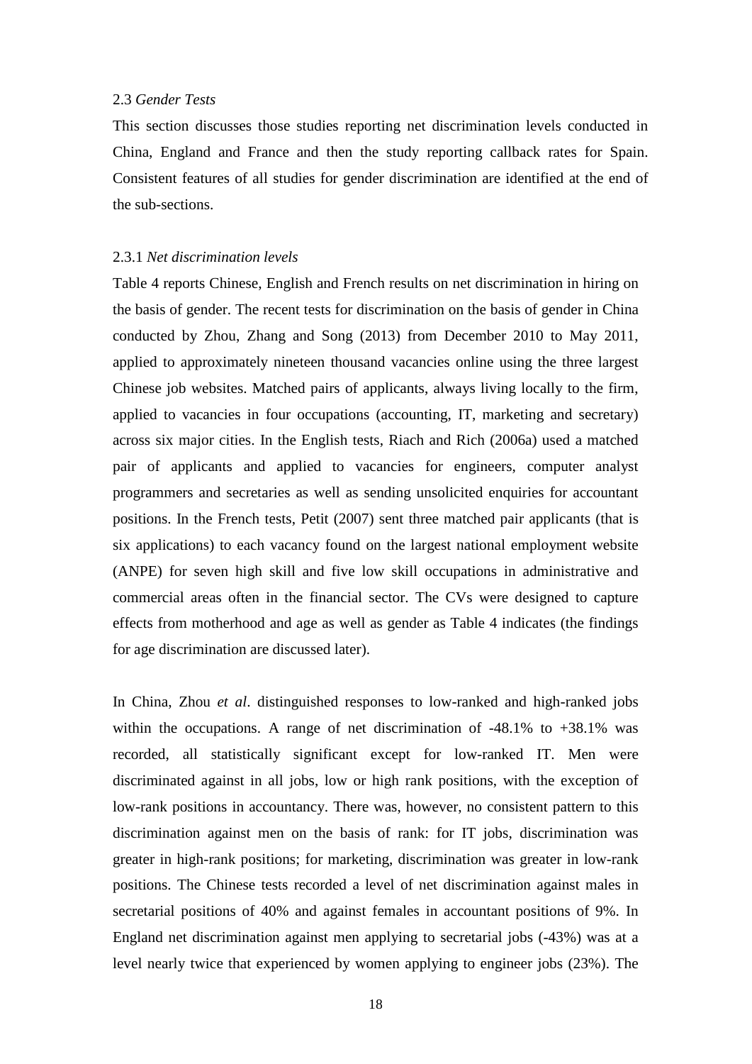### 2.3 *Gender Tests*

This section discusses those studies reporting net discrimination levels conducted in China, England and France and then the study reporting callback rates for Spain. Consistent features of all studies for gender discrimination are identified at the end of the sub-sections.

#### 2.3.1 *Net discrimination levels*

Table 4 reports Chinese, English and French results on net discrimination in hiring on the basis of gender. The recent tests for discrimination on the basis of gender in China conducted by Zhou, Zhang and Song (2013) from December 2010 to May 2011, applied to approximately nineteen thousand vacancies online using the three largest Chinese job websites. Matched pairs of applicants, always living locally to the firm, applied to vacancies in four occupations (accounting, IT, marketing and secretary) across six major cities. In the English tests, Riach and Rich (2006a) used a matched pair of applicants and applied to vacancies for engineers, computer analyst programmers and secretaries as well as sending unsolicited enquiries for accountant positions. In the French tests, Petit (2007) sent three matched pair applicants (that is six applications) to each vacancy found on the largest national employment website (ANPE) for seven high skill and five low skill occupations in administrative and commercial areas often in the financial sector. The CVs were designed to capture effects from motherhood and age as well as gender as Table 4 indicates (the findings for age discrimination are discussed later).

In China, Zhou *et al*. distinguished responses to low-ranked and high-ranked jobs within the occupations. A range of net discrimination of -48.1% to +38.1% was recorded, all statistically significant except for low-ranked IT. Men were discriminated against in all jobs, low or high rank positions, with the exception of low-rank positions in accountancy. There was, however, no consistent pattern to this discrimination against men on the basis of rank: for IT jobs, discrimination was greater in high-rank positions; for marketing, discrimination was greater in low-rank positions. The Chinese tests recorded a level of net discrimination against males in secretarial positions of 40% and against females in accountant positions of 9%. In England net discrimination against men applying to secretarial jobs (-43%) was at a level nearly twice that experienced by women applying to engineer jobs (23%). The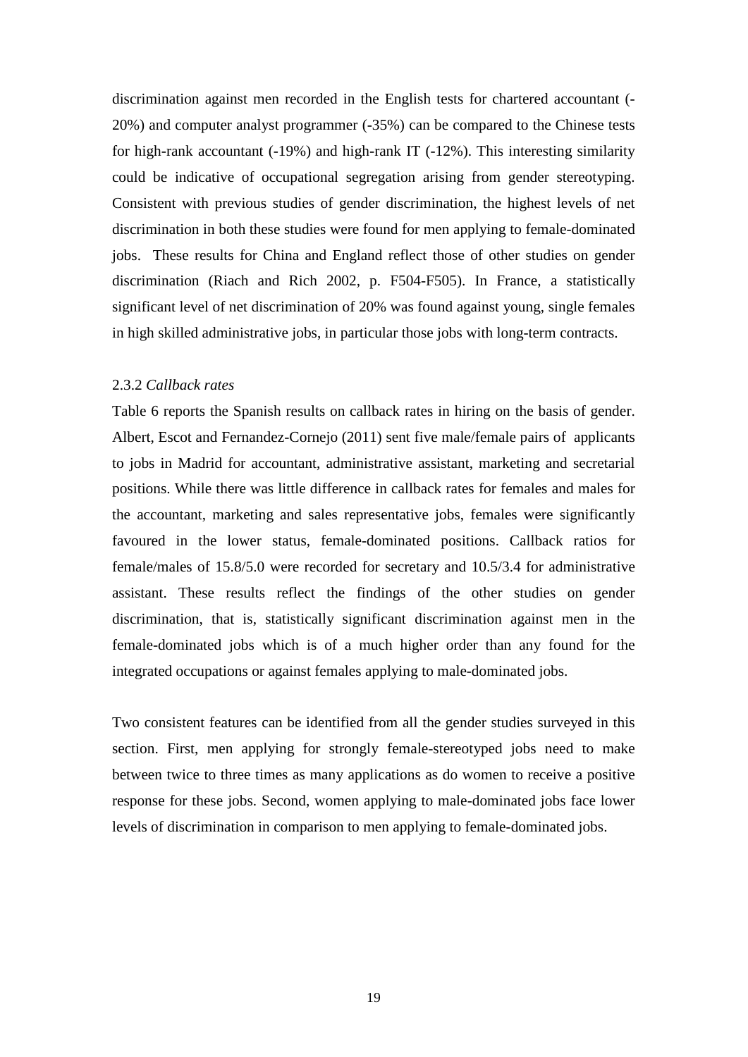discrimination against men recorded in the English tests for chartered accountant (-20%) and computer analyst programmer (-35%) can be compared to the Chinese tests for high-rank accountant (-19%) and high-rank IT (-12%). This interesting similarity could be indicative of occupational segregation arising from gender stereotyping. Consistent with previous studies of gender discrimination, the highest levels of net discrimination in both these studies were found for men applying to female-dominated jobs. These results for China and England reflect those of other studies on gender discrimination (Riach and Rich 2002, p. F504-F505). In France, a statistically significant level of net discrimination of 20% was found against young, single females in high skilled administrative jobs, in particular those jobs with long-term contracts.

### 2.3.2 *Callback rates*

Table 6 reports the Spanish results on callback rates in hiring on the basis of gender. Albert, Escot and Fernandez-Cornejo (2011) sent five male/female pairs of applicants to jobs in Madrid for accountant, administrative assistant, marketing and secretarial positions. While there was little difference in callback rates for females and males for the accountant, marketing and sales representative jobs, females were significantly favoured in the lower status, female-dominated positions. Callback ratios for female/males of 15.8/5.0 were recorded for secretary and 10.5/3.4 for administrative assistant. These results reflect the findings of the other studies on gender discrimination, that is, statistically significant discrimination against men in the female-dominated jobs which is of a much higher order than any found for the integrated occupations or against females applying to male-dominated jobs.

Two consistent features can be identified from all the gender studies surveyed in this section. First, men applying for strongly female-stereotyped jobs need to make between twice to three times as many applications as do women to receive a positive response for these jobs. Second, women applying to male-dominated jobs face lower levels of discrimination in comparison to men applying to female-dominated jobs.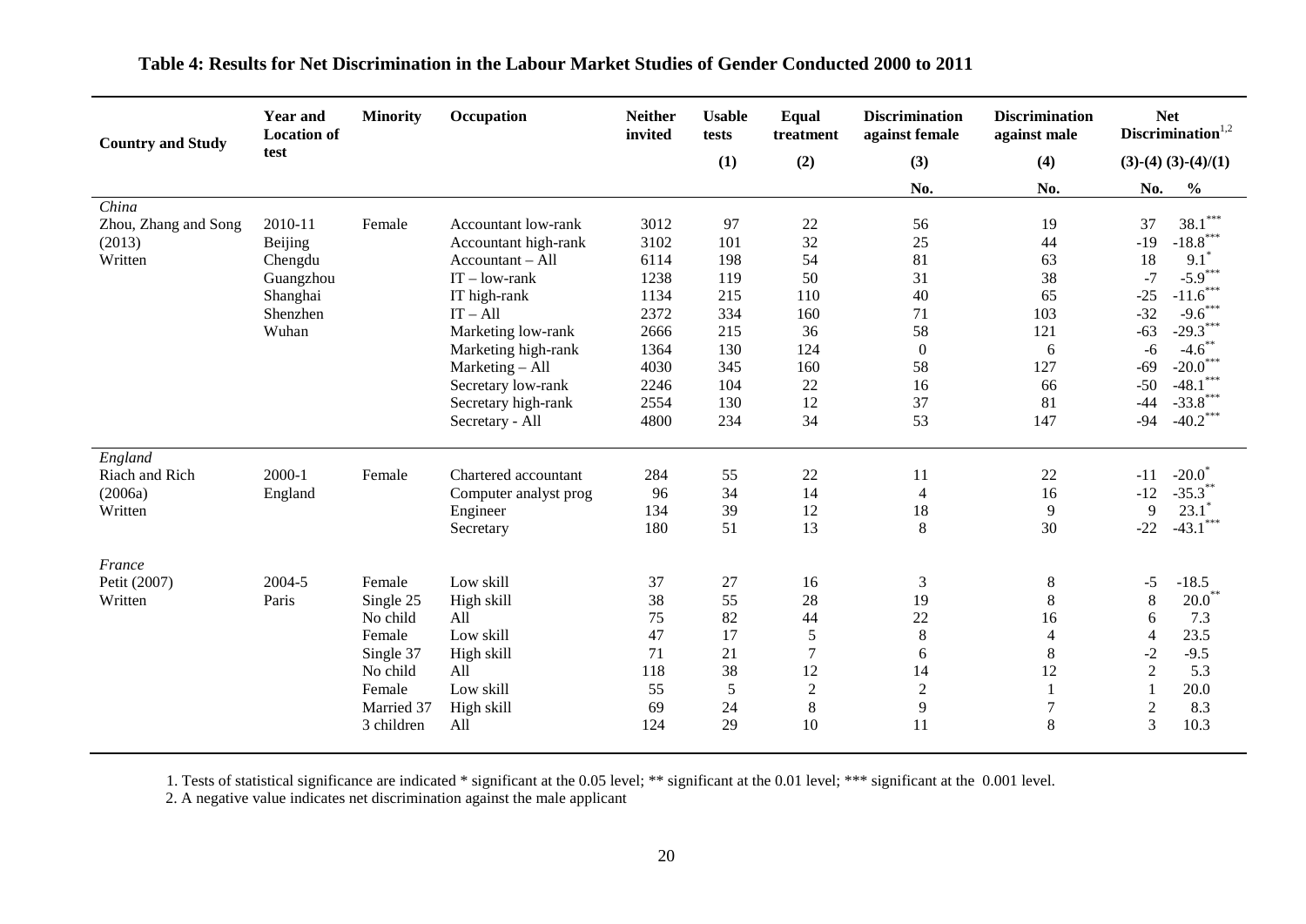# Table 4: Results for Net Discrimination in the Labour Market Studies of Gender Conducted 2000 to 2011

| Country and Study | Year and Location of test | Minority | Occupation | Neither invited | Usable tests | Equal treatment | Discrimination against female | Discrimination against male | Net Discrimination[1,2] | |
|---|---|---|---|---|---|---|---|---|---|---|
| | | | | | (1) | (2) | (3) | (4) | (3)-(4) | (3)-(4)/(1) |
| | | | | | | | No. | No. | No. | % |
| *China* | | | | | | | | | | |
| Zhou, Zhang and Song | 2010-11 | Female | Accountant low-rank | 3012 | 97 | 22 | 56 | 19 | 37 | 38.1*** |
| (2013) | Beijing | | Accountant high-rank | 3102 | 101 | 32 | 25 | 44 | -19 | -18.8*** |
| Written | Chengdu | | Accountant – All | 6114 | 198 | 54 | 81 | 63 | 18 | 9.1* |
| | Guangzhou | | IT – low-rank | 1238 | 119 | 50 | 31 | 38 | -7 | -5.9*** |
| | Shanghai | | IT high-rank | 1134 | 215 | 110 | 40 | 65 | -25 | -11.6*** |
| | Shenzhen | | IT – All | 2372 | 334 | 160 | 71 | 103 | -32 | -9.6*** |
| | Wuhan | | Marketing low-rank | 2666 | 215 | 36 | 58 | 121 | -63 | -29.3*** |
| | | | Marketing high-rank | 1364 | 130 | 124 | 0 | 6 | -6 | -4.6** |
| | | | Marketing – All | 4030 | 345 | 160 | 58 | 127 | -69 | -20.0*** |
| | | | Secretary low-rank | 2246 | 104 | 22 | 16 | 66 | -50 | -48.1*** |
| | | | Secretary high-rank | 2554 | 130 | 12 | 37 | 81 | -44 | -33.8*** |
| | | | Secretary - All | 4800 | 234 | 34 | 53 | 147 | -94 | -40.2*** |
| *England* | | | | | | | | | | |
| Riach and Rich | 2000-1 | Female | Chartered accountant | 284 | 55 | 22 | 11 | 22 | -11 | -20.0* |
| (2006a) | England | | Computer analyst prog | 96 | 34 | 14 | 4 | 16 | -12 | -35.3** |
| Written | | | Engineer | 134 | 39 | 12 | 18 | 9 | 9 | 23.1* |
| | | | Secretary | 180 | 51 | 13 | 8 | 30 | -22 | -43.1*** |
| *France* | | | | | | | | | | |
| Petit (2007) | 2004-5 | Female | Low skill | 37 | 27 | 16 | 3 | 8 | -5 | -18.5 |
| Written | Paris | Single 25 | High skill | 38 | 55 | 28 | 19 | 8 | 8 | 20.0** |
| | | No child | All | 75 | 82 | 44 | 22 | 16 | 6 | 7.3 |
| | | Female | Low skill | 47 | 17 | 5 | 8 | 4 | 4 | 23.5 |
| | | Single 37 | High skill | 71 | 21 | 7 | 6 | 8 | -2 | -9.5 |
| | | No child | All | 118 | 38 | 12 | 14 | 12 | 2 | 5.3 |
| | | Female | Low skill | 55 | 5 | 2 | 2 | 1 | 1 | 20.0 |
| | | Married 37 | High skill | 69 | 24 | 8 | 9 | 7 | 2 | 8.3 |
| | | 3 children | All | 124 | 29 | 10 | 11 | 8 | 3 | 10.3 |

1. Tests of statistical significance are indicated * significant at the 0.05 level; ** significant at the 0.01 level; *** significant at the 0.001 level.
2. A negative value indicates net discrimination against the male applicant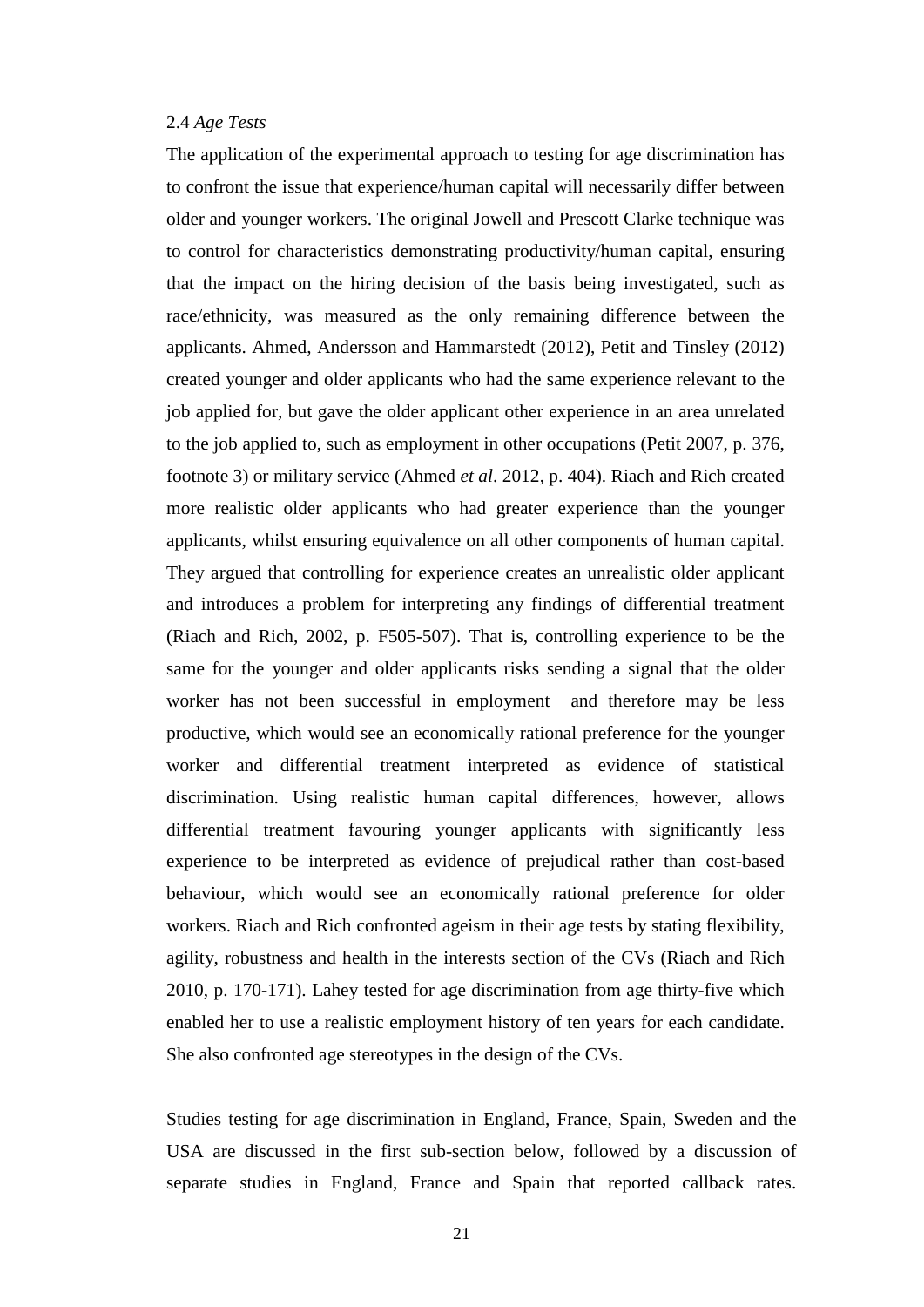### 2.4 *Age Tests*

The application of the experimental approach to testing for age discrimination has to confront the issue that experience/human capital will necessarily differ between older and younger workers. The original Jowell and Prescott Clarke technique was to control for characteristics demonstrating productivity/human capital, ensuring that the impact on the hiring decision of the basis being investigated, such as race/ethnicity, was measured as the only remaining difference between the applicants. Ahmed, Andersson and Hammarstedt (2012), Petit and Tinsley (2012) created younger and older applicants who had the same experience relevant to the job applied for, but gave the older applicant other experience in an area unrelated to the job applied to, such as employment in other occupations (Petit 2007, p. 376, footnote 3) or military service (Ahmed *et al*. 2012, p. 404). Riach and Rich created more realistic older applicants who had greater experience than the younger applicants, whilst ensuring equivalence on all other components of human capital. They argued that controlling for experience creates an unrealistic older applicant and introduces a problem for interpreting any findings of differential treatment (Riach and Rich, 2002, p. F505-507). That is, controlling experience to be the same for the younger and older applicants risks sending a signal that the older worker has not been successful in employment and therefore may be less productive, which would see an economically rational preference for the younger worker and differential treatment interpreted as evidence of statistical discrimination. Using realistic human capital differences, however, allows differential treatment favouring younger applicants with significantly less experience to be interpreted as evidence of prejudical rather than cost-based behaviour, which would see an economically rational preference for older workers. Riach and Rich confronted ageism in their age tests by stating flexibility, agility, robustness and health in the interests section of the CVs (Riach and Rich 2010, p. 170-171). Lahey tested for age discrimination from age thirty-five which enabled her to use a realistic employment history of ten years for each candidate. She also confronted age stereotypes in the design of the CVs.

Studies testing for age discrimination in England, France, Spain, Sweden and the USA are discussed in the first sub-section below, followed by a discussion of separate studies in England, France and Spain that reported callback rates.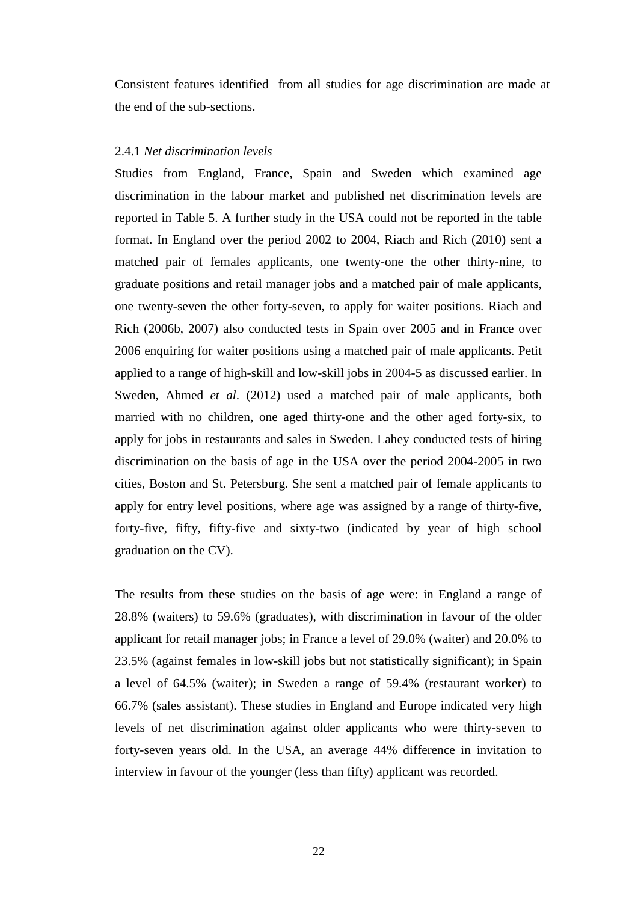Consistent features identified from all studies for age discrimination are made at the end of the sub-sections.

2.4.1 *Net discrimination levels*

Studies from England, France, Spain and Sweden which examined age discrimination in the labour market and published net discrimination levels are reported in Table 5. A further study in the USA could not be reported in the table format. In England over the period 2002 to 2004, Riach and Rich (2010) sent a matched pair of females applicants, one twenty-one the other thirty-nine, to graduate positions and retail manager jobs and a matched pair of male applicants, one twenty-seven the other forty-seven, to apply for waiter positions. Riach and Rich (2006b, 2007) also conducted tests in Spain over 2005 and in France over 2006 enquiring for waiter positions using a matched pair of male applicants. Petit applied to a range of high-skill and low-skill jobs in 2004-5 as discussed earlier. In Sweden, Ahmed *et al*. (2012) used a matched pair of male applicants, both married with no children, one aged thirty-one and the other aged forty-six, to apply for jobs in restaurants and sales in Sweden. Lahey conducted tests of hiring discrimination on the basis of age in the USA over the period 2004-2005 in two cities, Boston and St. Petersburg. She sent a matched pair of female applicants to apply for entry level positions, where age was assigned by a range of thirty-five, forty-five, fifty, fifty-five and sixty-two (indicated by year of high school graduation on the CV).

The results from these studies on the basis of age were: in England a range of 28.8% (waiters) to 59.6% (graduates), with discrimination in favour of the older applicant for retail manager jobs; in France a level of 29.0% (waiter) and 20.0% to 23.5% (against females in low-skill jobs but not statistically significant); in Spain a level of 64.5% (waiter); in Sweden a range of 59.4% (restaurant worker) to 66.7% (sales assistant). These studies in England and Europe indicated very high levels of net discrimination against older applicants who were thirty-seven to forty-seven years old. In the USA, an average 44% difference in invitation to interview in favour of the younger (less than fifty) applicant was recorded.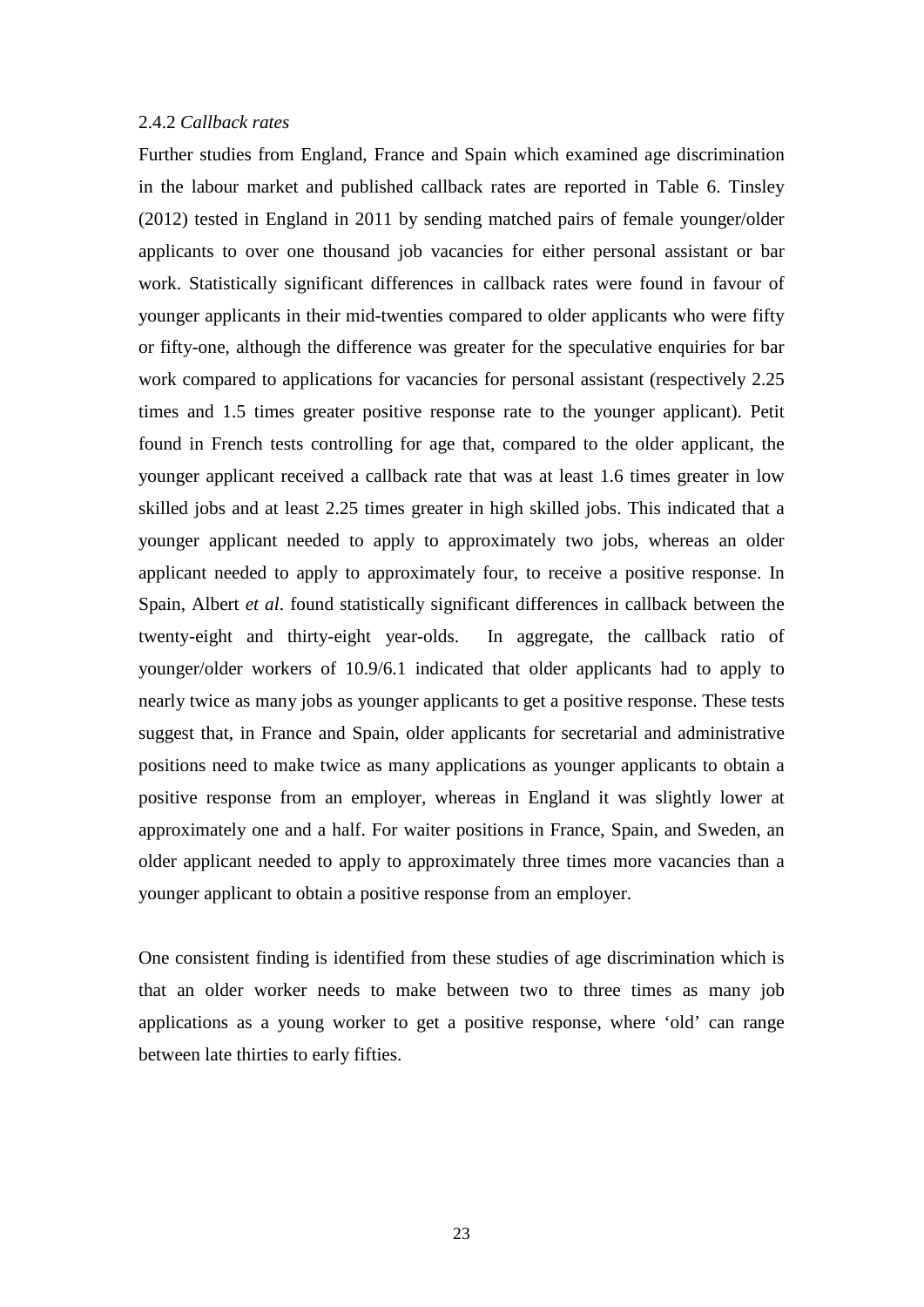### 2.4.2 *Callback rates*

Further studies from England, France and Spain which examined age discrimination in the labour market and published callback rates are reported in Table 6. Tinsley (2012) tested in England in 2011 by sending matched pairs of female younger/older applicants to over one thousand job vacancies for either personal assistant or bar work. Statistically significant differences in callback rates were found in favour of younger applicants in their mid-twenties compared to older applicants who were fifty or fifty-one, although the difference was greater for the speculative enquiries for bar work compared to applications for vacancies for personal assistant (respectively 2.25 times and 1.5 times greater positive response rate to the younger applicant). Petit found in French tests controlling for age that, compared to the older applicant, the younger applicant received a callback rate that was at least 1.6 times greater in low skilled jobs and at least 2.25 times greater in high skilled jobs. This indicated that a younger applicant needed to apply to approximately two jobs, whereas an older applicant needed to apply to approximately four, to receive a positive response. In Spain, Albert *et al*. found statistically significant differences in callback between the twenty-eight and thirty-eight year-olds. In aggregate, the callback ratio of younger/older workers of 10.9/6.1 indicated that older applicants had to apply to nearly twice as many jobs as younger applicants to get a positive response. These tests suggest that, in France and Spain, older applicants for secretarial and administrative positions need to make twice as many applications as younger applicants to obtain a positive response from an employer, whereas in England it was slightly lower at approximately one and a half. For waiter positions in France, Spain, and Sweden, an older applicant needed to apply to approximately three times more vacancies than a younger applicant to obtain a positive response from an employer.

One consistent finding is identified from these studies of age discrimination which is that an older worker needs to make between two to three times as many job applications as a young worker to get a positive response, where 'old' can range between late thirties to early fifties.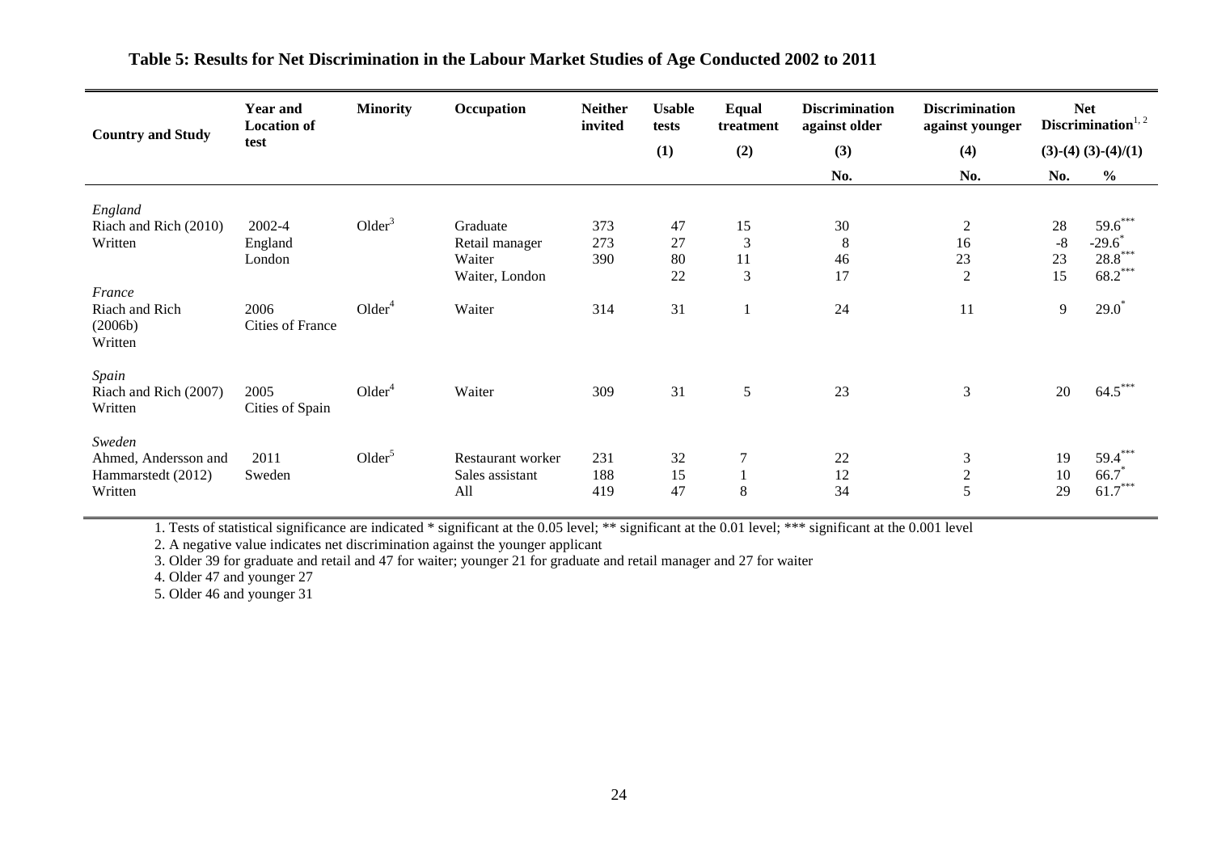**Table 5: Results for Net Discrimination in the Labour Market Studies of Age Conducted 2002 to 2011**

| Country and Study | Year and Location of test | Minority | Occupation | Neither invited | Usable tests | Equal treatment | Discrimination against older | Discrimination against younger | Net Discrimination[1, 2] | |
|---|---|---|---|---|---|---|---|---|---|---|
| | | | | | (1) | (2) | (3) | (4) | (3)-(4) | (3)-(4)/(1) |
| | | | | | | | No. | No. | No. | % |
| *England* | | | | | | | | | | |
| Riach and Rich (2010) | 2002-4 | Older[3] | Graduate | 373 | 47 | 15 | 30 | 2 | 28 | 59.6*** |
| Written | England | | Retail manager | 273 | 27 | 3 | 8 | 16 | -8 | -29.6* |
| | London | | Waiter | 390 | 80 | 11 | 46 | 23 | 23 | 28.8*** |
| | | | Waiter, London | | 22 | 3 | 17 | 2 | 15 | 68.2*** |
| *France* | | | | | | | | | | |
| Riach and Rich (2006b) Written | 2006 Cities of France | Older[4] | Waiter | 314 | 31 | 1 | 24 | 11 | 9 | 29.0* |
| *Spain* | | | | | | | | | | |
| Riach and Rich (2007) Written | 2005 Cities of Spain | Older[4] | Waiter | 309 | 31 | 5 | 23 | 3 | 20 | 64.5*** |
| *Sweden* | | | | | | | | | | |
| Ahmed, Andersson and | 2011 | Older[5] | Restaurant worker | 231 | 32 | 7 | 22 | 3 | 19 | 59.4*** |
| Hammarstedt (2012) | Sweden | | Sales assistant | 188 | 15 | 1 | 12 | 2 | 10 | 66.7* |
| Written | | | All | 419 | 47 | 8 | 34 | 5 | 29 | 61.7*** |

1. Tests of statistical significance are indicated * significant at the 0.05 level; ** significant at the 0.01 level; *** significant at the 0.001 level

2. A negative value indicates net discrimination against the younger applicant

3. Older 39 for graduate and retail and 47 for waiter; younger 21 for graduate and retail manager and 27 for waiter

4. Older 47 and younger 27

5. Older 46 and younger 31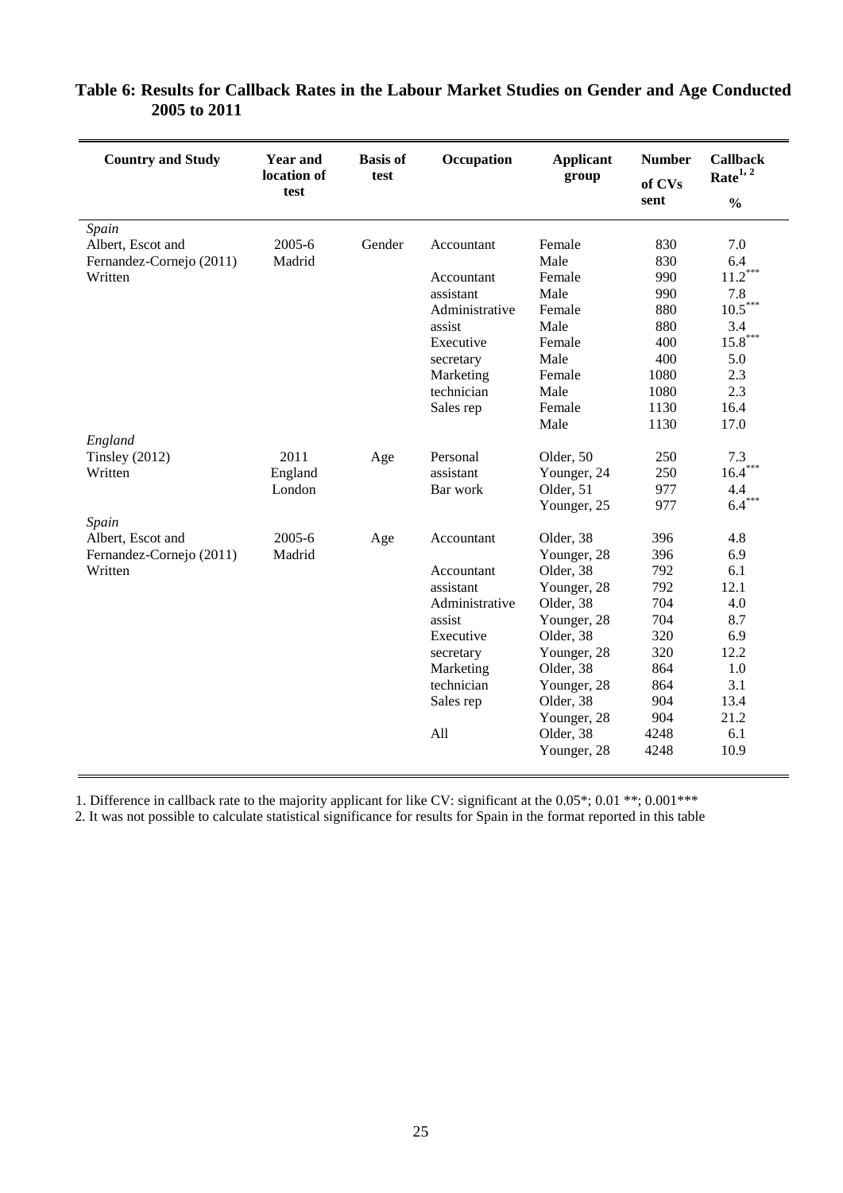**Table 6: Results for Callback Rates in the Labour Market Studies on Gender and Age Conducted 2005 to 2011**

| Country and Study | Year and location of test | Basis of test | Occupation | Applicant group | Number of CVs sent | Callback Rate[1, 2] % |
|---|---|---|---|---|---|---|
| *Spain* | | | | | | |
| Albert, Escot and Fernandez-Cornejo (2011) Written | 2005-6 Madrid | Gender | Accountant | Female | 830 | 7.0 |
| | | | | Male | 830 | 6.4 |
| | | | Accountant assistant | Female | 990 | 11.2*** |
| | | | | Male | 990 | 7.8 |
| | | | Administrative assist | Female | 880 | 10.5*** |
| | | | | Male | 880 | 3.4 |
| | | | Executive secretary | Female | 400 | 15.8*** |
| | | | | Male | 400 | 5.0 |
| | | | Marketing technician | Female | 1080 | 2.3 |
| | | | | Male | 1080 | 2.3 |
| | | | Sales rep | Female | 1130 | 16.4 |
| | | | | Male | 1130 | 17.0 |
| *England* | | | | | | |
| Tinsley (2012) Written | 2011 England London | Age | Personal assistant | Older, 50 | 250 | 7.3 |
| | | | | Younger, 24 | 250 | 16.4*** |
| | | | Bar work | Older, 51 | 977 | 4.4 |
| | | | | Younger, 25 | 977 | 6.4*** |
| *Spain* | | | | | | |
| Albert, Escot and Fernandez-Cornejo (2011) Written | 2005-6 Madrid | Age | Accountant | Older, 38 | 396 | 4.8 |
| | | | | Younger, 28 | 396 | 6.9 |
| | | | Accountant assistant | Older, 38 | 792 | 6.1 |
| | | | | Younger, 28 | 792 | 12.1 |
| | | | Administrative assist | Older, 38 | 704 | 4.0 |
| | | | | Younger, 28 | 704 | 8.7 |
| | | | Executive secretary | Older, 38 | 320 | 6.9 |
| | | | | Younger, 28 | 320 | 12.2 |
| | | | Marketing technician | Older, 38 | 864 | 1.0 |
| | | | | Younger, 28 | 864 | 3.1 |
| | | | Sales rep | Older, 38 | 904 | 13.4 |
| | | | | Younger, 28 | 904 | 21.2 |
| | | | All | Older, 38 | 4248 | 6.1 |
| | | | | Younger, 28 | 4248 | 10.9 |

1. Difference in callback rate to the majority applicant for like CV: significant at the 0.05*; 0.01 **; 0.001***

2. It was not possible to calculate statistical significance for results for Spain in the format reported in this table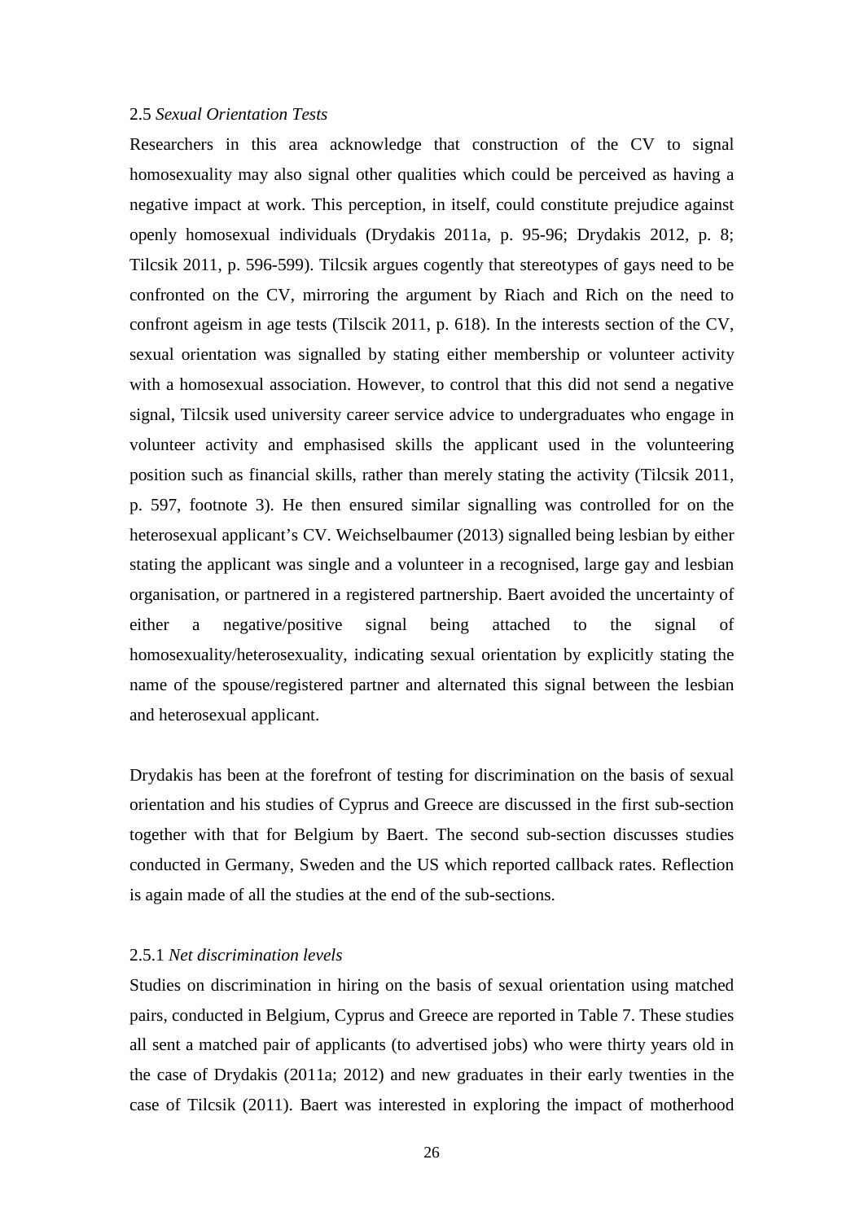2.5 *Sexual Orientation Tests*

Researchers in this area acknowledge that construction of the CV to signal homosexuality may also signal other qualities which could be perceived as having a negative impact at work. This perception, in itself, could constitute prejudice against openly homosexual individuals (Drydakis 2011a, p. 95-96; Drydakis 2012, p. 8; Tilcsik 2011, p. 596-599). Tilcsik argues cogently that stereotypes of gays need to be confronted on the CV, mirroring the argument by Riach and Rich on the need to confront ageism in age tests (Tilscik 2011, p. 618). In the interests section of the CV, sexual orientation was signalled by stating either membership or volunteer activity with a homosexual association. However, to control that this did not send a negative signal, Tilcsik used university career service advice to undergraduates who engage in volunteer activity and emphasised skills the applicant used in the volunteering position such as financial skills, rather than merely stating the activity (Tilcsik 2011, p. 597, footnote 3). He then ensured similar signalling was controlled for on the heterosexual applicant's CV. Weichselbaumer (2013) signalled being lesbian by either stating the applicant was single and a volunteer in a recognised, large gay and lesbian organisation, or partnered in a registered partnership. Baert avoided the uncertainty of either a negative/positive signal being attached to the signal of homosexuality/heterosexuality, indicating sexual orientation by explicitly stating the name of the spouse/registered partner and alternated this signal between the lesbian and heterosexual applicant.

Drydakis has been at the forefront of testing for discrimination on the basis of sexual orientation and his studies of Cyprus and Greece are discussed in the first sub-section together with that for Belgium by Baert. The second sub-section discusses studies conducted in Germany, Sweden and the US which reported callback rates. Reflection is again made of all the studies at the end of the sub-sections.

2.5.1 *Net discrimination levels*

Studies on discrimination in hiring on the basis of sexual orientation using matched pairs, conducted in Belgium, Cyprus and Greece are reported in Table 7. These studies all sent a matched pair of applicants (to advertised jobs) who were thirty years old in the case of Drydakis (2011a; 2012) and new graduates in their early twenties in the case of Tilcsik (2011). Baert was interested in exploring the impact of motherhood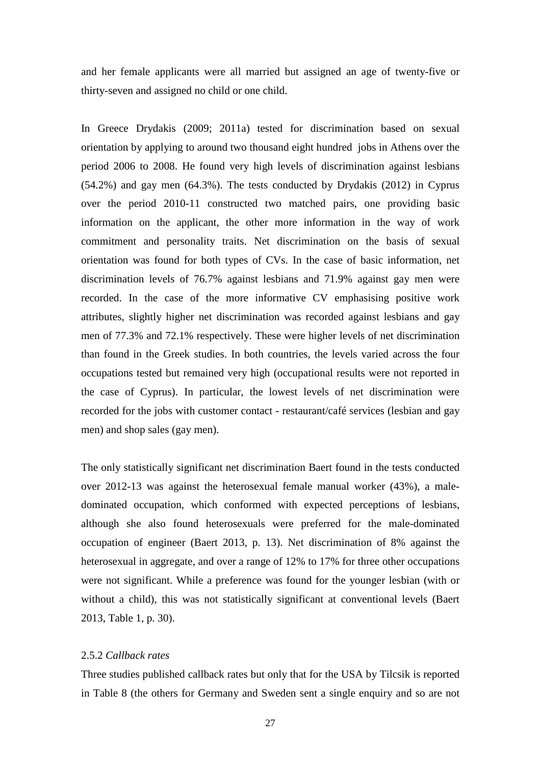and her female applicants were all married but assigned an age of twenty-five or thirty-seven and assigned no child or one child.

In Greece Drydakis (2009; 2011a) tested for discrimination based on sexual orientation by applying to around two thousand eight hundred jobs in Athens over the period 2006 to 2008. He found very high levels of discrimination against lesbians (54.2%) and gay men (64.3%). The tests conducted by Drydakis (2012) in Cyprus over the period 2010-11 constructed two matched pairs, one providing basic information on the applicant, the other more information in the way of work commitment and personality traits. Net discrimination on the basis of sexual orientation was found for both types of CVs. In the case of basic information, net discrimination levels of 76.7% against lesbians and 71.9% against gay men were recorded. In the case of the more informative CV emphasising positive work attributes, slightly higher net discrimination was recorded against lesbians and gay men of 77.3% and 72.1% respectively. These were higher levels of net discrimination than found in the Greek studies. In both countries, the levels varied across the four occupations tested but remained very high (occupational results were not reported in the case of Cyprus). In particular, the lowest levels of net discrimination were recorded for the jobs with customer contact - restaurant/café services (lesbian and gay men) and shop sales (gay men).

The only statistically significant net discrimination Baert found in the tests conducted over 2012-13 was against the heterosexual female manual worker (43%), a male-dominated occupation, which conformed with expected perceptions of lesbians, although she also found heterosexuals were preferred for the male-dominated occupation of engineer (Baert 2013, p. 13). Net discrimination of 8% against the heterosexual in aggregate, and over a range of 12% to 17% for three other occupations were not significant. While a preference was found for the younger lesbian (with or without a child), this was not statistically significant at conventional levels (Baert 2013, Table 1, p. 30).

### 2.5.2 *Callback rates*

Three studies published callback rates but only that for the USA by Tilcsik is reported in Table 8 (the others for Germany and Sweden sent a single enquiry and so are not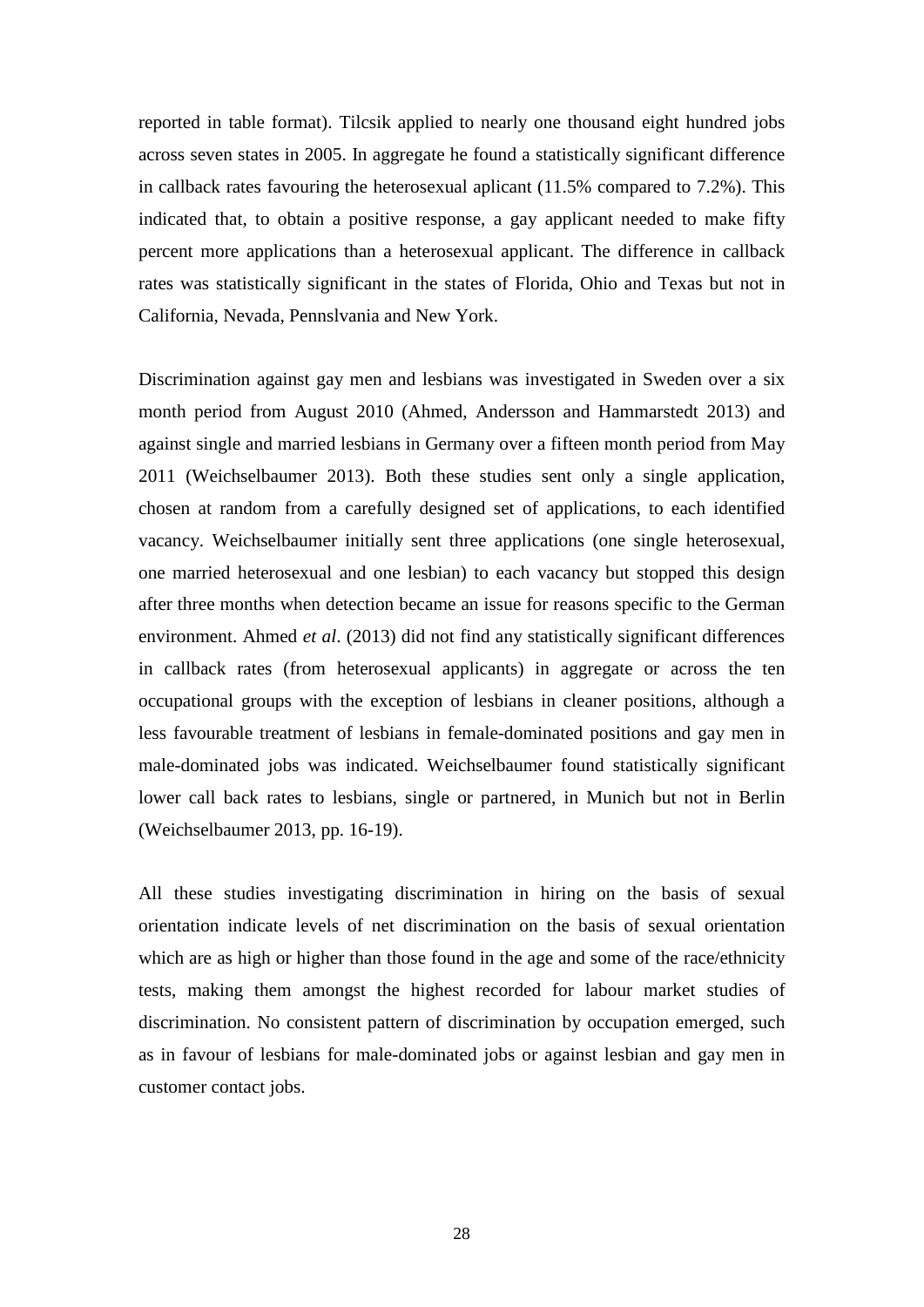reported in table format). Tilcsik applied to nearly one thousand eight hundred jobs across seven states in 2005. In aggregate he found a statistically significant difference in callback rates favouring the heterosexual aplicant (11.5% compared to 7.2%). This indicated that, to obtain a positive response, a gay applicant needed to make fifty percent more applications than a heterosexual applicant. The difference in callback rates was statistically significant in the states of Florida, Ohio and Texas but not in California, Nevada, Pennslvania and New York.

Discrimination against gay men and lesbians was investigated in Sweden over a six month period from August 2010 (Ahmed, Andersson and Hammarstedt 2013) and against single and married lesbians in Germany over a fifteen month period from May 2011 (Weichselbaumer 2013). Both these studies sent only a single application, chosen at random from a carefully designed set of applications, to each identified vacancy. Weichselbaumer initially sent three applications (one single heterosexual, one married heterosexual and one lesbian) to each vacancy but stopped this design after three months when detection became an issue for reasons specific to the German environment. Ahmed *et al*. (2013) did not find any statistically significant differences in callback rates (from heterosexual applicants) in aggregate or across the ten occupational groups with the exception of lesbians in cleaner positions, although a less favourable treatment of lesbians in female-dominated positions and gay men in male-dominated jobs was indicated. Weichselbaumer found statistically significant lower call back rates to lesbians, single or partnered, in Munich but not in Berlin (Weichselbaumer 2013, pp. 16-19).

All these studies investigating discrimination in hiring on the basis of sexual orientation indicate levels of net discrimination on the basis of sexual orientation which are as high or higher than those found in the age and some of the race/ethnicity tests, making them amongst the highest recorded for labour market studies of discrimination. No consistent pattern of discrimination by occupation emerged, such as in favour of lesbians for male-dominated jobs or against lesbian and gay men in customer contact jobs.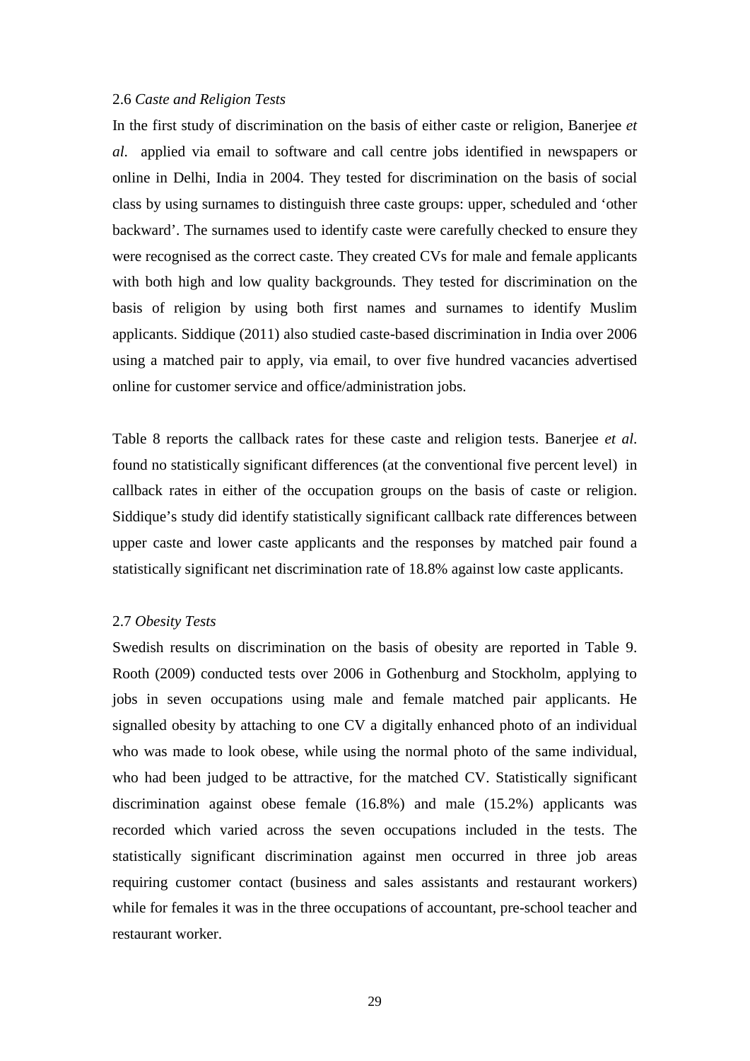### 2.6 *Caste and Religion Tests*

In the first study of discrimination on the basis of either caste or religion, Banerjee *et al.* applied via email to software and call centre jobs identified in newspapers or online in Delhi, India in 2004. They tested for discrimination on the basis of social class by using surnames to distinguish three caste groups: upper, scheduled and 'other backward'. The surnames used to identify caste were carefully checked to ensure they were recognised as the correct caste. They created CVs for male and female applicants with both high and low quality backgrounds. They tested for discrimination on the basis of religion by using both first names and surnames to identify Muslim applicants. Siddique (2011) also studied caste-based discrimination in India over 2006 using a matched pair to apply, via email, to over five hundred vacancies advertised online for customer service and office/administration jobs.

Table 8 reports the callback rates for these caste and religion tests. Banerjee *et al.* found no statistically significant differences (at the conventional five percent level) in callback rates in either of the occupation groups on the basis of caste or religion. Siddique's study did identify statistically significant callback rate differences between upper caste and lower caste applicants and the responses by matched pair found a statistically significant net discrimination rate of 18.8% against low caste applicants.

### 2.7 *Obesity Tests*

Swedish results on discrimination on the basis of obesity are reported in Table 9. Rooth (2009) conducted tests over 2006 in Gothenburg and Stockholm, applying to jobs in seven occupations using male and female matched pair applicants. He signalled obesity by attaching to one CV a digitally enhanced photo of an individual who was made to look obese, while using the normal photo of the same individual, who had been judged to be attractive, for the matched CV. Statistically significant discrimination against obese female (16.8%) and male (15.2%) applicants was recorded which varied across the seven occupations included in the tests. The statistically significant discrimination against men occurred in three job areas requiring customer contact (business and sales assistants and restaurant workers) while for females it was in the three occupations of accountant, pre-school teacher and restaurant worker.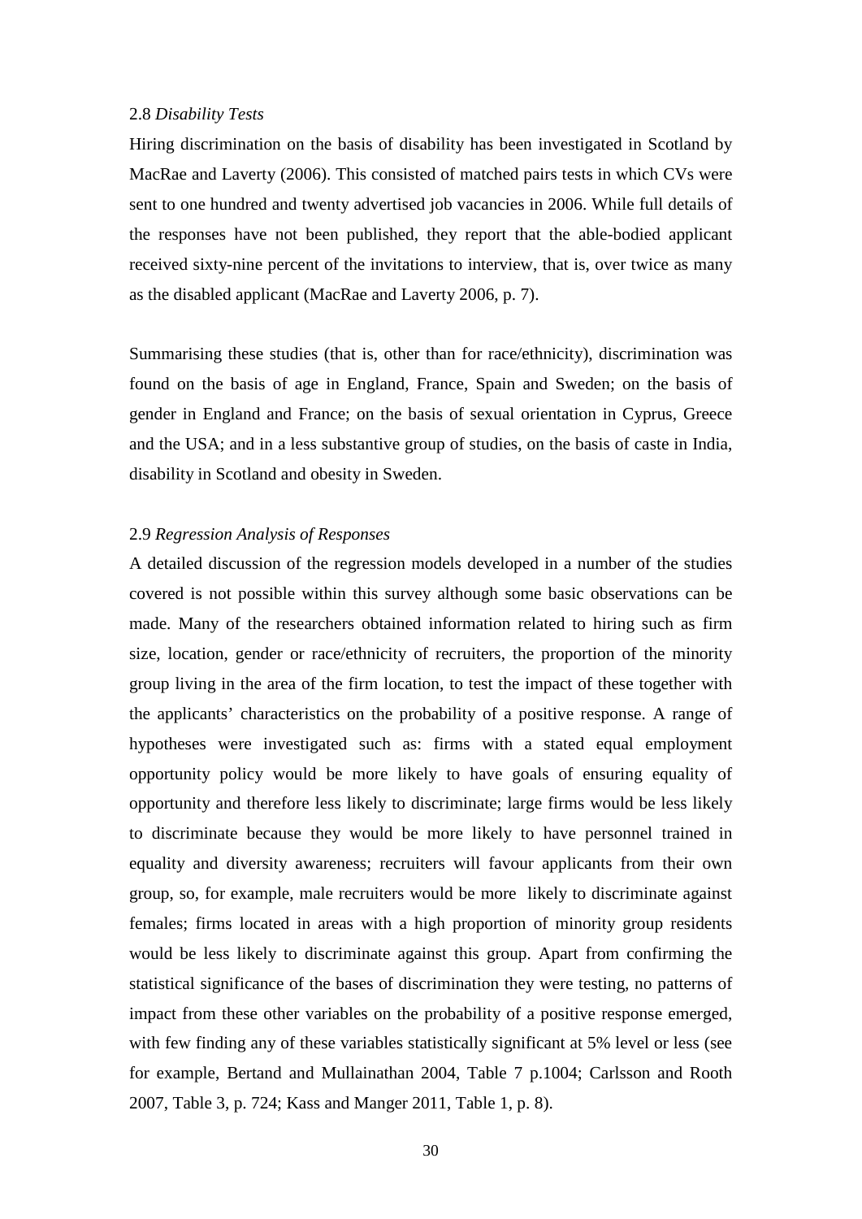### 2.8 *Disability Tests*

Hiring discrimination on the basis of disability has been investigated in Scotland by MacRae and Laverty (2006). This consisted of matched pairs tests in which CVs were sent to one hundred and twenty advertised job vacancies in 2006. While full details of the responses have not been published, they report that the able-bodied applicant received sixty-nine percent of the invitations to interview, that is, over twice as many as the disabled applicant (MacRae and Laverty 2006, p. 7).

Summarising these studies (that is, other than for race/ethnicity), discrimination was found on the basis of age in England, France, Spain and Sweden; on the basis of gender in England and France; on the basis of sexual orientation in Cyprus, Greece and the USA; and in a less substantive group of studies, on the basis of caste in India, disability in Scotland and obesity in Sweden.

### 2.9 *Regression Analysis of Responses*

A detailed discussion of the regression models developed in a number of the studies covered is not possible within this survey although some basic observations can be made. Many of the researchers obtained information related to hiring such as firm size, location, gender or race/ethnicity of recruiters, the proportion of the minority group living in the area of the firm location, to test the impact of these together with the applicants' characteristics on the probability of a positive response. A range of hypotheses were investigated such as: firms with a stated equal employment opportunity policy would be more likely to have goals of ensuring equality of opportunity and therefore less likely to discriminate; large firms would be less likely to discriminate because they would be more likely to have personnel trained in equality and diversity awareness; recruiters will favour applicants from their own group, so, for example, male recruiters would be more likely to discriminate against females; firms located in areas with a high proportion of minority group residents would be less likely to discriminate against this group. Apart from confirming the statistical significance of the bases of discrimination they were testing, no patterns of impact from these other variables on the probability of a positive response emerged, with few finding any of these variables statistically significant at 5% level or less (see for example, Bertand and Mullainathan 2004, Table 7 p.1004; Carlsson and Rooth 2007, Table 3, p. 724; Kass and Manger 2011, Table 1, p. 8).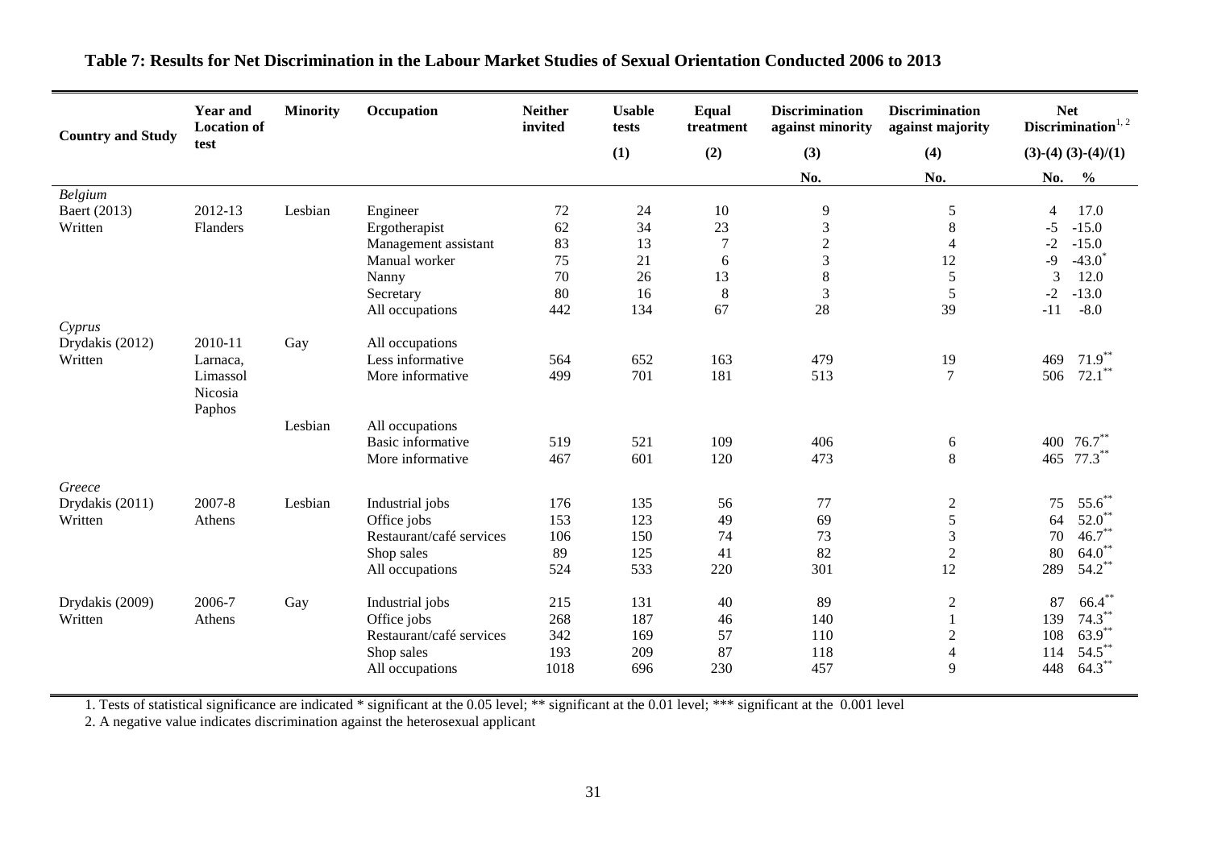**Table 7: Results for Net Discrimination in the Labour Market Studies of Sexual Orientation Conducted 2006 to 2013**

| Country and Study | Year and Location of test | Minority | Occupation | Neither invited | Usable tests | Equal treatment | Discrimination against minority | Discrimination against majority | Net Discrimination[1, 2] | |
|---|---|---|---|---|---|---|---|---|---|---|
| | | | | | (1) | (2) | (3) | (4) | (3)-(4) | (3)-(4)/(1) |
| | | | | | | | No. | No. | No. | % |
| *Belgium* | | | | | | | | | | |
| Baert (2013) | 2012-13 | Lesbian | Engineer | 72 | 24 | 10 | 9 | 5 | 4 | 17.0 |
| Written | Flanders | | Ergotherapist | 62 | 34 | 23 | 3 | 8 | -5 | -15.0 |
| | | | Management assistant | 83 | 13 | 7 | 2 | 4 | -2 | -15.0 |
| | | | Manual worker | 75 | 21 | 6 | 3 | 12 | -9 | -43.0* |
| | | | Nanny | 70 | 26 | 13 | 8 | 5 | 3 | 12.0 |
| | | | Secretary | 80 | 16 | 8 | 3 | 5 | -2 | -13.0 |
| | | | All occupations | 442 | 134 | 67 | 28 | 39 | -11 | -8.0 |
| *Cyprus* | | | | | | | | | | |
| Drydakis (2012) | 2010-11 | Gay | All occupations | | | | | | | |
| Written | Larnaca, | | Less informative | 564 | 652 | 163 | 479 | 19 | 469 | 71.9** |
| | Limassol | | More informative | 499 | 701 | 181 | 513 | 7 | 506 | 72.1** |
| | Nicosia | | | | | | | | | |
| | Paphos | | | | | | | | | |
| | | Lesbian | All occupations | | | | | | | |
| | | | Basic informative | 519 | 521 | 109 | 406 | 6 | 400 | 76.7** |
| | | | More informative | 467 | 601 | 120 | 473 | 8 | 465 | 77.3** |
| *Greece* | | | | | | | | | | |
| Drydakis (2011) | 2007-8 | Lesbian | Industrial jobs | 176 | 135 | 56 | 77 | 2 | 75 | 55.6** |
| Written | Athens | | Office jobs | 153 | 123 | 49 | 69 | 5 | 64 | 52.0** |
| | | | Restaurant/café services | 106 | 150 | 74 | 73 | 3 | 70 | 46.7** |
| | | | Shop sales | 89 | 125 | 41 | 82 | 2 | 80 | 64.0** |
| | | | All occupations | 524 | 533 | 220 | 301 | 12 | 289 | 54.2** |
| Drydakis (2009) | 2006-7 | Gay | Industrial jobs | 215 | 131 | 40 | 89 | 2 | 87 | 66.4** |
| Written | Athens | | Office jobs | 268 | 187 | 46 | 140 | 1 | 139 | 74.3** |
| | | | Restaurant/café services | 342 | 169 | 57 | 110 | 2 | 108 | 63.9** |
| | | | Shop sales | 193 | 209 | 87 | 118 | 4 | 114 | 54.5** |
| | | | All occupations | 1018 | 696 | 230 | 457 | 9 | 448 | 64.3** |

1. Tests of statistical significance are indicated * significant at the 0.05 level; ** significant at the 0.01 level; *** significant at the 0.001 level

2. A negative value indicates discrimination against the heterosexual applicant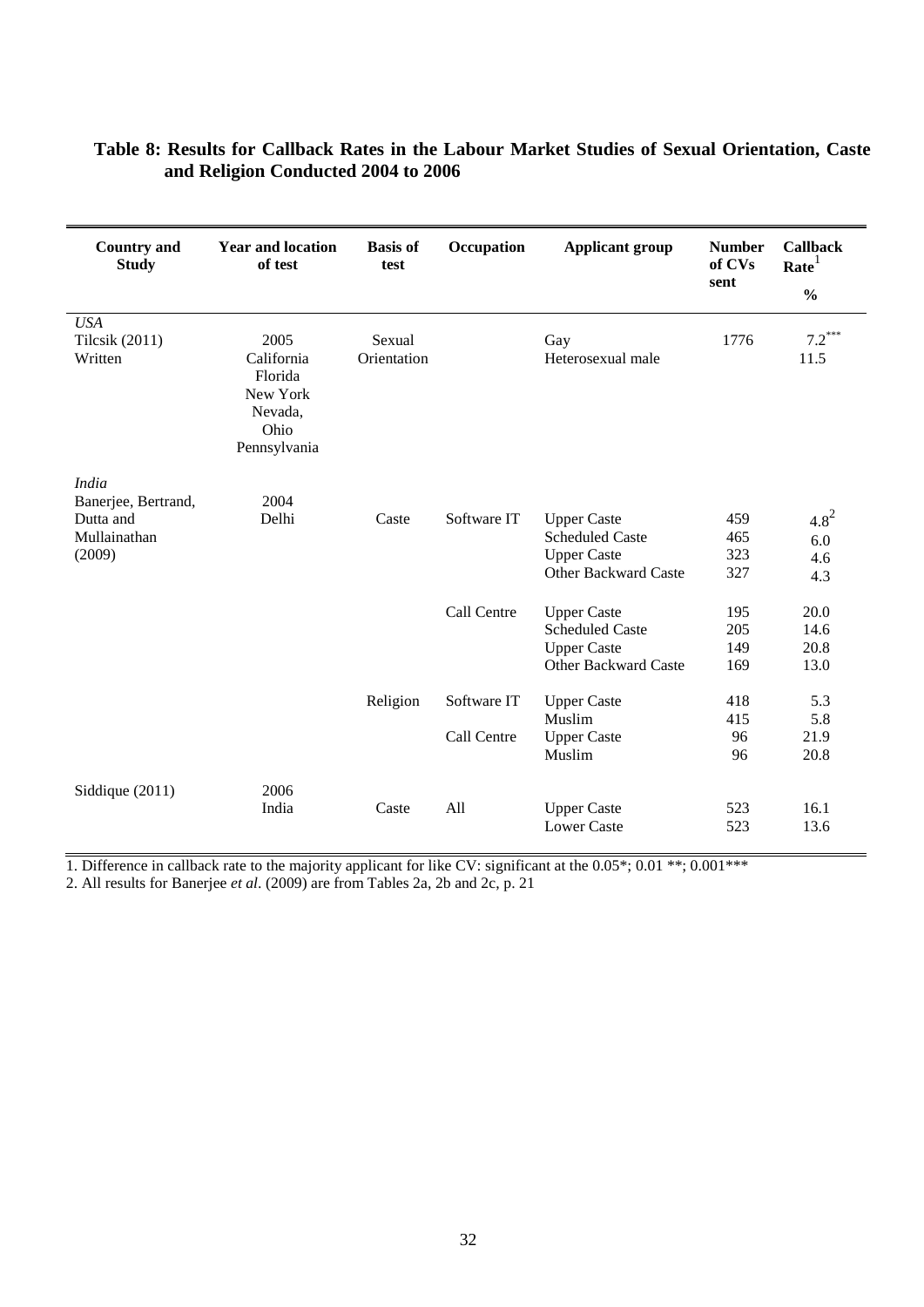**Table 8: Results for Callback Rates in the Labour Market Studies of Sexual Orientation, Caste and Religion Conducted 2004 to 2006**

| Country and Study | Year and location of test | Basis of test | Occupation | Applicant group | Number of CVs sent | Callback Rate[1] % |
|---|---|---|---|---|---|---|
| *USA* | | | | | | |
| Tilcsik (2011) | 2005 | Sexual | | Gay | 1776 | 7.2*** |
| Written | California Florida New York Nevada, Ohio Pennsylvania | Orientation | | Heterosexual male | | 11.5 |
| *India* | | | | | | |
| Banerjee, Bertrand, Dutta and Mullainathan (2009) | 2004 Delhi | Caste | Software IT | Upper Caste | 459 | 4.8[2] |
| | | | | Scheduled Caste | 465 | 6.0 |
| | | | | Upper Caste | 323 | 4.6 |
| | | | | Other Backward Caste | 327 | 4.3 |
| | | | Call Centre | Upper Caste | 195 | 20.0 |
| | | | | Scheduled Caste | 205 | 14.6 |
| | | | | Upper Caste | 149 | 20.8 |
| | | | | Other Backward Caste | 169 | 13.0 |
| | | Religion | Software IT | Upper Caste | 418 | 5.3 |
| | | | | Muslim | 415 | 5.8 |
| | | | Call Centre | Upper Caste | 96 | 21.9 |
| | | | | Muslim | 96 | 20.8 |
| Siddique (2011) | 2006 India | Caste | All | Upper Caste | 523 | 16.1 |
| | | | | Lower Caste | 523 | 13.6 |

1. Difference in callback rate to the majority applicant for like CV: significant at the 0.05*; 0.01 **; 0.001***
2. All results for Banerjee *et al*. (2009) are from Tables 2a, 2b and 2c, p. 21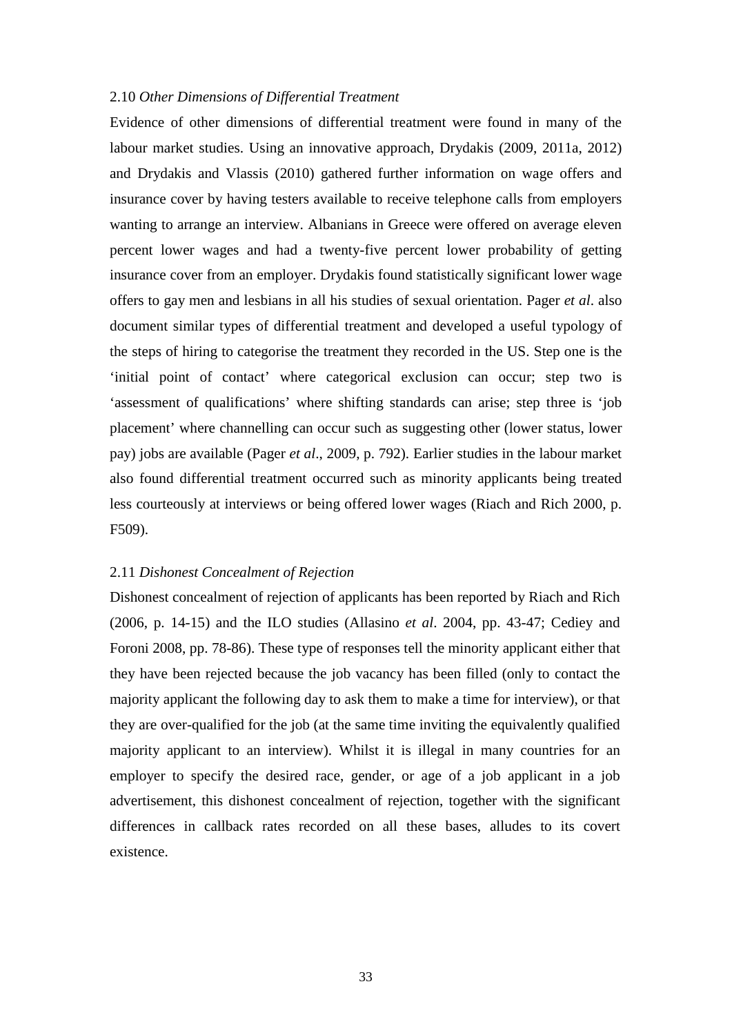### 2.10 *Other Dimensions of Differential Treatment*

Evidence of other dimensions of differential treatment were found in many of the labour market studies. Using an innovative approach, Drydakis (2009, 2011a, 2012) and Drydakis and Vlassis (2010) gathered further information on wage offers and insurance cover by having testers available to receive telephone calls from employers wanting to arrange an interview. Albanians in Greece were offered on average eleven percent lower wages and had a twenty-five percent lower probability of getting insurance cover from an employer. Drydakis found statistically significant lower wage offers to gay men and lesbians in all his studies of sexual orientation. Pager *et al*. also document similar types of differential treatment and developed a useful typology of the steps of hiring to categorise the treatment they recorded in the US. Step one is the 'initial point of contact' where categorical exclusion can occur; step two is 'assessment of qualifications' where shifting standards can arise; step three is 'job placement' where channelling can occur such as suggesting other (lower status, lower pay) jobs are available (Pager *et al*., 2009, p. 792). Earlier studies in the labour market also found differential treatment occurred such as minority applicants being treated less courteously at interviews or being offered lower wages (Riach and Rich 2000, p. F509).

### 2.11 *Dishonest Concealment of Rejection*

Dishonest concealment of rejection of applicants has been reported by Riach and Rich (2006, p. 14-15) and the ILO studies (Allasino *et al*. 2004, pp. 43-47; Cediey and Foroni 2008, pp. 78-86). These type of responses tell the minority applicant either that they have been rejected because the job vacancy has been filled (only to contact the majority applicant the following day to ask them to make a time for interview), or that they are over-qualified for the job (at the same time inviting the equivalently qualified majority applicant to an interview). Whilst it is illegal in many countries for an employer to specify the desired race, gender, or age of a job applicant in a job advertisement, this dishonest concealment of rejection, together with the significant differences in callback rates recorded on all these bases, alludes to its covert existence.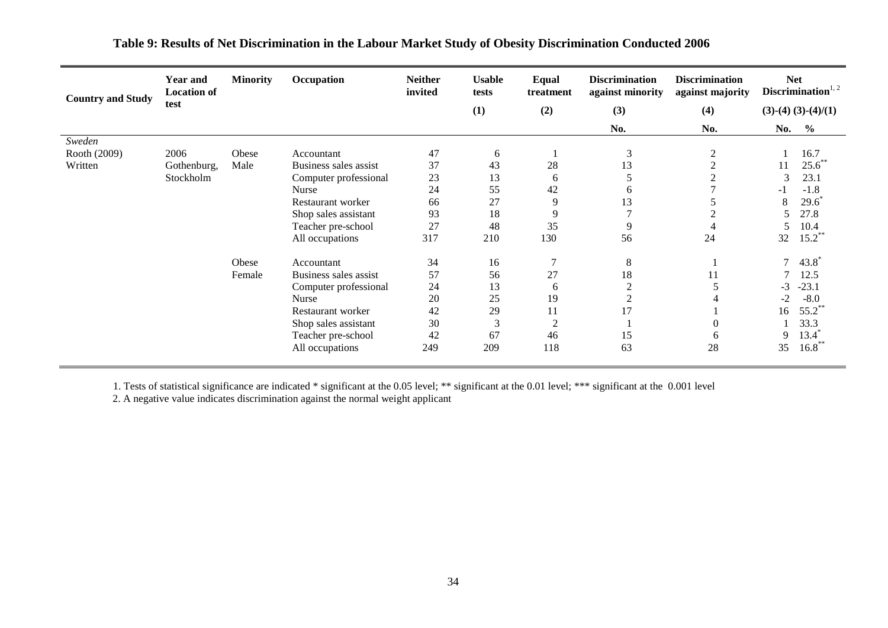**Table 9: Results of Net Discrimination in the Labour Market Study of Obesity Discrimination Conducted 2006**

| Country and Study | Year and Location of test | Minority | Occupation | Neither invited | Usable tests | Equal treatment | Discrimination against minority | Discrimination against majority | Net Discrimination[1,2] | |
|---|---|---|---|---|---|---|---|---|---|---|
| | | | | | (1) | (2) | (3) | (4) | (3)-(4) | (3)-(4)/(1) |
| | | | | | | | No. | No. | No. | % |
| *Sweden* | | | | | | | | | | |
| Rooth (2009) | 2006 | Obese | Accountant | 47 | 6 | 1 | 3 | 2 | 1 | 16.7 |
| Written | Gothenburg, | Male | Business sales assist | 37 | 43 | 28 | 13 | 2 | 11 | 25.6** |
| | Stockholm | | Computer professional | 23 | 13 | 6 | 5 | 2 | 3 | 23.1 |
| | | | Nurse | 24 | 55 | 42 | 6 | 7 | -1 | -1.8 |
| | | | Restaurant worker | 66 | 27 | 9 | 13 | 5 | 8 | 29.6* |
| | | | Shop sales assistant | 93 | 18 | 9 | 7 | 2 | 5 | 27.8 |
| | | | Teacher pre-school | 27 | 48 | 35 | 9 | 4 | 5 | 10.4 |
| | | | All occupations | 317 | 210 | 130 | 56 | 24 | 32 | 15.2** |
| | | Obese | Accountant | 34 | 16 | 7 | 8 | 1 | 7 | 43.8* |
| | | Female | Business sales assist | 57 | 56 | 27 | 18 | 11 | 7 | 12.5 |
| | | | Computer professional | 24 | 13 | 6 | 2 | 5 | -3 | -23.1 |
| | | | Nurse | 20 | 25 | 19 | 2 | 4 | -2 | -8.0 |
| | | | Restaurant worker | 42 | 29 | 11 | 17 | 1 | 16 | 55.2** |
| | | | Shop sales assistant | 30 | 3 | 2 | 1 | 0 | 1 | 33.3 |
| | | | Teacher pre-school | 42 | 67 | 46 | 15 | 6 | 9 | 13.4* |
| | | | All occupations | 249 | 209 | 118 | 63 | 28 | 35 | 16.8** |

1. Tests of statistical significance are indicated * significant at the 0.05 level; ** significant at the 0.01 level; *** significant at the 0.001 level
2. A negative value indicates discrimination against the normal weight applicant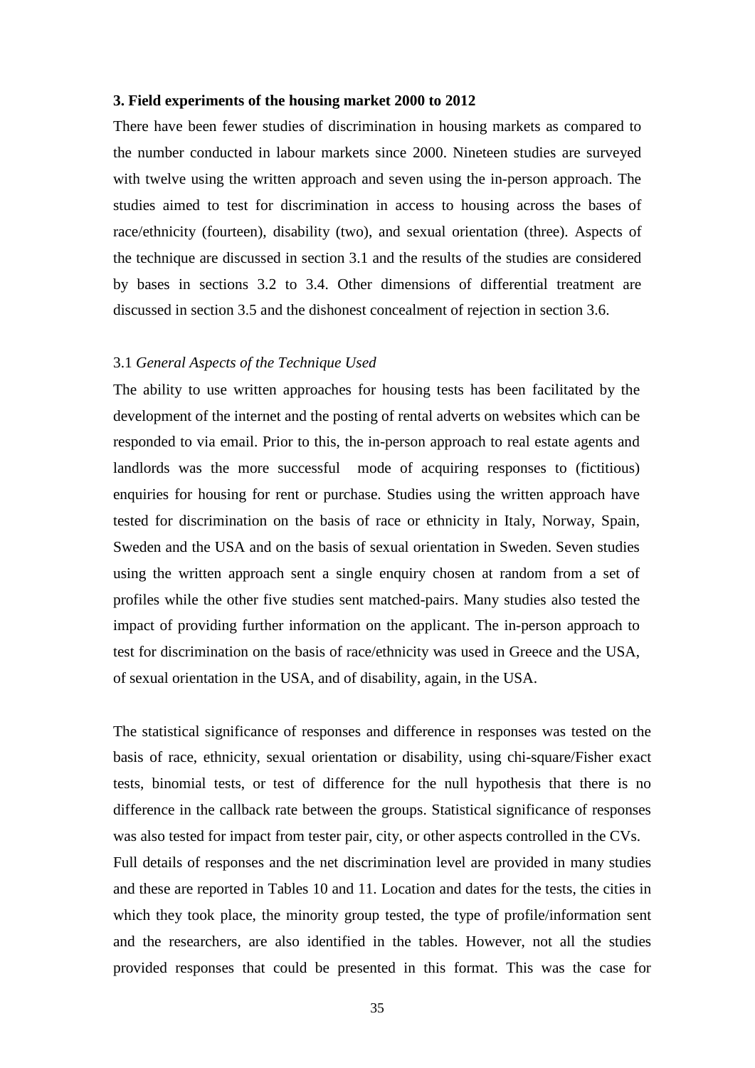### 3. Field experiments of the housing market 2000 to 2012

There have been fewer studies of discrimination in housing markets as compared to the number conducted in labour markets since 2000. Nineteen studies are surveyed with twelve using the written approach and seven using the in-person approach. The studies aimed to test for discrimination in access to housing across the bases of race/ethnicity (fourteen), disability (two), and sexual orientation (three). Aspects of the technique are discussed in section 3.1 and the results of the studies are considered by bases in sections 3.2 to 3.4. Other dimensions of differential treatment are discussed in section 3.5 and the dishonest concealment of rejection in section 3.6.

#### 3.1 *General Aspects of the Technique Used*

The ability to use written approaches for housing tests has been facilitated by the development of the internet and the posting of rental adverts on websites which can be responded to via email. Prior to this, the in-person approach to real estate agents and landlords was the more successful mode of acquiring responses to (fictitious) enquiries for housing for rent or purchase. Studies using the written approach have tested for discrimination on the basis of race or ethnicity in Italy, Norway, Spain, Sweden and the USA and on the basis of sexual orientation in Sweden. Seven studies using the written approach sent a single enquiry chosen at random from a set of profiles while the other five studies sent matched-pairs. Many studies also tested the impact of providing further information on the applicant. The in-person approach to test for discrimination on the basis of race/ethnicity was used in Greece and the USA, of sexual orientation in the USA, and of disability, again, in the USA.

The statistical significance of responses and difference in responses was tested on the basis of race, ethnicity, sexual orientation or disability, using chi-square/Fisher exact tests, binomial tests, or test of difference for the null hypothesis that there is no difference in the callback rate between the groups. Statistical significance of responses was also tested for impact from tester pair, city, or other aspects controlled in the CVs. Full details of responses and the net discrimination level are provided in many studies and these are reported in Tables 10 and 11. Location and dates for the tests, the cities in which they took place, the minority group tested, the type of profile/information sent and the researchers, are also identified in the tables. However, not all the studies provided responses that could be presented in this format. This was the case for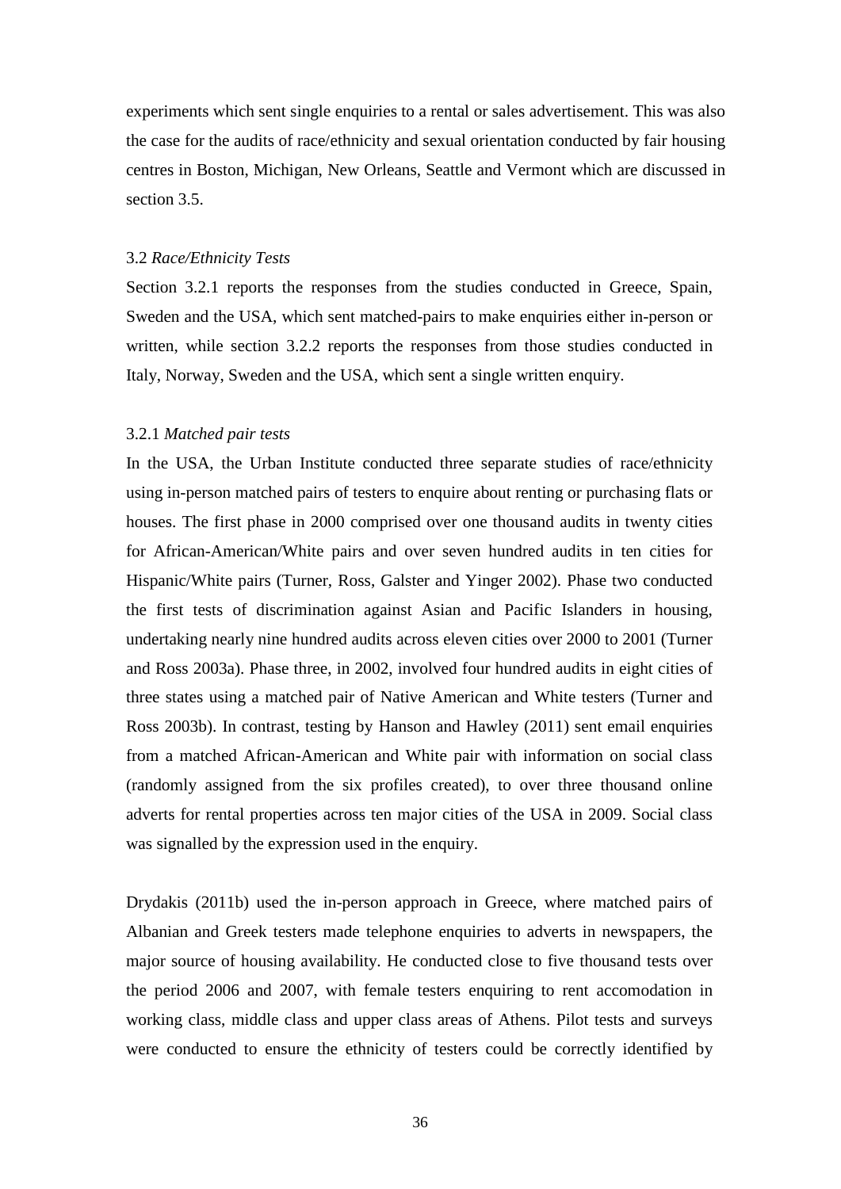experiments which sent single enquiries to a rental or sales advertisement. This was also the case for the audits of race/ethnicity and sexual orientation conducted by fair housing centres in Boston, Michigan, New Orleans, Seattle and Vermont which are discussed in section 3.5.

### 3.2 *Race/Ethnicity Tests*

Section 3.2.1 reports the responses from the studies conducted in Greece, Spain, Sweden and the USA, which sent matched-pairs to make enquiries either in-person or written, while section 3.2.2 reports the responses from those studies conducted in Italy, Norway, Sweden and the USA, which sent a single written enquiry.

#### 3.2.1 *Matched pair tests*

In the USA, the Urban Institute conducted three separate studies of race/ethnicity using in-person matched pairs of testers to enquire about renting or purchasing flats or houses. The first phase in 2000 comprised over one thousand audits in twenty cities for African-American/White pairs and over seven hundred audits in ten cities for Hispanic/White pairs (Turner, Ross, Galster and Yinger 2002). Phase two conducted the first tests of discrimination against Asian and Pacific Islanders in housing, undertaking nearly nine hundred audits across eleven cities over 2000 to 2001 (Turner and Ross 2003a). Phase three, in 2002, involved four hundred audits in eight cities of three states using a matched pair of Native American and White testers (Turner and Ross 2003b). In contrast, testing by Hanson and Hawley (2011) sent email enquiries from a matched African-American and White pair with information on social class (randomly assigned from the six profiles created), to over three thousand online adverts for rental properties across ten major cities of the USA in 2009. Social class was signalled by the expression used in the enquiry.

Drydakis (2011b) used the in-person approach in Greece, where matched pairs of Albanian and Greek testers made telephone enquiries to adverts in newspapers, the major source of housing availability. He conducted close to five thousand tests over the period 2006 and 2007, with female testers enquiring to rent accomodation in working class, middle class and upper class areas of Athens. Pilot tests and surveys were conducted to ensure the ethnicity of testers could be correctly identified by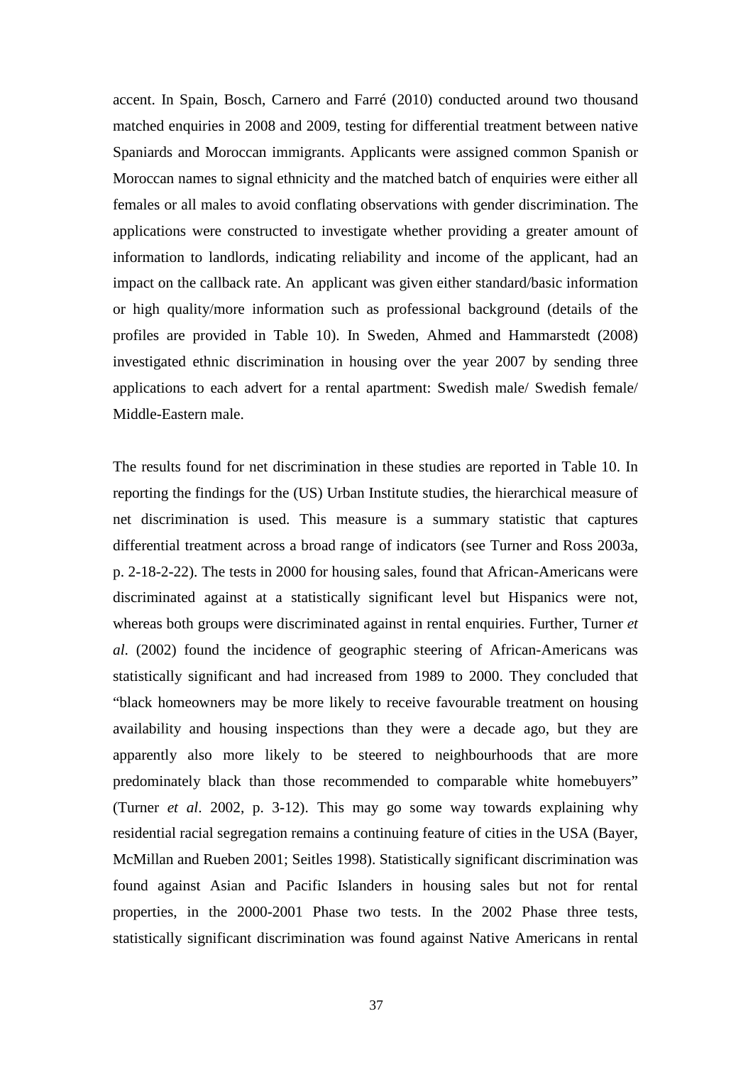accent. In Spain, Bosch, Carnero and Farré (2010) conducted around two thousand matched enquiries in 2008 and 2009, testing for differential treatment between native Spaniards and Moroccan immigrants. Applicants were assigned common Spanish or Moroccan names to signal ethnicity and the matched batch of enquiries were either all females or all males to avoid conflating observations with gender discrimination. The applications were constructed to investigate whether providing a greater amount of information to landlords, indicating reliability and income of the applicant, had an impact on the callback rate. An applicant was given either standard/basic information or high quality/more information such as professional background (details of the profiles are provided in Table 10). In Sweden, Ahmed and Hammarstedt (2008) investigated ethnic discrimination in housing over the year 2007 by sending three applications to each advert for a rental apartment: Swedish male/ Swedish female/ Middle-Eastern male.

The results found for net discrimination in these studies are reported in Table 10. In reporting the findings for the (US) Urban Institute studies, the hierarchical measure of net discrimination is used. This measure is a summary statistic that captures differential treatment across a broad range of indicators (see Turner and Ross 2003a, p. 2-18-2-22). The tests in 2000 for housing sales, found that African-Americans were discriminated against at a statistically significant level but Hispanics were not, whereas both groups were discriminated against in rental enquiries. Further, Turner *et al*. (2002) found the incidence of geographic steering of African-Americans was statistically significant and had increased from 1989 to 2000. They concluded that "black homeowners may be more likely to receive favourable treatment on housing availability and housing inspections than they were a decade ago, but they are apparently also more likely to be steered to neighbourhoods that are more predominately black than those recommended to comparable white homebuyers" (Turner *et al*. 2002, p. 3-12). This may go some way towards explaining why residential racial segregation remains a continuing feature of cities in the USA (Bayer, McMillan and Rueben 2001; Seitles 1998). Statistically significant discrimination was found against Asian and Pacific Islanders in housing sales but not for rental properties, in the 2000-2001 Phase two tests. In the 2002 Phase three tests, statistically significant discrimination was found against Native Americans in rental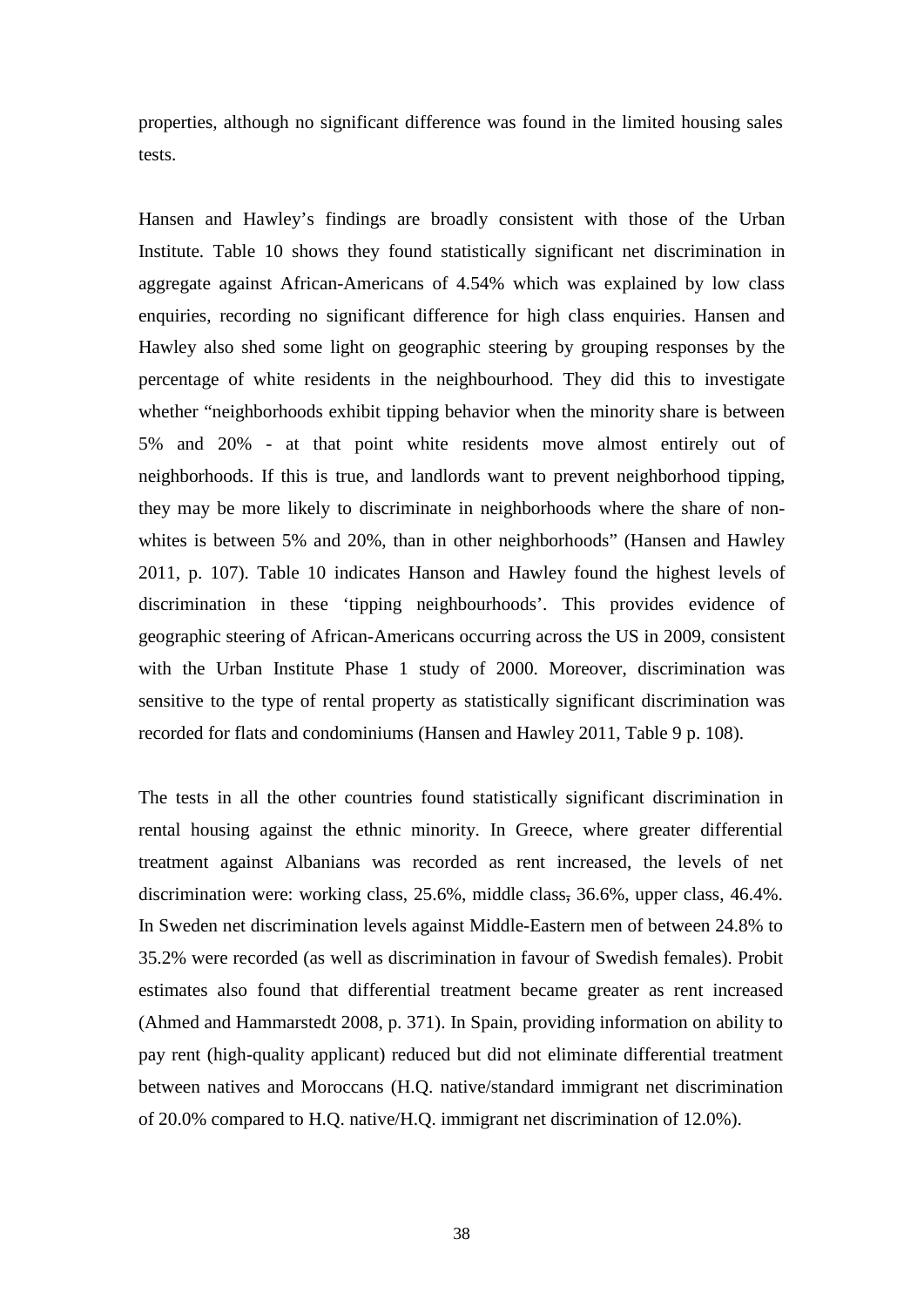properties, although no significant difference was found in the limited housing sales tests.

Hansen and Hawley's findings are broadly consistent with those of the Urban Institute. Table 10 shows they found statistically significant net discrimination in aggregate against African-Americans of 4.54% which was explained by low class enquiries, recording no significant difference for high class enquiries. Hansen and Hawley also shed some light on geographic steering by grouping responses by the percentage of white residents in the neighbourhood. They did this to investigate whether "neighborhoods exhibit tipping behavior when the minority share is between 5% and 20% - at that point white residents move almost entirely out of neighborhoods. If this is true, and landlords want to prevent neighborhood tipping, they may be more likely to discriminate in neighborhoods where the share of non-whites is between 5% and 20%, than in other neighborhoods" (Hansen and Hawley 2011, p. 107). Table 10 indicates Hanson and Hawley found the highest levels of discrimination in these 'tipping neighbourhoods'. This provides evidence of geographic steering of African-Americans occurring across the US in 2009, consistent with the Urban Institute Phase 1 study of 2000. Moreover, discrimination was sensitive to the type of rental property as statistically significant discrimination was recorded for flats and condominiums (Hansen and Hawley 2011, Table 9 p. 108).

The tests in all the other countries found statistically significant discrimination in rental housing against the ethnic minority. In Greece, where greater differential treatment against Albanians was recorded as rent increased, the levels of net discrimination were: working class, 25.6%, middle class, 36.6%, upper class, 46.4%. In Sweden net discrimination levels against Middle-Eastern men of between 24.8% to 35.2% were recorded (as well as discrimination in favour of Swedish females). Probit estimates also found that differential treatment became greater as rent increased (Ahmed and Hammarstedt 2008, p. 371). In Spain, providing information on ability to pay rent (high-quality applicant) reduced but did not eliminate differential treatment between natives and Moroccans (H.Q. native/standard immigrant net discrimination of 20.0% compared to H.Q. native/H.Q. immigrant net discrimination of 12.0%).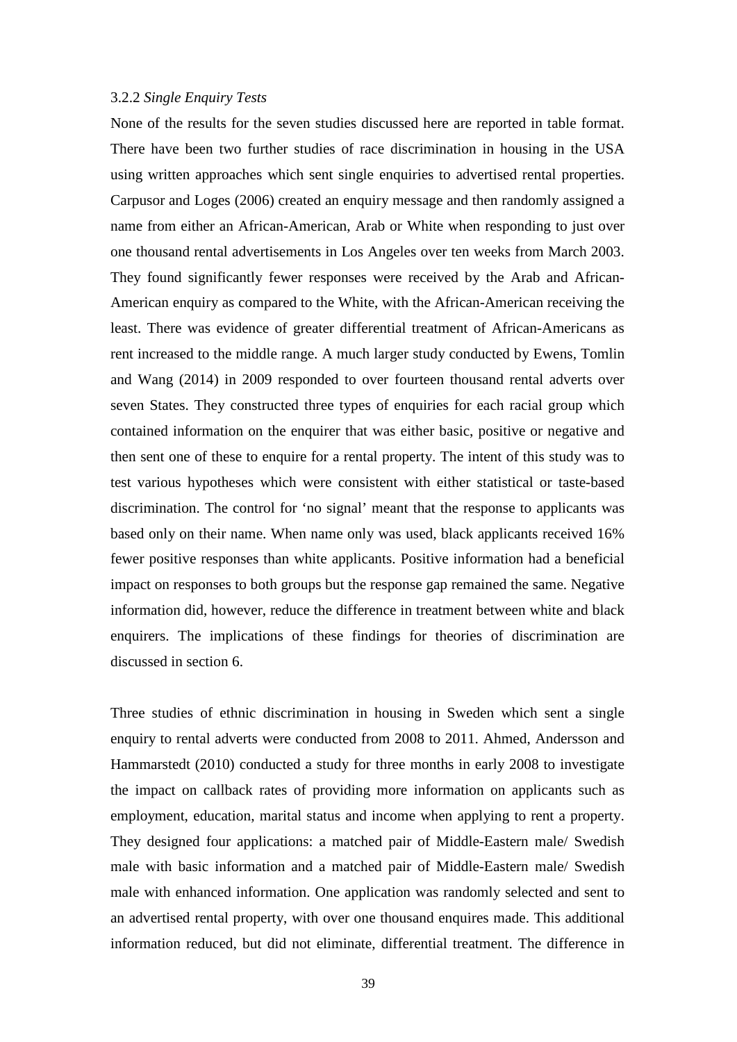### 3.2.2 *Single Enquiry Tests*

None of the results for the seven studies discussed here are reported in table format. There have been two further studies of race discrimination in housing in the USA using written approaches which sent single enquiries to advertised rental properties. Carpusor and Loges (2006) created an enquiry message and then randomly assigned a name from either an African-American, Arab or White when responding to just over one thousand rental advertisements in Los Angeles over ten weeks from March 2003. They found significantly fewer responses were received by the Arab and African-American enquiry as compared to the White, with the African-American receiving the least. There was evidence of greater differential treatment of African-Americans as rent increased to the middle range. A much larger study conducted by Ewens, Tomlin and Wang (2014) in 2009 responded to over fourteen thousand rental adverts over seven States. They constructed three types of enquiries for each racial group which contained information on the enquirer that was either basic, positive or negative and then sent one of these to enquire for a rental property. The intent of this study was to test various hypotheses which were consistent with either statistical or taste-based discrimination. The control for 'no signal' meant that the response to applicants was based only on their name. When name only was used, black applicants received 16% fewer positive responses than white applicants. Positive information had a beneficial impact on responses to both groups but the response gap remained the same. Negative information did, however, reduce the difference in treatment between white and black enquirers. The implications of these findings for theories of discrimination are discussed in section 6.

Three studies of ethnic discrimination in housing in Sweden which sent a single enquiry to rental adverts were conducted from 2008 to 2011. Ahmed, Andersson and Hammarstedt (2010) conducted a study for three months in early 2008 to investigate the impact on callback rates of providing more information on applicants such as employment, education, marital status and income when applying to rent a property. They designed four applications: a matched pair of Middle-Eastern male/ Swedish male with basic information and a matched pair of Middle-Eastern male/ Swedish male with enhanced information. One application was randomly selected and sent to an advertised rental property, with over one thousand enquires made. This additional information reduced, but did not eliminate, differential treatment. The difference in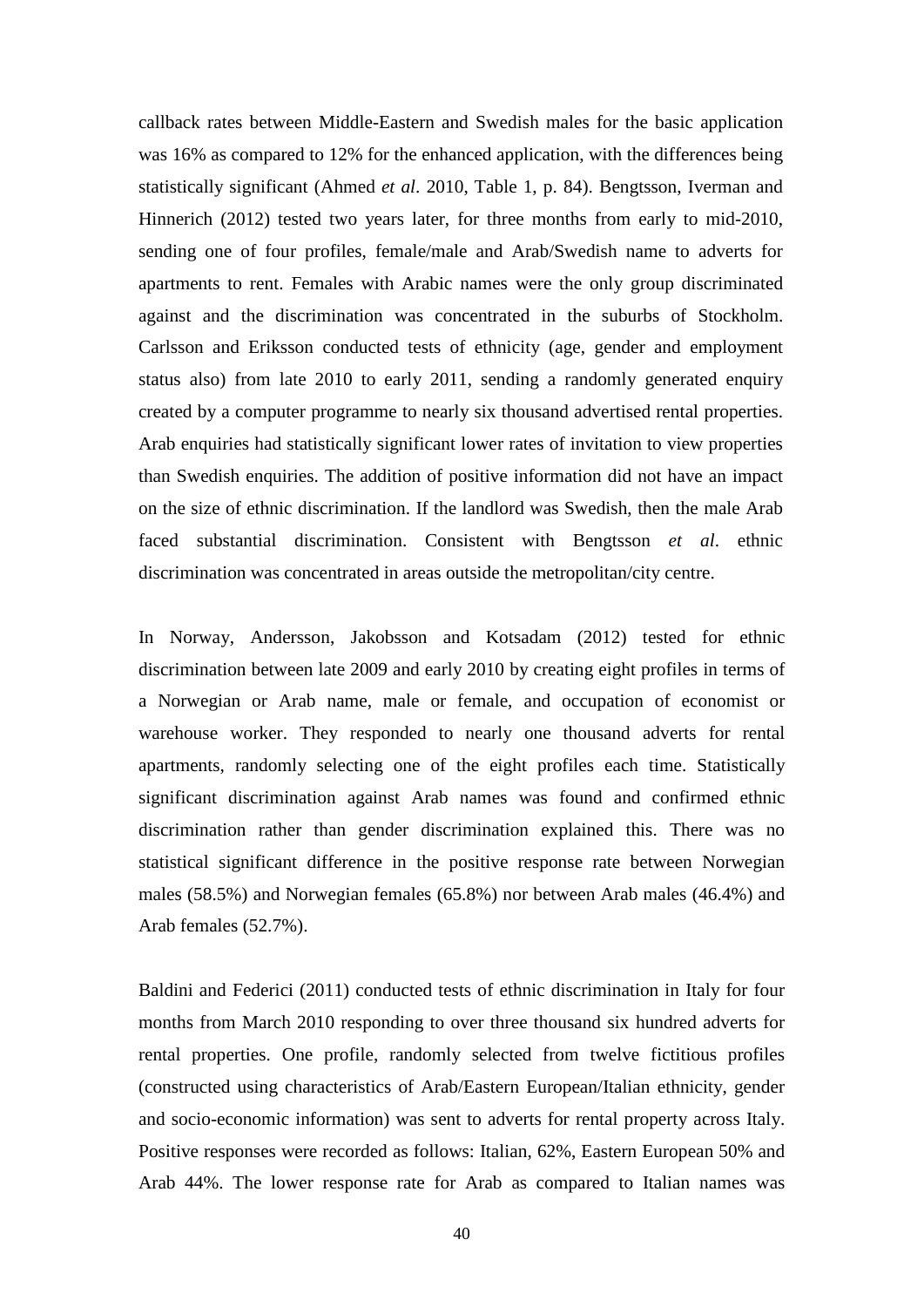callback rates between Middle-Eastern and Swedish males for the basic application was 16% as compared to 12% for the enhanced application, with the differences being statistically significant (Ahmed *et al*. 2010, Table 1, p. 84). Bengtsson, Iverman and Hinnerich (2012) tested two years later, for three months from early to mid-2010, sending one of four profiles, female/male and Arab/Swedish name to adverts for apartments to rent. Females with Arabic names were the only group discriminated against and the discrimination was concentrated in the suburbs of Stockholm. Carlsson and Eriksson conducted tests of ethnicity (age, gender and employment status also) from late 2010 to early 2011, sending a randomly generated enquiry created by a computer programme to nearly six thousand advertised rental properties. Arab enquiries had statistically significant lower rates of invitation to view properties than Swedish enquiries. The addition of positive information did not have an impact on the size of ethnic discrimination. If the landlord was Swedish, then the male Arab faced substantial discrimination. Consistent with Bengtsson *et al*. ethnic discrimination was concentrated in areas outside the metropolitan/city centre.

In Norway, Andersson, Jakobsson and Kotsadam (2012) tested for ethnic discrimination between late 2009 and early 2010 by creating eight profiles in terms of a Norwegian or Arab name, male or female, and occupation of economist or warehouse worker. They responded to nearly one thousand adverts for rental apartments, randomly selecting one of the eight profiles each time. Statistically significant discrimination against Arab names was found and confirmed ethnic discrimination rather than gender discrimination explained this. There was no statistical significant difference in the positive response rate between Norwegian males (58.5%) and Norwegian females (65.8%) nor between Arab males (46.4%) and Arab females (52.7%).

Baldini and Federici (2011) conducted tests of ethnic discrimination in Italy for four months from March 2010 responding to over three thousand six hundred adverts for rental properties. One profile, randomly selected from twelve fictitious profiles (constructed using characteristics of Arab/Eastern European/Italian ethnicity, gender and socio-economic information) was sent to adverts for rental property across Italy. Positive responses were recorded as follows: Italian, 62%, Eastern European 50% and Arab 44%. The lower response rate for Arab as compared to Italian names was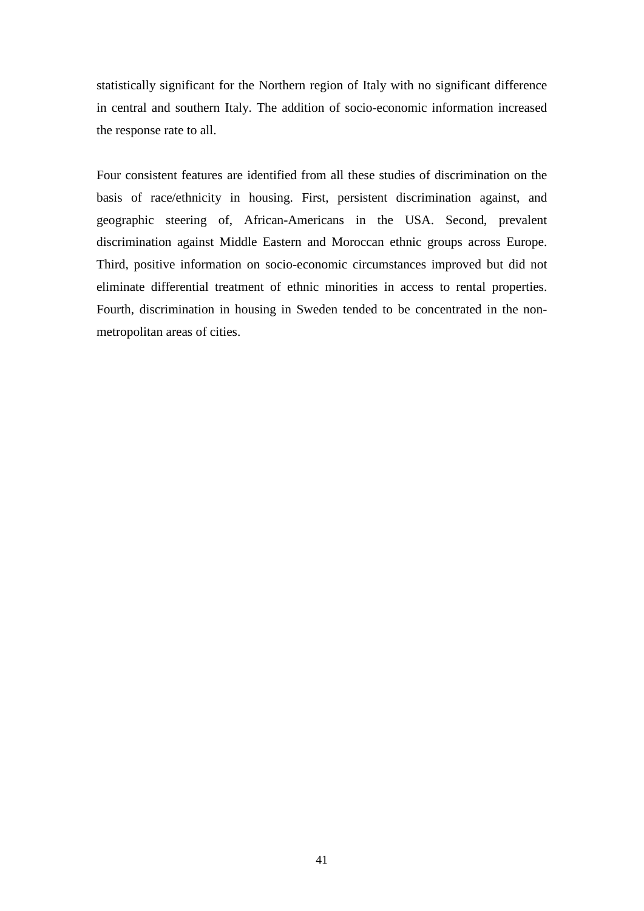statistically significant for the Northern region of Italy with no significant difference in central and southern Italy. The addition of socio-economic information increased the response rate to all.

Four consistent features are identified from all these studies of discrimination on the basis of race/ethnicity in housing. First, persistent discrimination against, and geographic steering of, African-Americans in the USA. Second, prevalent discrimination against Middle Eastern and Moroccan ethnic groups across Europe. Third, positive information on socio-economic circumstances improved but did not eliminate differential treatment of ethnic minorities in access to rental properties. Fourth, discrimination in housing in Sweden tended to be concentrated in the non-metropolitan areas of cities.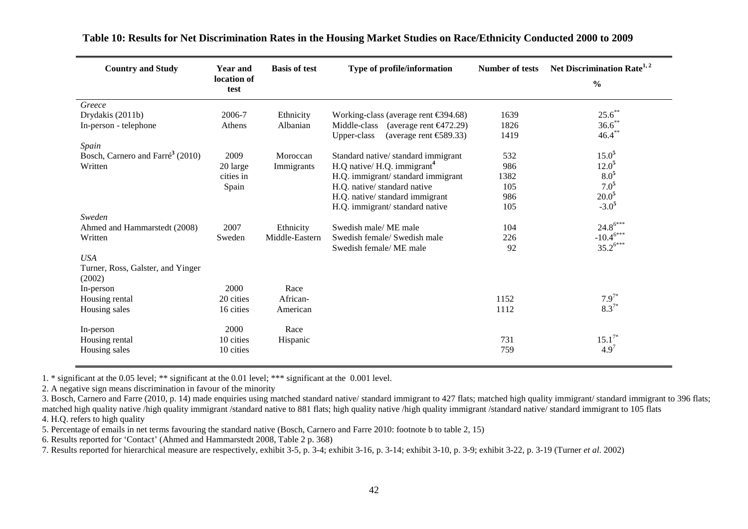**Table 10: Results for Net Discrimination Rates in the Housing Market Studies on Race/Ethnicity Conducted 2000 to 2009**

| Country and Study | Year and location of test | Basis of test | Type of profile/information | Number of tests | Net Discrimination Rate[1, 2] % |
|---|---|---|---|---|---|
| *Greece* | | | | | |
| Drydakis (2011b) | 2006-7 | Ethnicity | Working-class (average rent €394.68) | 1639 | 25.6** |
| In-person - telephone | Athens | Albanian | Middle-class (average rent €472.29) | 1826 | 36.6** |
| | | | Upper-class (average rent €589.33) | 1419 | 46.4** |
| *Spain* | | | | | |
| Bosch, Carnero and Farré[3] (2010) | 2009 | Moroccan | Standard native/ standard immigrant | 532 | 15.0[5] |
| Written | 20 large | Immigrants | H.Q native/ H.Q. immigrant[4] | 986 | 12.0[5] |
| | cities in | | H.Q. immigrant/ standard immigrant | 1382 | 8.0[5] |
| | Spain | | H.Q. native/ standard native | 105 | 7.0[5] |
| | | | H.Q. native/ standard immigrant | 986 | 20.0[5] |
| | | | H.Q. immigrant/ standard native | 105 | -3.0[5] |
| *Sweden* | | | | | |
| Ahmed and Hammarstedt (2008) | 2007 | Ethnicity | Swedish male/ ME male | 104 | 24.8[6]*** |
| Written | Sweden | Middle-Eastern | Swedish female/ Swedish male | 226 | -10.4[6]*** |
| | | | Swedish female/ ME male | 92 | 35.2[6]*** |
| *USA* | | | | | |
| Turner, Ross, Galster, and Yinger (2002) | | | | | |
| In-person | 2000 | Race | | | |
| Housing rental | 20 cities | African- | | 1152 | 7.9[7]* |
| Housing sales | 16 cities | American | | 1112 | 8.3[7]* |
| In-person | 2000 | Race | | | |
| Housing rental | 10 cities | Hispanic | | 731 | 15.1[7]* |
| Housing sales | 10 cities | | | 759 | 4.9[7] |

1. * significant at the 0.05 level; ** significant at the 0.01 level; *** significant at the 0.001 level.

2. A negative sign means discrimination in favour of the minority

3. Bosch, Carnero and Farre (2010, p. 14) made enquiries using matched standard native/ standard immigrant to 427 flats; matched high quality immigrant/ standard immigrant to 396 flats; matched high quality native /high quality immigrant /standard native to 881 flats; high quality native /high quality immigrant /standard native/ standard immigrant to 105 flats

4. H.Q. refers to high quality

5. Percentage of emails in net terms favouring the standard native (Bosch, Carnero and Farre 2010: footnote b to table 2, 15)

6. Results reported for 'Contact' (Ahmed and Hammarstedt 2008, Table 2 p. 368)

7. Results reported for hierarchical measure are respectively, exhibit 3-5, p. 3-4; exhibit 3-16, p. 3-14; exhibit 3-10, p. 3-9; exhibit 3-22, p. 3-19 (Turner *et al.* 2002)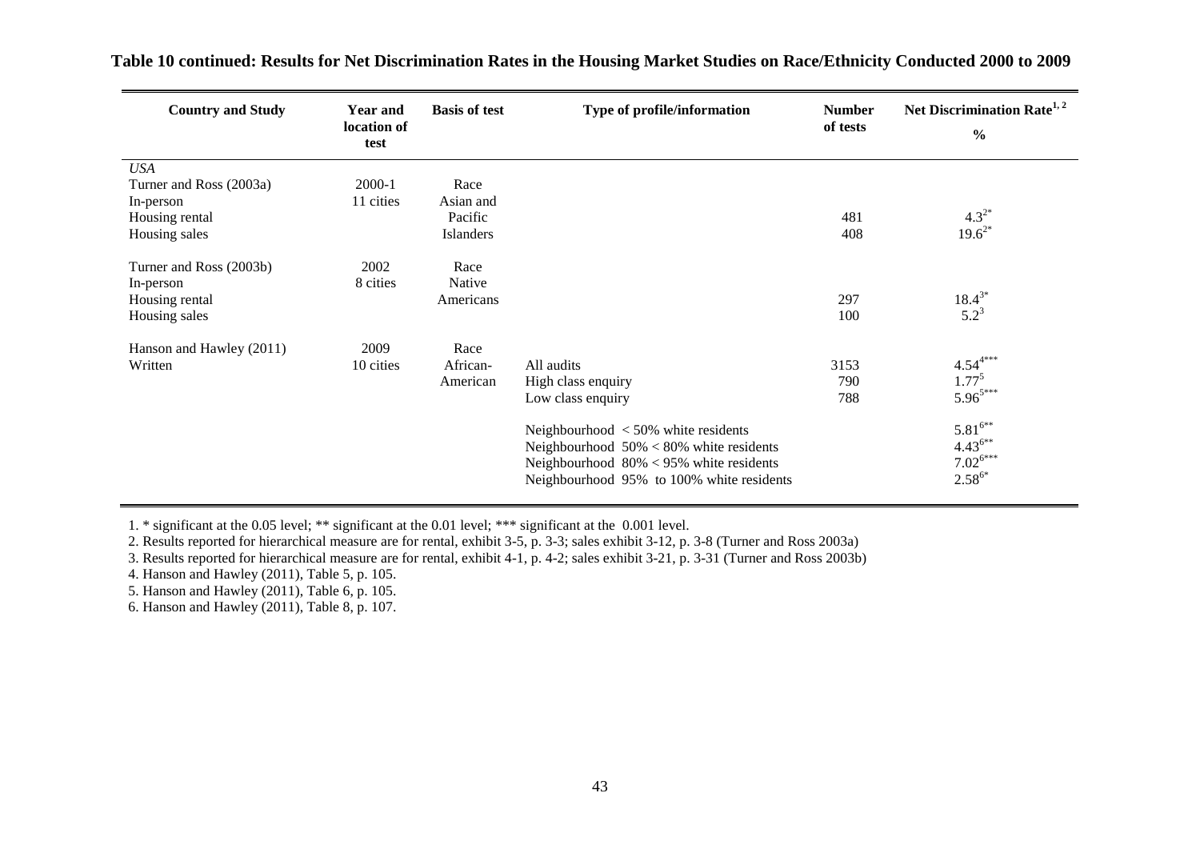**Table 10 continued: Results for Net Discrimination Rates in the Housing Market Studies on Race/Ethnicity Conducted 2000 to 2009**

| Country and Study | Year and location of test | Basis of test | Type of profile/information | Number of tests | Net Discrimination Rate[1, 2] % |
|---|---|---|---|---|---|
| *USA* | | | | | |
| Turner and Ross (2003a) | 2000-1 | Race | | | |
| In-person | 11 cities | Asian and | | | |
| Housing rental | | Pacific | | 481 | 4.3[2*] |
| Housing sales | | Islanders | | 408 | 19.6[2*] |
| Turner and Ross (2003b) | 2002 | Race | | | |
| In-person | 8 cities | Native | | | |
| Housing rental | | Americans | | 297 | 18.4[3*] |
| Housing sales | | | | 100 | 5.2[3] |
| Hanson and Hawley (2011) | 2009 | Race | | | |
| Written | 10 cities | African- | All audits | 3153 | 4.54[4***] |
| | | American | High class enquiry | 790 | 1.77[5] |
| | | | Low class enquiry | 788 | 5.96[5***] |
| | | | Neighbourhood < 50% white residents | | 5.81[6**] |
| | | | Neighbourhood 50% < 80% white residents | | 4.43[6**] |
| | | | Neighbourhood 80% < 95% white residents | | 7.02[6***] |
| | | | Neighbourhood 95% to 100% white residents | | 2.58[6*] |

1. * significant at the 0.05 level; ** significant at the 0.01 level; *** significant at the 0.001 level.
2. Results reported for hierarchical measure are for rental, exhibit 3-5, p. 3-3; sales exhibit 3-12, p. 3-8 (Turner and Ross 2003a)
3. Results reported for hierarchical measure are for rental, exhibit 4-1, p. 4-2; sales exhibit 3-21, p. 3-31 (Turner and Ross 2003b)
4. Hanson and Hawley (2011), Table 5, p. 105.
5. Hanson and Hawley (2011), Table 6, p. 105.
6. Hanson and Hawley (2011), Table 8, p. 107.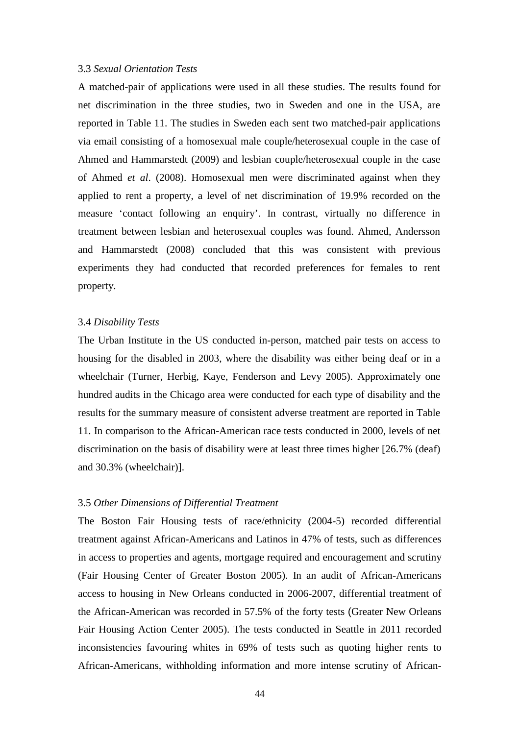3.3 *Sexual Orientation Tests*

A matched-pair of applications were used in all these studies. The results found for net discrimination in the three studies, two in Sweden and one in the USA, are reported in Table 11. The studies in Sweden each sent two matched-pair applications via email consisting of a homosexual male couple/heterosexual couple in the case of Ahmed and Hammarstedt (2009) and lesbian couple/heterosexual couple in the case of Ahmed *et al*. (2008). Homosexual men were discriminated against when they applied to rent a property, a level of net discrimination of 19.9% recorded on the measure 'contact following an enquiry'. In contrast, virtually no difference in treatment between lesbian and heterosexual couples was found. Ahmed, Andersson and Hammarstedt (2008) concluded that this was consistent with previous experiments they had conducted that recorded preferences for females to rent property.

3.4 *Disability Tests*

The Urban Institute in the US conducted in-person, matched pair tests on access to housing for the disabled in 2003, where the disability was either being deaf or in a wheelchair (Turner, Herbig, Kaye, Fenderson and Levy 2005). Approximately one hundred audits in the Chicago area were conducted for each type of disability and the results for the summary measure of consistent adverse treatment are reported in Table 11. In comparison to the African-American race tests conducted in 2000, levels of net discrimination on the basis of disability were at least three times higher [26.7% (deaf) and 30.3% (wheelchair)].

3.5 *Other Dimensions of Differential Treatment*

The Boston Fair Housing tests of race/ethnicity (2004-5) recorded differential treatment against African-Americans and Latinos in 47% of tests, such as differences in access to properties and agents, mortgage required and encouragement and scrutiny (Fair Housing Center of Greater Boston 2005). In an audit of African-Americans access to housing in New Orleans conducted in 2006-2007, differential treatment of the African-American was recorded in 57.5% of the forty tests (Greater New Orleans Fair Housing Action Center 2005). The tests conducted in Seattle in 2011 recorded inconsistencies favouring whites in 69% of tests such as quoting higher rents to African-Americans, withholding information and more intense scrutiny of African-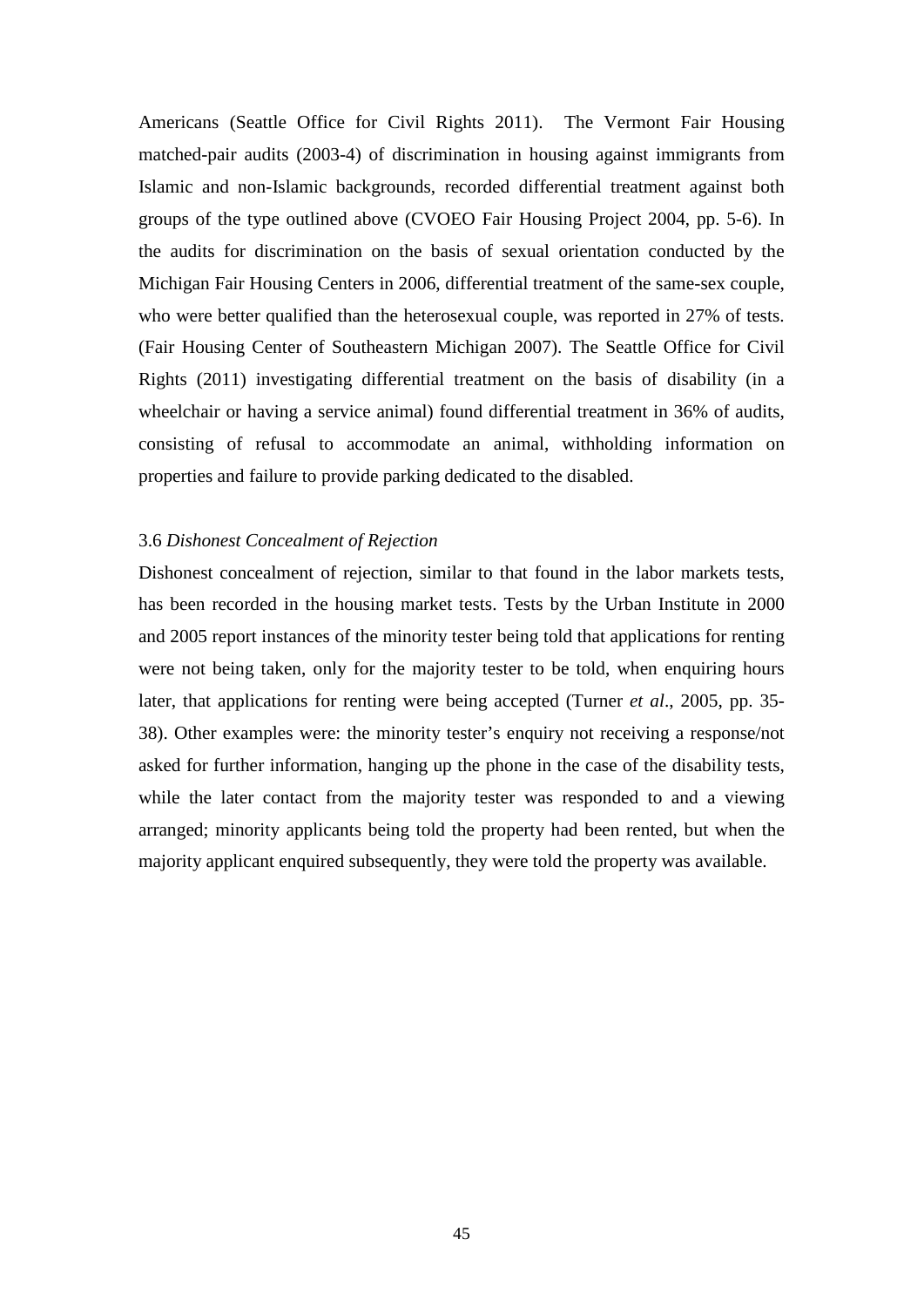Americans (Seattle Office for Civil Rights 2011). The Vermont Fair Housing matched-pair audits (2003-4) of discrimination in housing against immigrants from Islamic and non-Islamic backgrounds, recorded differential treatment against both groups of the type outlined above (CVOEO Fair Housing Project 2004, pp. 5-6). In the audits for discrimination on the basis of sexual orientation conducted by the Michigan Fair Housing Centers in 2006, differential treatment of the same-sex couple, who were better qualified than the heterosexual couple, was reported in 27% of tests. (Fair Housing Center of Southeastern Michigan 2007). The Seattle Office for Civil Rights (2011) investigating differential treatment on the basis of disability (in a wheelchair or having a service animal) found differential treatment in 36% of audits, consisting of refusal to accommodate an animal, withholding information on properties and failure to provide parking dedicated to the disabled.

### 3.6 *Dishonest Concealment of Rejection*

Dishonest concealment of rejection, similar to that found in the labor markets tests, has been recorded in the housing market tests. Tests by the Urban Institute in 2000 and 2005 report instances of the minority tester being told that applications for renting were not being taken, only for the majority tester to be told, when enquiring hours later, that applications for renting were being accepted (Turner *et al*., 2005, pp. 35-38). Other examples were: the minority tester's enquiry not receiving a response/not asked for further information, hanging up the phone in the case of the disability tests, while the later contact from the majority tester was responded to and a viewing arranged; minority applicants being told the property had been rented, but when the majority applicant enquired subsequently, they were told the property was available.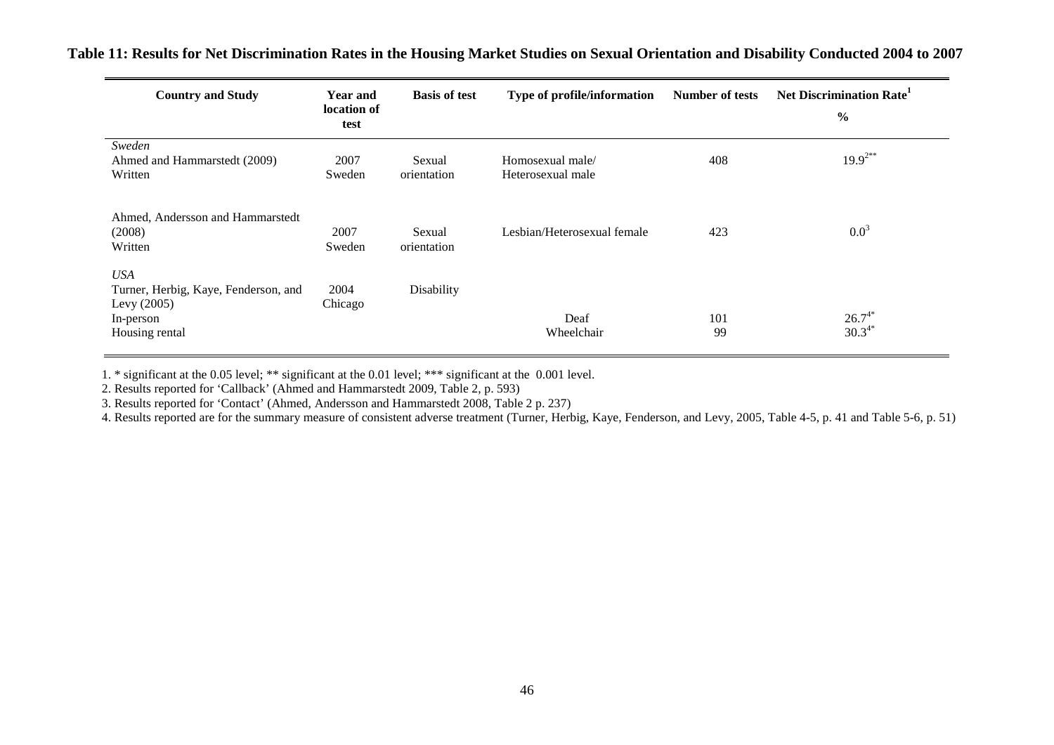**Table 11: Results for Net Discrimination Rates in the Housing Market Studies on Sexual Orientation and Disability Conducted 2004 to 2007**

| Country and Study | Year and location of test | Basis of test | Type of profile/information | Number of tests | Net Discrimination Rate[1] % |
|---|---|---|---|---|---|
| *Sweden* | | | | | |
| Ahmed and Hammarstedt (2009) Written | 2007 Sweden | Sexual orientation | Homosexual male/ Heterosexual male | 408 | 19.9[2**] |
| Ahmed, Andersson and Hammarstedt (2008) Written | 2007 Sweden | Sexual orientation | Lesbian/Heterosexual female | 423 | 0.0[3] |
| *USA* | | | | | |
| Turner, Herbig, Kaye, Fenderson, and Levy (2005) In-person Housing rental | 2004 Chicago | Disability | | | |
| | | | Deaf | 101 | 26.7[4*] |
| | | | Wheelchair | 99 | 30.3[4*] |

1. * significant at the 0.05 level; ** significant at the 0.01 level; *** significant at the 0.001 level.

2. Results reported for 'Callback' (Ahmed and Hammarstedt 2009, Table 2, p. 593)

3. Results reported for 'Contact' (Ahmed, Andersson and Hammarstedt 2008, Table 2 p. 237)

4. Results reported are for the summary measure of consistent adverse treatment (Turner, Herbig, Kaye, Fenderson, and Levy, 2005, Table 4-5, p. 41 and Table 5-6, p. 51)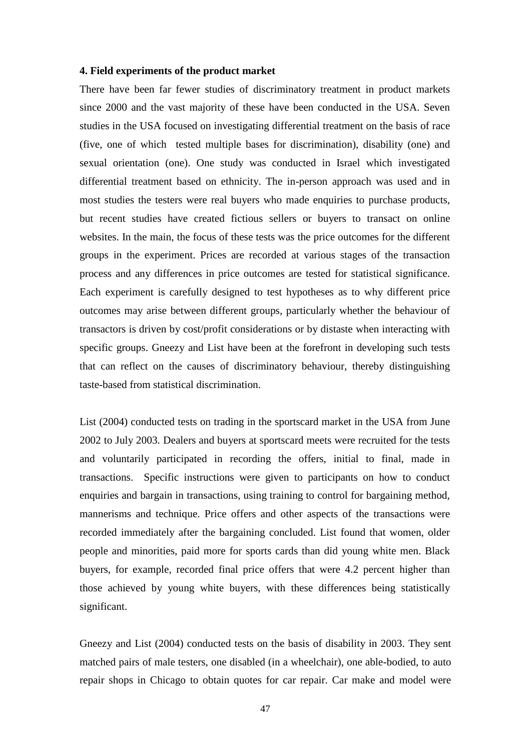### 4. Field experiments of the product market

There have been far fewer studies of discriminatory treatment in product markets since 2000 and the vast majority of these have been conducted in the USA. Seven studies in the USA focused on investigating differential treatment on the basis of race (five, one of which tested multiple bases for discrimination), disability (one) and sexual orientation (one). One study was conducted in Israel which investigated differential treatment based on ethnicity. The in-person approach was used and in most studies the testers were real buyers who made enquiries to purchase products, but recent studies have created fictious sellers or buyers to transact on online websites. In the main, the focus of these tests was the price outcomes for the different groups in the experiment. Prices are recorded at various stages of the transaction process and any differences in price outcomes are tested for statistical significance. Each experiment is carefully designed to test hypotheses as to why different price outcomes may arise between different groups, particularly whether the behaviour of transactors is driven by cost/profit considerations or by distaste when interacting with specific groups. Gneezy and List have been at the forefront in developing such tests that can reflect on the causes of discriminatory behaviour, thereby distinguishing taste-based from statistical discrimination.

List (2004) conducted tests on trading in the sportscard market in the USA from June 2002 to July 2003. Dealers and buyers at sportscard meets were recruited for the tests and voluntarily participated in recording the offers, initial to final, made in transactions. Specific instructions were given to participants on how to conduct enquiries and bargain in transactions, using training to control for bargaining method, mannerisms and technique. Price offers and other aspects of the transactions were recorded immediately after the bargaining concluded. List found that women, older people and minorities, paid more for sports cards than did young white men. Black buyers, for example, recorded final price offers that were 4.2 percent higher than those achieved by young white buyers, with these differences being statistically significant.

Gneezy and List (2004) conducted tests on the basis of disability in 2003. They sent matched pairs of male testers, one disabled (in a wheelchair), one able-bodied, to auto repair shops in Chicago to obtain quotes for car repair. Car make and model were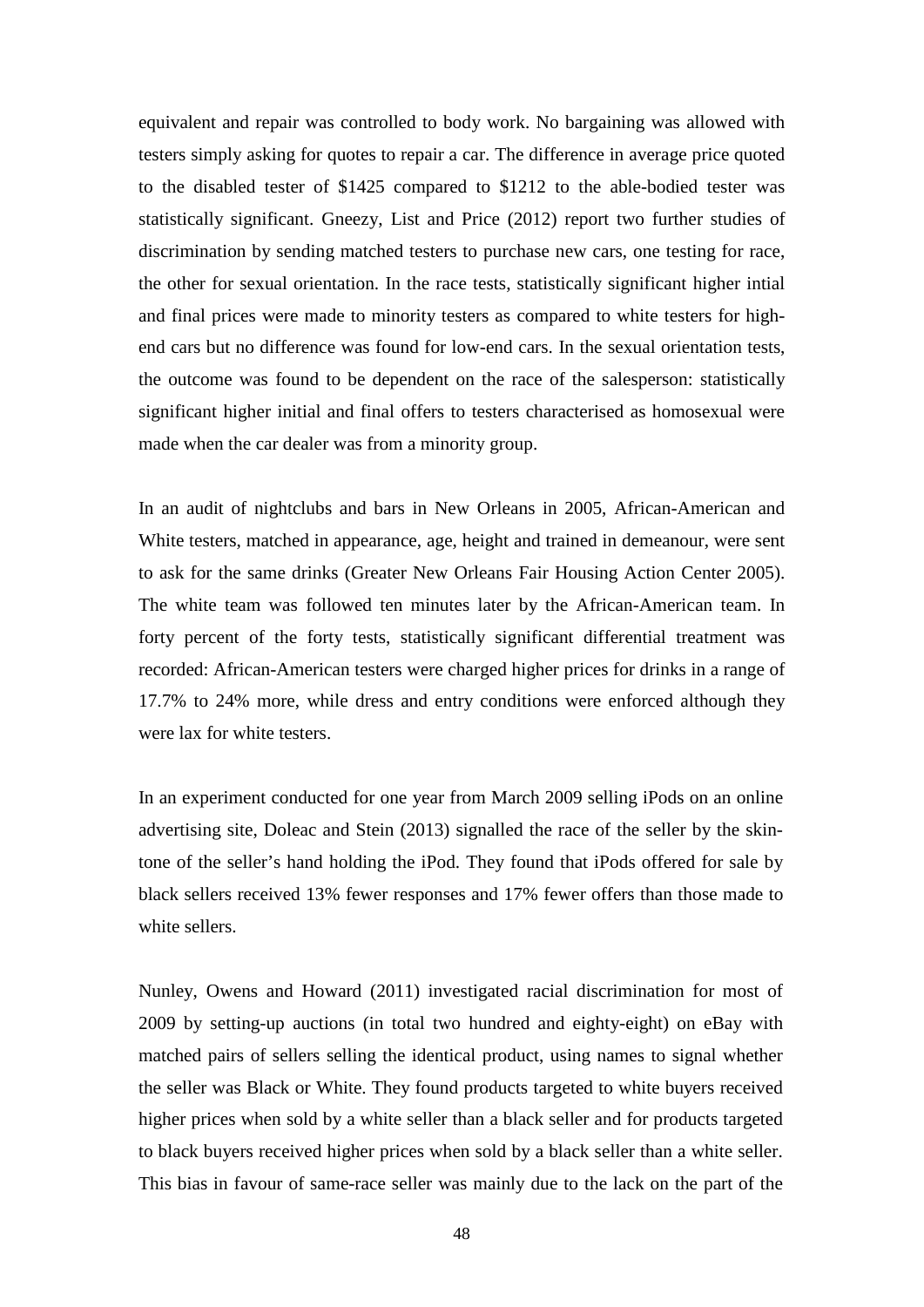equivalent and repair was controlled to body work. No bargaining was allowed with testers simply asking for quotes to repair a car. The difference in average price quoted to the disabled tester of $1425 compared to $1212 to the able-bodied tester was statistically significant. Gneezy, List and Price (2012) report two further studies of discrimination by sending matched testers to purchase new cars, one testing for race, the other for sexual orientation. In the race tests, statistically significant higher intial and final prices were made to minority testers as compared to white testers for high-end cars but no difference was found for low-end cars. In the sexual orientation tests, the outcome was found to be dependent on the race of the salesperson: statistically significant higher initial and final offers to testers characterised as homosexual were made when the car dealer was from a minority group.

In an audit of nightclubs and bars in New Orleans in 2005, African-American and White testers, matched in appearance, age, height and trained in demeanour, were sent to ask for the same drinks (Greater New Orleans Fair Housing Action Center 2005). The white team was followed ten minutes later by the African-American team. In forty percent of the forty tests, statistically significant differential treatment was recorded: African-American testers were charged higher prices for drinks in a range of 17.7% to 24% more, while dress and entry conditions were enforced although they were lax for white testers.

In an experiment conducted for one year from March 2009 selling iPods on an online advertising site, Doleac and Stein (2013) signalled the race of the seller by the skin-tone of the seller's hand holding the iPod. They found that iPods offered for sale by black sellers received 13% fewer responses and 17% fewer offers than those made to white sellers.

Nunley, Owens and Howard (2011) investigated racial discrimination for most of 2009 by setting-up auctions (in total two hundred and eighty-eight) on eBay with matched pairs of sellers selling the identical product, using names to signal whether the seller was Black or White. They found products targeted to white buyers received higher prices when sold by a white seller than a black seller and for products targeted to black buyers received higher prices when sold by a black seller than a white seller. This bias in favour of same-race seller was mainly due to the lack on the part of the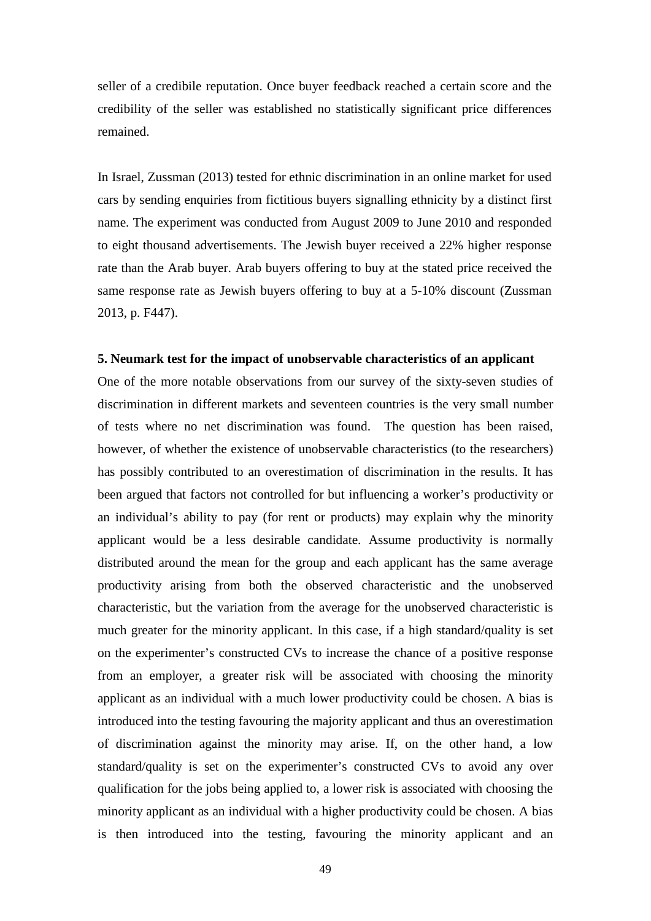seller of a credibile reputation. Once buyer feedback reached a certain score and the credibility of the seller was established no statistically significant price differences remained.

In Israel, Zussman (2013) tested for ethnic discrimination in an online market for used cars by sending enquiries from fictitious buyers signalling ethnicity by a distinct first name. The experiment was conducted from August 2009 to June 2010 and responded to eight thousand advertisements. The Jewish buyer received a 22% higher response rate than the Arab buyer. Arab buyers offering to buy at the stated price received the same response rate as Jewish buyers offering to buy at a 5-10% discount (Zussman 2013, p. F447).

**5. Neumark test for the impact of unobservable characteristics of an applicant**

One of the more notable observations from our survey of the sixty-seven studies of discrimination in different markets and seventeen countries is the very small number of tests where no net discrimination was found. The question has been raised, however, of whether the existence of unobservable characteristics (to the researchers) has possibly contributed to an overestimation of discrimination in the results. It has been argued that factors not controlled for but influencing a worker's productivity or an individual's ability to pay (for rent or products) may explain why the minority applicant would be a less desirable candidate. Assume productivity is normally distributed around the mean for the group and each applicant has the same average productivity arising from both the observed characteristic and the unobserved characteristic, but the variation from the average for the unobserved characteristic is much greater for the minority applicant. In this case, if a high standard/quality is set on the experimenter's constructed CVs to increase the chance of a positive response from an employer, a greater risk will be associated with choosing the minority applicant as an individual with a much lower productivity could be chosen. A bias is introduced into the testing favouring the majority applicant and thus an overestimation of discrimination against the minority may arise. If, on the other hand, a low standard/quality is set on the experimenter's constructed CVs to avoid any over qualification for the jobs being applied to, a lower risk is associated with choosing the minority applicant as an individual with a higher productivity could be chosen. A bias is then introduced into the testing, favouring the minority applicant and an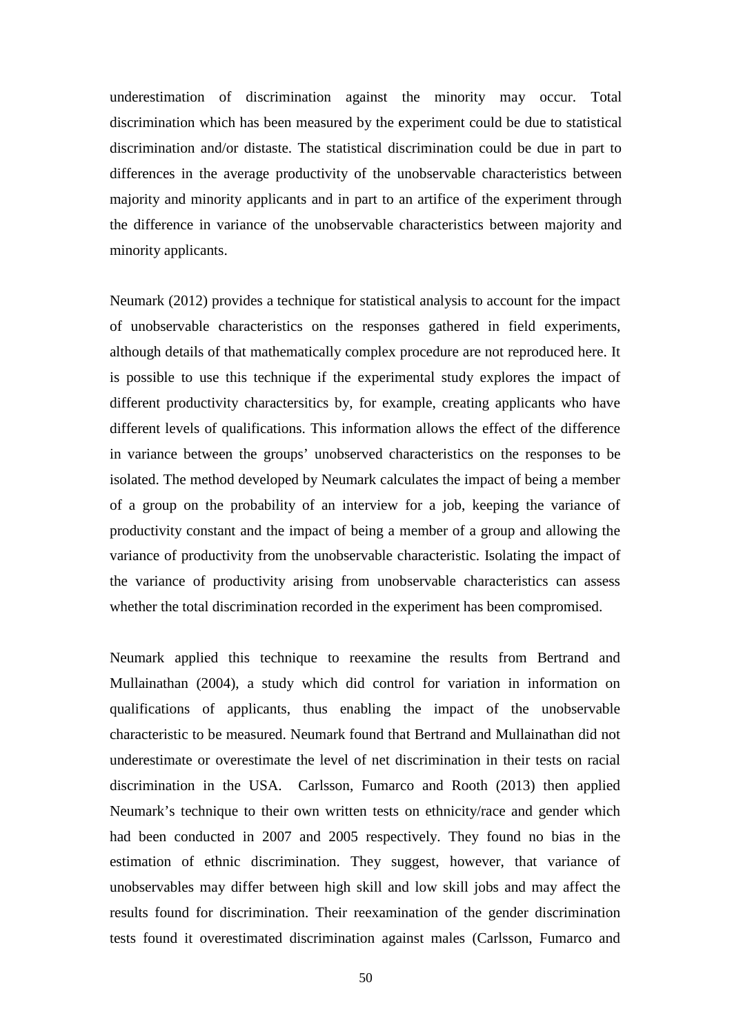underestimation of discrimination against the minority may occur. Total discrimination which has been measured by the experiment could be due to statistical discrimination and/or distaste. The statistical discrimination could be due in part to differences in the average productivity of the unobservable characteristics between majority and minority applicants and in part to an artifice of the experiment through the difference in variance of the unobservable characteristics between majority and minority applicants.

Neumark (2012) provides a technique for statistical analysis to account for the impact of unobservable characteristics on the responses gathered in field experiments, although details of that mathematically complex procedure are not reproduced here. It is possible to use this technique if the experimental study explores the impact of different productivity charactersitics by, for example, creating applicants who have different levels of qualifications. This information allows the effect of the difference in variance between the groups' unobserved characteristics on the responses to be isolated. The method developed by Neumark calculates the impact of being a member of a group on the probability of an interview for a job, keeping the variance of productivity constant and the impact of being a member of a group and allowing the variance of productivity from the unobservable characteristic. Isolating the impact of the variance of productivity arising from unobservable characteristics can assess whether the total discrimination recorded in the experiment has been compromised.

Neumark applied this technique to reexamine the results from Bertrand and Mullainathan (2004), a study which did control for variation in information on qualifications of applicants, thus enabling the impact of the unobservable characteristic to be measured. Neumark found that Bertrand and Mullainathan did not underestimate or overestimate the level of net discrimination in their tests on racial discrimination in the USA. Carlsson, Fumarco and Rooth (2013) then applied Neumark's technique to their own written tests on ethnicity/race and gender which had been conducted in 2007 and 2005 respectively. They found no bias in the estimation of ethnic discrimination. They suggest, however, that variance of unobservables may differ between high skill and low skill jobs and may affect the results found for discrimination. Their reexamination of the gender discrimination tests found it overestimated discrimination against males (Carlsson, Fumarco and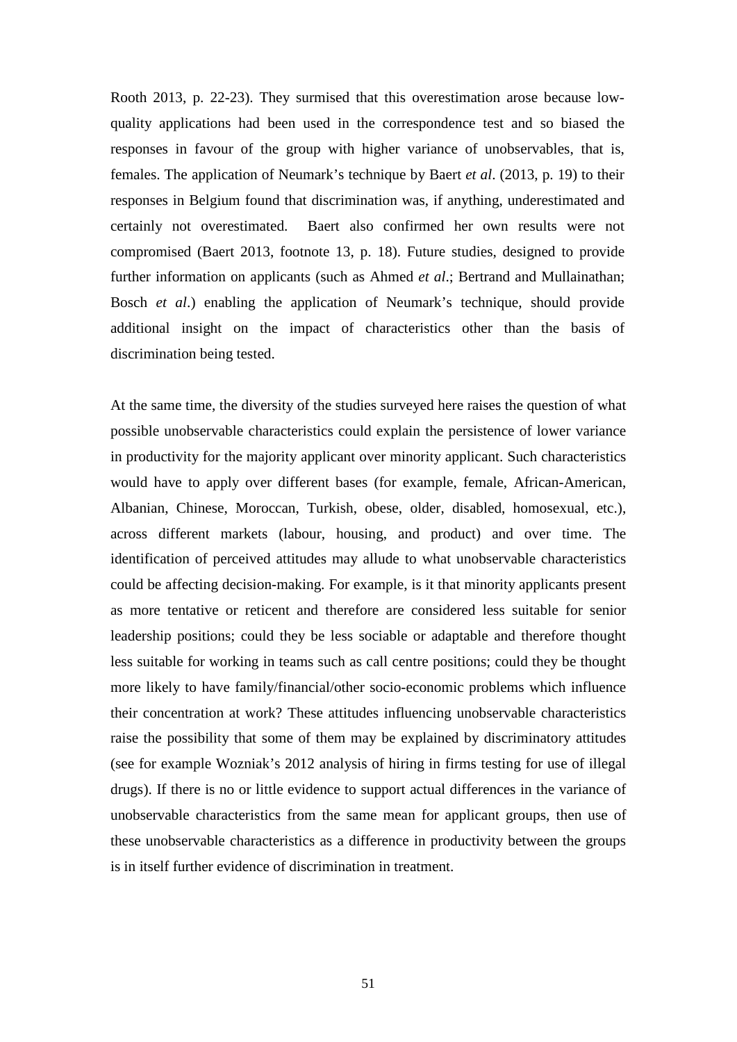Rooth 2013, p. 22-23). They surmised that this overestimation arose because low-quality applications had been used in the correspondence test and so biased the responses in favour of the group with higher variance of unobservables, that is, females. The application of Neumark's technique by Baert *et al*. (2013, p. 19) to their responses in Belgium found that discrimination was, if anything, underestimated and certainly not overestimated. Baert also confirmed her own results were not compromised (Baert 2013, footnote 13, p. 18). Future studies, designed to provide further information on applicants (such as Ahmed *et al*.; Bertrand and Mullainathan; Bosch *et al*.) enabling the application of Neumark's technique, should provide additional insight on the impact of characteristics other than the basis of discrimination being tested.

At the same time, the diversity of the studies surveyed here raises the question of what possible unobservable characteristics could explain the persistence of lower variance in productivity for the majority applicant over minority applicant. Such characteristics would have to apply over different bases (for example, female, African-American, Albanian, Chinese, Moroccan, Turkish, obese, older, disabled, homosexual, etc.), across different markets (labour, housing, and product) and over time. The identification of perceived attitudes may allude to what unobservable characteristics could be affecting decision-making. For example, is it that minority applicants present as more tentative or reticent and therefore are considered less suitable for senior leadership positions; could they be less sociable or adaptable and therefore thought less suitable for working in teams such as call centre positions; could they be thought more likely to have family/financial/other socio-economic problems which influence their concentration at work? These attitudes influencing unobservable characteristics raise the possibility that some of them may be explained by discriminatory attitudes (see for example Wozniak's 2012 analysis of hiring in firms testing for use of illegal drugs). If there is no or little evidence to support actual differences in the variance of unobservable characteristics from the same mean for applicant groups, then use of these unobservable characteristics as a difference in productivity between the groups is in itself further evidence of discrimination in treatment.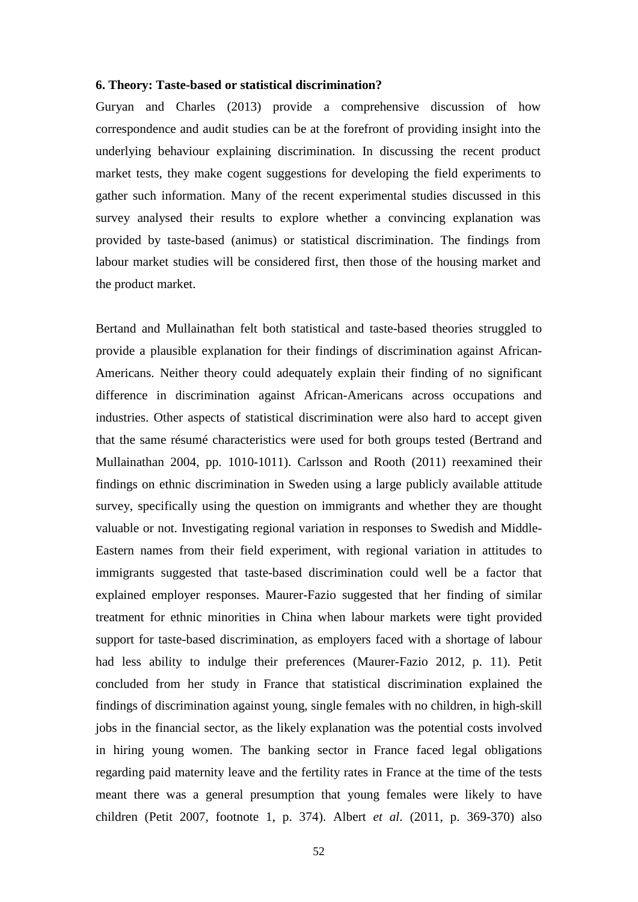### 6. Theory: Taste-based or statistical discrimination?

Guryan and Charles (2013) provide a comprehensive discussion of how correspondence and audit studies can be at the forefront of providing insight into the underlying behaviour explaining discrimination. In discussing the recent product market tests, they make cogent suggestions for developing the field experiments to gather such information. Many of the recent experimental studies discussed in this survey analysed their results to explore whether a convincing explanation was provided by taste-based (animus) or statistical discrimination. The findings from labour market studies will be considered first, then those of the housing market and the product market.

Bertand and Mullainathan felt both statistical and taste-based theories struggled to provide a plausible explanation for their findings of discrimination against African-Americans. Neither theory could adequately explain their finding of no significant difference in discrimination against African-Americans across occupations and industries. Other aspects of statistical discrimination were also hard to accept given that the same résumé characteristics were used for both groups tested (Bertrand and Mullainathan 2004, pp. 1010-1011). Carlsson and Rooth (2011) reexamined their findings on ethnic discrimination in Sweden using a large publicly available attitude survey, specifically using the question on immigrants and whether they are thought valuable or not. Investigating regional variation in responses to Swedish and Middle-Eastern names from their field experiment, with regional variation in attitudes to immigrants suggested that taste-based discrimination could well be a factor that explained employer responses. Maurer-Fazio suggested that her finding of similar treatment for ethnic minorities in China when labour markets were tight provided support for taste-based discrimination, as employers faced with a shortage of labour had less ability to indulge their preferences (Maurer-Fazio 2012, p. 11). Petit concluded from her study in France that statistical discrimination explained the findings of discrimination against young, single females with no children, in high-skill jobs in the financial sector, as the likely explanation was the potential costs involved in hiring young women. The banking sector in France faced legal obligations regarding paid maternity leave and the fertility rates in France at the time of the tests meant there was a general presumption that young females were likely to have children (Petit 2007, footnote 1, p. 374). Albert *et al*. (2011, p. 369-370) also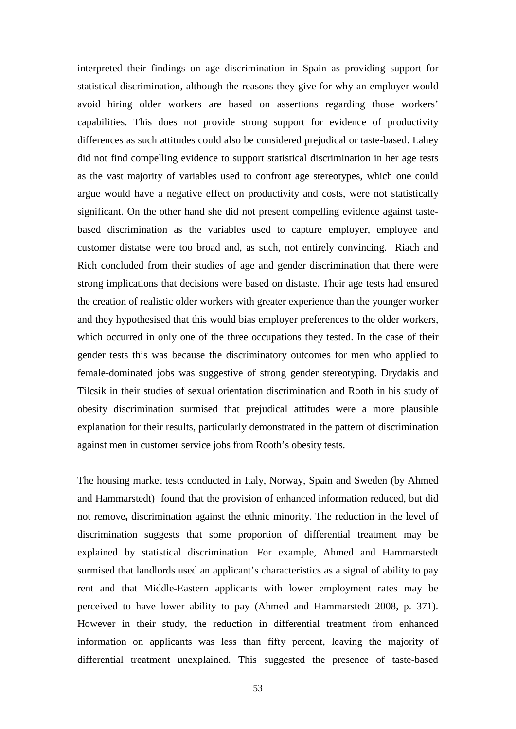interpreted their findings on age discrimination in Spain as providing support for statistical discrimination, although the reasons they give for why an employer would avoid hiring older workers are based on assertions regarding those workers' capabilities. This does not provide strong support for evidence of productivity differences as such attitudes could also be considered prejudical or taste-based. Lahey did not find compelling evidence to support statistical discrimination in her age tests as the vast majority of variables used to confront age stereotypes, which one could argue would have a negative effect on productivity and costs, were not statistically significant. On the other hand she did not present compelling evidence against taste-based discrimination as the variables used to capture employer, employee and customer distatse were too broad and, as such, not entirely convincing. Riach and Rich concluded from their studies of age and gender discrimination that there were strong implications that decisions were based on distaste. Their age tests had ensured the creation of realistic older workers with greater experience than the younger worker and they hypothesised that this would bias employer preferences to the older workers, which occurred in only one of the three occupations they tested. In the case of their gender tests this was because the discriminatory outcomes for men who applied to female-dominated jobs was suggestive of strong gender stereotyping. Drydakis and Tilcsik in their studies of sexual orientation discrimination and Rooth in his study of obesity discrimination surmised that prejudical attitudes were a more plausible explanation for their results, particularly demonstrated in the pattern of discrimination against men in customer service jobs from Rooth's obesity tests.

The housing market tests conducted in Italy, Norway, Spain and Sweden (by Ahmed and Hammarstedt) found that the provision of enhanced information reduced, but did not remove**,** discrimination against the ethnic minority. The reduction in the level of discrimination suggests that some proportion of differential treatment may be explained by statistical discrimination. For example, Ahmed and Hammarstedt surmised that landlords used an applicant's characteristics as a signal of ability to pay rent and that Middle-Eastern applicants with lower employment rates may be perceived to have lower ability to pay (Ahmed and Hammarstedt 2008, p. 371). However in their study, the reduction in differential treatment from enhanced information on applicants was less than fifty percent, leaving the majority of differential treatment unexplained. This suggested the presence of taste-based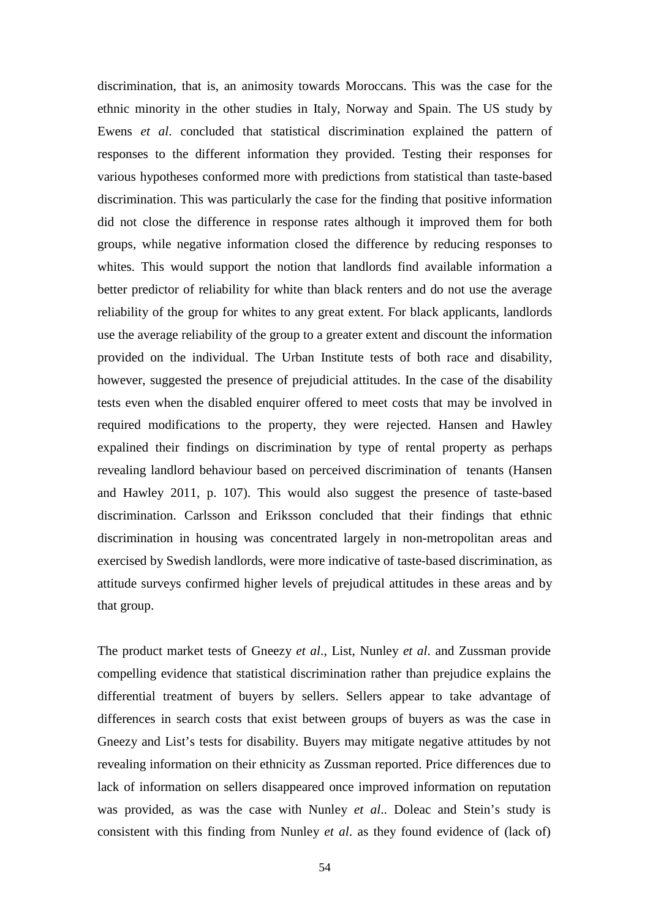discrimination, that is, an animosity towards Moroccans. This was the case for the ethnic minority in the other studies in Italy, Norway and Spain. The US study by Ewens *et al*. concluded that statistical discrimination explained the pattern of responses to the different information they provided. Testing their responses for various hypotheses conformed more with predictions from statistical than taste-based discrimination. This was particularly the case for the finding that positive information did not close the difference in response rates although it improved them for both groups, while negative information closed the difference by reducing responses to whites. This would support the notion that landlords find available information a better predictor of reliability for white than black renters and do not use the average reliability of the group for whites to any great extent. For black applicants, landlords use the average reliability of the group to a greater extent and discount the information provided on the individual. The Urban Institute tests of both race and disability, however, suggested the presence of prejudicial attitudes. In the case of the disability tests even when the disabled enquirer offered to meet costs that may be involved in required modifications to the property, they were rejected. Hansen and Hawley expalined their findings on discrimination by type of rental property as perhaps revealing landlord behaviour based on perceived discrimination of tenants (Hansen and Hawley 2011, p. 107). This would also suggest the presence of taste-based discrimination. Carlsson and Eriksson concluded that their findings that ethnic discrimination in housing was concentrated largely in non-metropolitan areas and exercised by Swedish landlords, were more indicative of taste-based discrimination, as attitude surveys confirmed higher levels of prejudical attitudes in these areas and by that group.

The product market tests of Gneezy *et al*., List, Nunley *et al*. and Zussman provide compelling evidence that statistical discrimination rather than prejudice explains the differential treatment of buyers by sellers. Sellers appear to take advantage of differences in search costs that exist between groups of buyers as was the case in Gneezy and List's tests for disability. Buyers may mitigate negative attitudes by not revealing information on their ethnicity as Zussman reported. Price differences due to lack of information on sellers disappeared once improved information on reputation was provided, as was the case with Nunley *et al*.. Doleac and Stein's study is consistent with this finding from Nunley *et al*. as they found evidence of (lack of)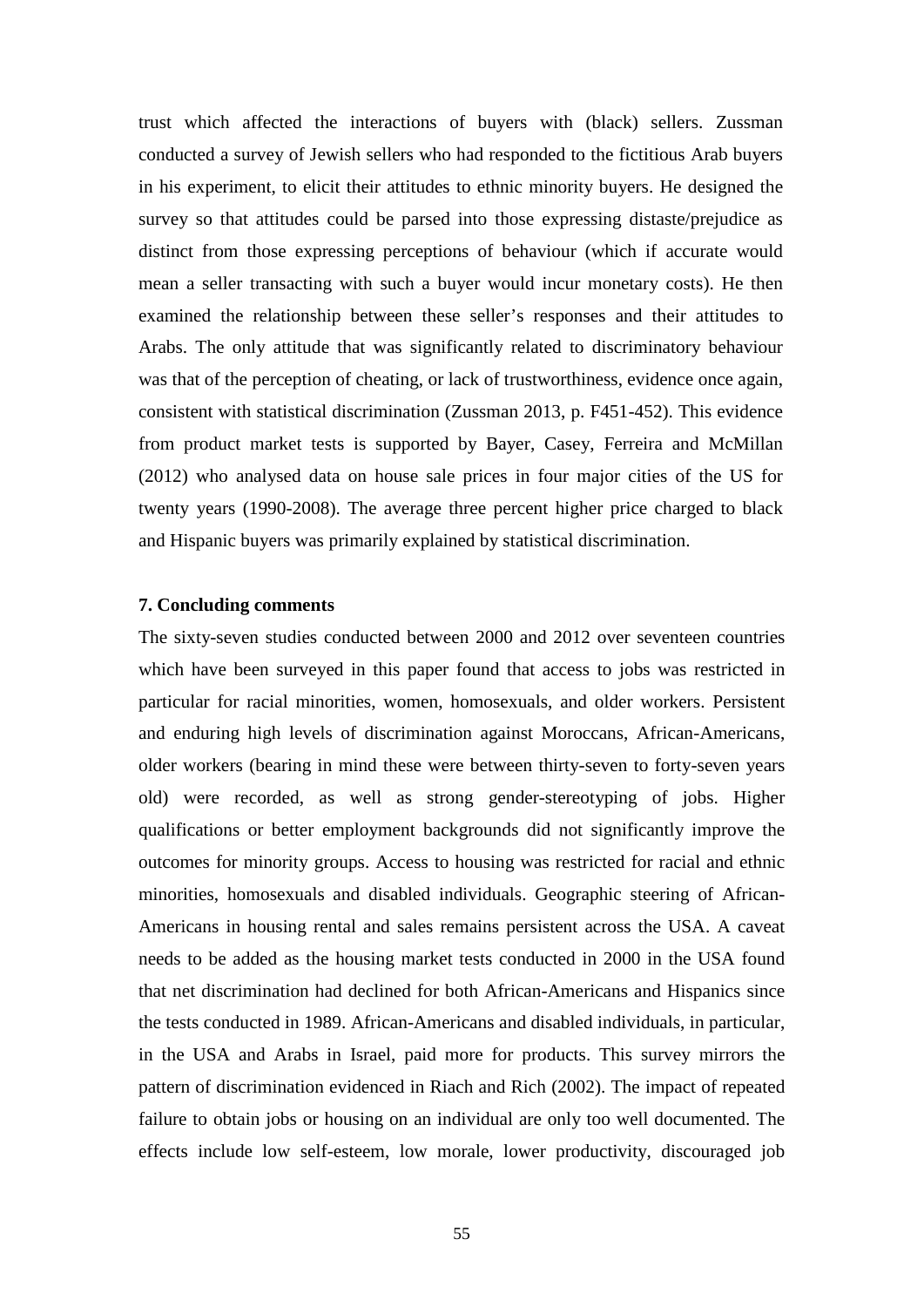trust which affected the interactions of buyers with (black) sellers. Zussman conducted a survey of Jewish sellers who had responded to the fictitious Arab buyers in his experiment, to elicit their attitudes to ethnic minority buyers. He designed the survey so that attitudes could be parsed into those expressing distaste/prejudice as distinct from those expressing perceptions of behaviour (which if accurate would mean a seller transacting with such a buyer would incur monetary costs). He then examined the relationship between these seller's responses and their attitudes to Arabs. The only attitude that was significantly related to discriminatory behaviour was that of the perception of cheating, or lack of trustworthiness, evidence once again, consistent with statistical discrimination (Zussman 2013, p. F451-452). This evidence from product market tests is supported by Bayer, Casey, Ferreira and McMillan (2012) who analysed data on house sale prices in four major cities of the US for twenty years (1990-2008). The average three percent higher price charged to black and Hispanic buyers was primarily explained by statistical discrimination.

**7. Concluding comments**

The sixty-seven studies conducted between 2000 and 2012 over seventeen countries which have been surveyed in this paper found that access to jobs was restricted in particular for racial minorities, women, homosexuals, and older workers. Persistent and enduring high levels of discrimination against Moroccans, African-Americans, older workers (bearing in mind these were between thirty-seven to forty-seven years old) were recorded, as well as strong gender-stereotyping of jobs. Higher qualifications or better employment backgrounds did not significantly improve the outcomes for minority groups. Access to housing was restricted for racial and ethnic minorities, homosexuals and disabled individuals. Geographic steering of African-Americans in housing rental and sales remains persistent across the USA. A caveat needs to be added as the housing market tests conducted in 2000 in the USA found that net discrimination had declined for both African-Americans and Hispanics since the tests conducted in 1989. African-Americans and disabled individuals, in particular, in the USA and Arabs in Israel, paid more for products. This survey mirrors the pattern of discrimination evidenced in Riach and Rich (2002). The impact of repeated failure to obtain jobs or housing on an individual are only too well documented. The effects include low self-esteem, low morale, lower productivity, discouraged job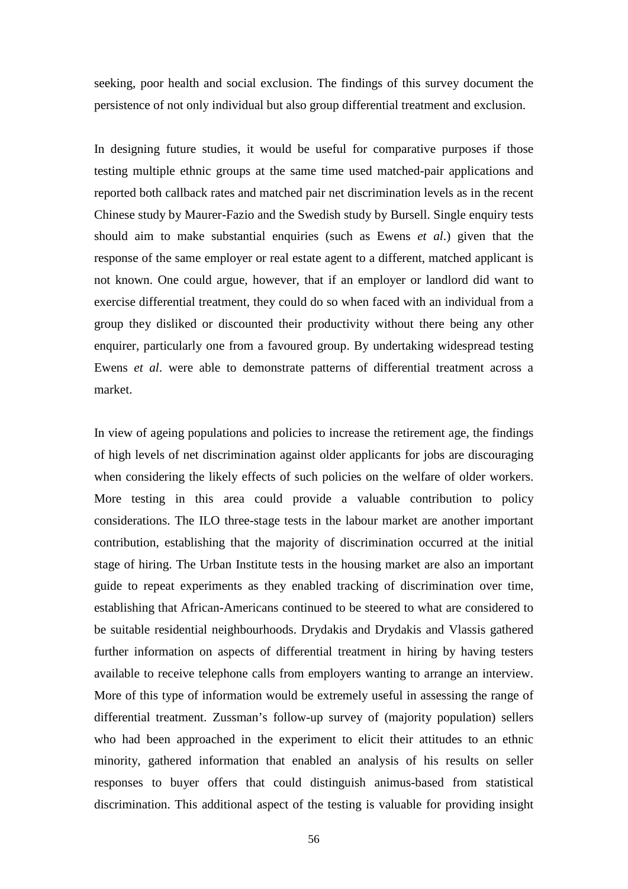seeking, poor health and social exclusion. The findings of this survey document the persistence of not only individual but also group differential treatment and exclusion.

In designing future studies, it would be useful for comparative purposes if those testing multiple ethnic groups at the same time used matched-pair applications and reported both callback rates and matched pair net discrimination levels as in the recent Chinese study by Maurer-Fazio and the Swedish study by Bursell. Single enquiry tests should aim to make substantial enquiries (such as Ewens *et al*.) given that the response of the same employer or real estate agent to a different, matched applicant is not known. One could argue, however, that if an employer or landlord did want to exercise differential treatment, they could do so when faced with an individual from a group they disliked or discounted their productivity without there being any other enquirer, particularly one from a favoured group. By undertaking widespread testing Ewens *et al*. were able to demonstrate patterns of differential treatment across a market.

In view of ageing populations and policies to increase the retirement age, the findings of high levels of net discrimination against older applicants for jobs are discouraging when considering the likely effects of such policies on the welfare of older workers. More testing in this area could provide a valuable contribution to policy considerations. The ILO three-stage tests in the labour market are another important contribution, establishing that the majority of discrimination occurred at the initial stage of hiring. The Urban Institute tests in the housing market are also an important guide to repeat experiments as they enabled tracking of discrimination over time, establishing that African-Americans continued to be steered to what are considered to be suitable residential neighbourhoods. Drydakis and Drydakis and Vlassis gathered further information on aspects of differential treatment in hiring by having testers available to receive telephone calls from employers wanting to arrange an interview. More of this type of information would be extremely useful in assessing the range of differential treatment. Zussman's follow-up survey of (majority population) sellers who had been approached in the experiment to elicit their attitudes to an ethnic minority, gathered information that enabled an analysis of his results on seller responses to buyer offers that could distinguish animus-based from statistical discrimination. This additional aspect of the testing is valuable for providing insight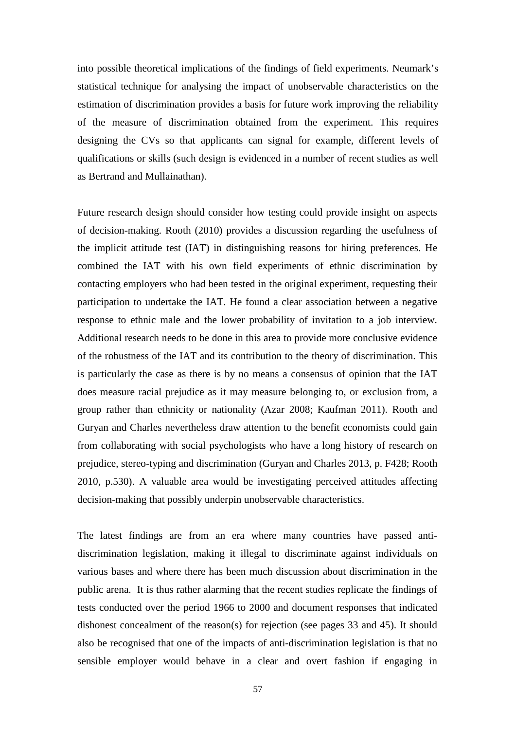into possible theoretical implications of the findings of field experiments. Neumark's statistical technique for analysing the impact of unobservable characteristics on the estimation of discrimination provides a basis for future work improving the reliability of the measure of discrimination obtained from the experiment. This requires designing the CVs so that applicants can signal for example, different levels of qualifications or skills (such design is evidenced in a number of recent studies as well as Bertrand and Mullainathan).

Future research design should consider how testing could provide insight on aspects of decision-making. Rooth (2010) provides a discussion regarding the usefulness of the implicit attitude test (IAT) in distinguishing reasons for hiring preferences. He combined the IAT with his own field experiments of ethnic discrimination by contacting employers who had been tested in the original experiment, requesting their participation to undertake the IAT. He found a clear association between a negative response to ethnic male and the lower probability of invitation to a job interview. Additional research needs to be done in this area to provide more conclusive evidence of the robustness of the IAT and its contribution to the theory of discrimination. This is particularly the case as there is by no means a consensus of opinion that the IAT does measure racial prejudice as it may measure belonging to, or exclusion from, a group rather than ethnicity or nationality (Azar 2008; Kaufman 2011). Rooth and Guryan and Charles nevertheless draw attention to the benefit economists could gain from collaborating with social psychologists who have a long history of research on prejudice, stereo-typing and discrimination (Guryan and Charles 2013, p. F428; Rooth 2010, p.530). A valuable area would be investigating perceived attitudes affecting decision-making that possibly underpin unobservable characteristics.

The latest findings are from an era where many countries have passed anti-discrimination legislation, making it illegal to discriminate against individuals on various bases and where there has been much discussion about discrimination in the public arena. It is thus rather alarming that the recent studies replicate the findings of tests conducted over the period 1966 to 2000 and document responses that indicated dishonest concealment of the reason(s) for rejection (see pages 33 and 45). It should also be recognised that one of the impacts of anti-discrimination legislation is that no sensible employer would behave in a clear and overt fashion if engaging in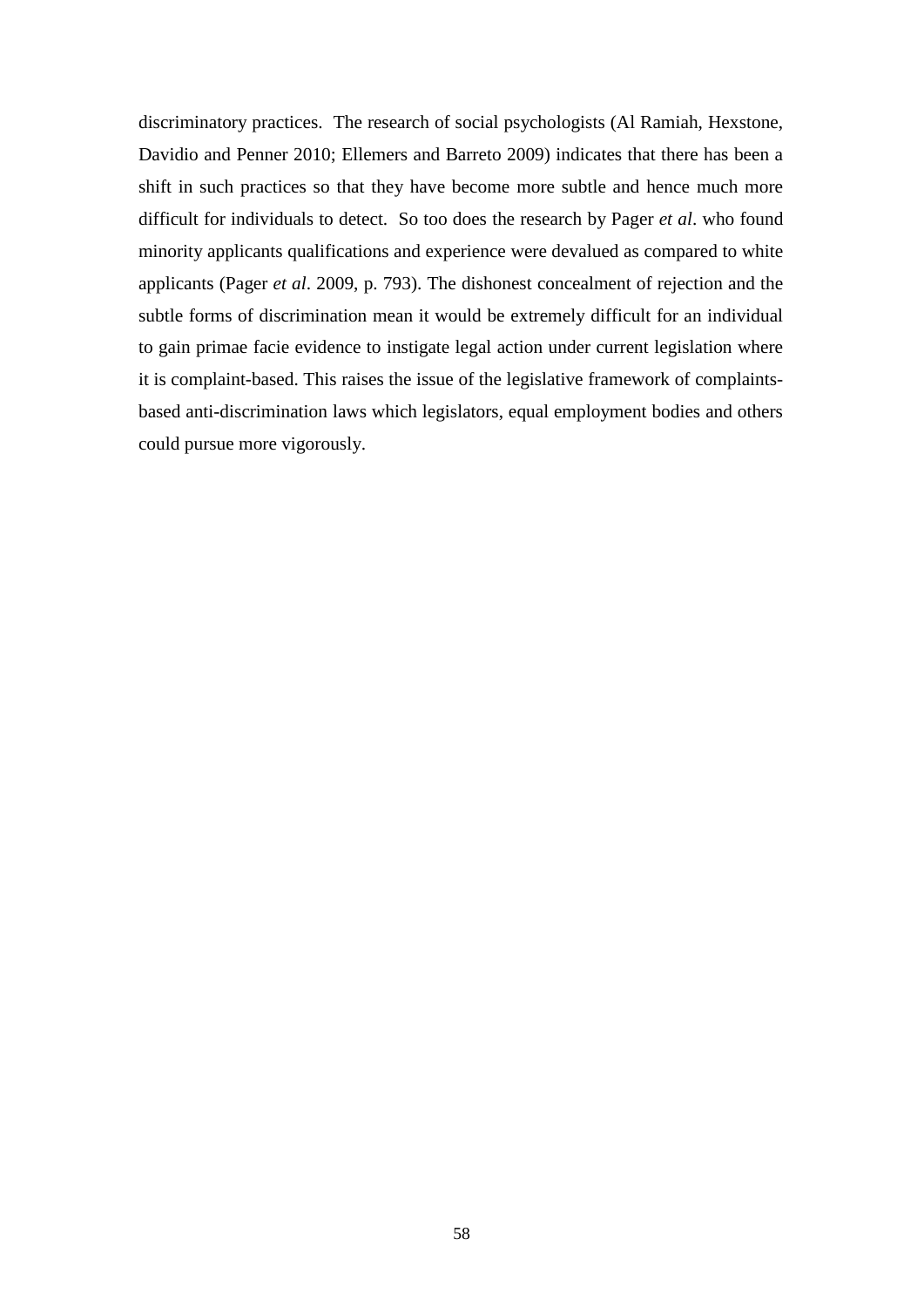discriminatory practices. The research of social psychologists (Al Ramiah, Hexstone, Davidio and Penner 2010; Ellemers and Barreto 2009) indicates that there has been a shift in such practices so that they have become more subtle and hence much more difficult for individuals to detect. So too does the research by Pager *et al*. who found minority applicants qualifications and experience were devalued as compared to white applicants (Pager *et al*. 2009, p. 793). The dishonest concealment of rejection and the subtle forms of discrimination mean it would be extremely difficult for an individual to gain primae facie evidence to instigate legal action under current legislation where it is complaint-based. This raises the issue of the legislative framework of complaints-based anti-discrimination laws which legislators, equal employment bodies and others could pursue more vigorously.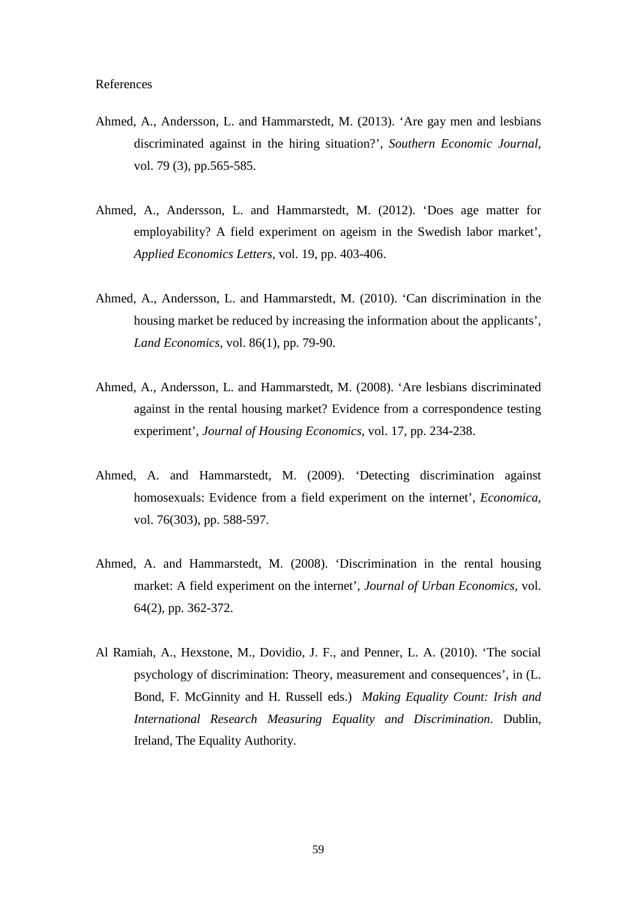References

Ahmed, A., Andersson, L. and Hammarstedt, M. (2013). 'Are gay men and lesbians discriminated against in the hiring situation?', *Southern Economic Journal*, vol. 79 (3), pp.565-585.

Ahmed, A., Andersson, L. and Hammarstedt, M. (2012). 'Does age matter for employability? A field experiment on ageism in the Swedish labor market', *Applied Economics Letters*, vol. 19, pp. 403-406.

Ahmed, A., Andersson, L. and Hammarstedt, M. (2010). 'Can discrimination in the housing market be reduced by increasing the information about the applicants', *Land Economics*, vol. 86(1), pp. 79-90.

Ahmed, A., Andersson, L. and Hammarstedt, M. (2008). 'Are lesbians discriminated against in the rental housing market? Evidence from a correspondence testing experiment', *Journal of Housing Economics*, vol. 17, pp. 234-238.

Ahmed, A. and Hammarstedt, M. (2009). 'Detecting discrimination against homosexuals: Evidence from a field experiment on the internet', *Economica*, vol. 76(303), pp. 588-597.

Ahmed, A. and Hammarstedt, M. (2008). 'Discrimination in the rental housing market: A field experiment on the internet', *Journal of Urban Economics*, vol. 64(2), pp. 362-372.

Al Ramiah, A., Hexstone, M., Dovidio, J. F., and Penner, L. A. (2010). 'The social psychology of discrimination: Theory, measurement and consequences', in (L. Bond, F. McGinnity and H. Russell eds.) *Making Equality Count: Irish and International Research Measuring Equality and Discrimination*. Dublin, Ireland, The Equality Authority.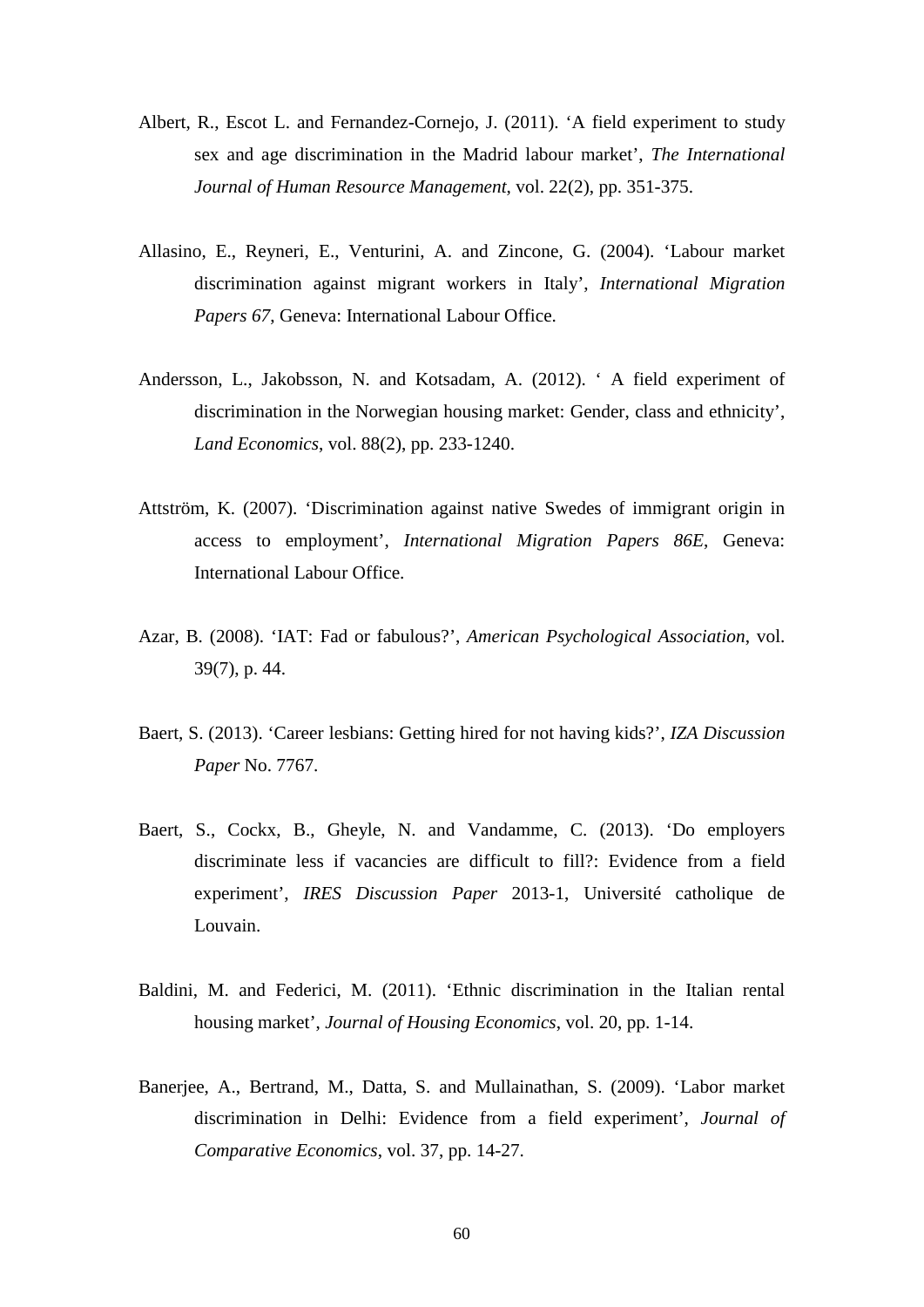Albert, R., Escot L. and Fernandez-Cornejo, J. (2011). ‘A field experiment to study sex and age discrimination in the Madrid labour market’, *The International Journal of Human Resource Management*, vol. 22(2), pp. 351-375.

Allasino, E., Reyneri, E., Venturini, A. and Zincone, G. (2004). ‘Labour market discrimination against migrant workers in Italy’, *International Migration Papers 67*, Geneva: International Labour Office.

Andersson, L., Jakobsson, N. and Kotsadam, A. (2012). ‘ A field experiment of discrimination in the Norwegian housing market: Gender, class and ethnicity’, *Land Economics*, vol. 88(2), pp. 233-1240.

Attström, K. (2007). ‘Discrimination against native Swedes of immigrant origin in access to employment’, *International Migration Papers 86E*, Geneva: International Labour Office.

Azar, B. (2008). ‘IAT: Fad or fabulous?’, *American Psychological Association*, vol. 39(7), p. 44.

Baert, S. (2013). ‘Career lesbians: Getting hired for not having kids?’, *IZA Discussion Paper* No. 7767.

Baert, S., Cockx, B., Gheyle, N. and Vandamme, C. (2013). ‘Do employers discriminate less if vacancies are difficult to fill?: Evidence from a field experiment’, *IRES Discussion Paper* 2013-1, Université catholique de Louvain.

Baldini, M. and Federici, M. (2011). ‘Ethnic discrimination in the Italian rental housing market’, *Journal of Housing Economics*, vol. 20, pp. 1-14.

Banerjee, A., Bertrand, M., Datta, S. and Mullainathan, S. (2009). ‘Labor market discrimination in Delhi: Evidence from a field experiment’, *Journal of Comparative Economics*, vol. 37, pp. 14-27.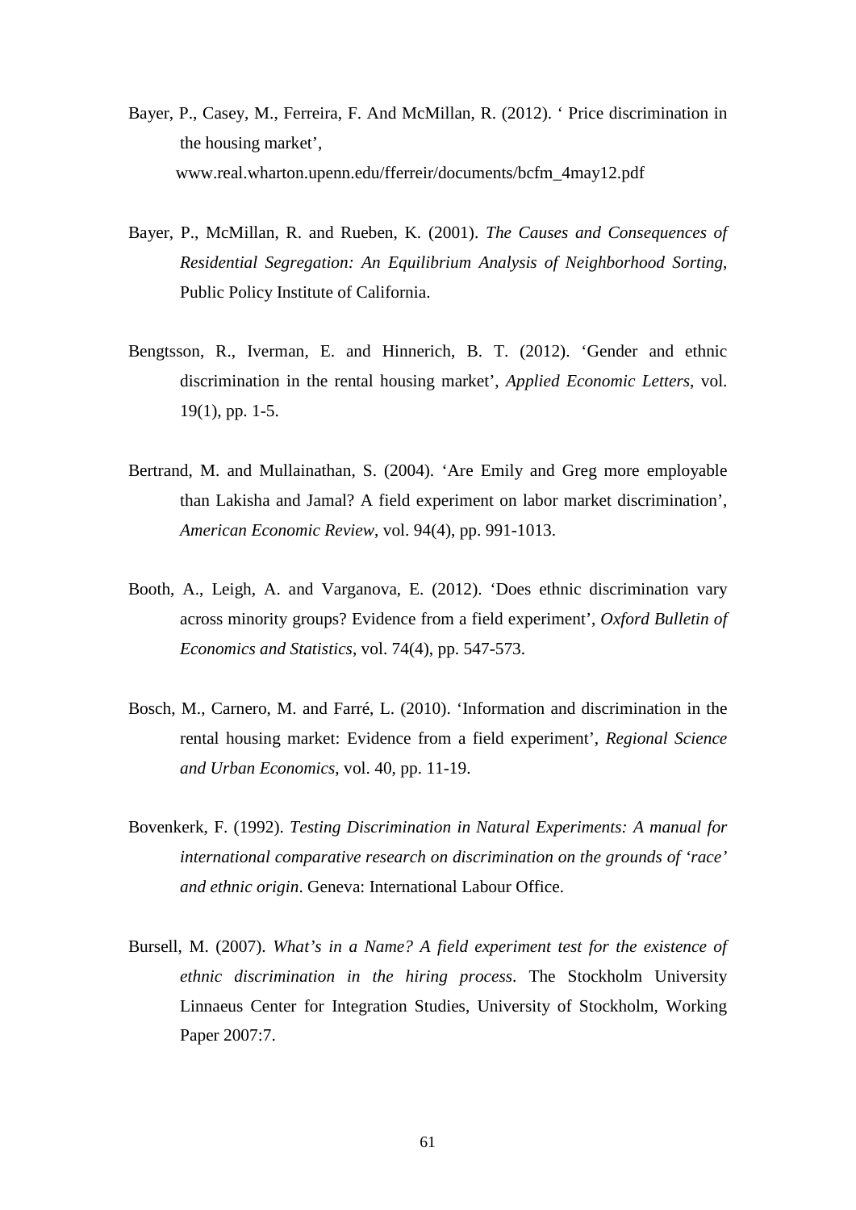Bayer, P., Casey, M., Ferreira, F. And McMillan, R. (2012). ' Price discrimination in the housing market', www.real.wharton.upenn.edu/fferreir/documents/bcfm_4may12.pdf

Bayer, P., McMillan, R. and Rueben, K. (2001). *The Causes and Consequences of Residential Segregation: An Equilibrium Analysis of Neighborhood Sorting*, Public Policy Institute of California.

Bengtsson, R., Iverman, E. and Hinnerich, B. T. (2012). 'Gender and ethnic discrimination in the rental housing market', *Applied Economic Letters*, vol. 19(1), pp. 1-5.

Bertrand, M. and Mullainathan, S. (2004). 'Are Emily and Greg more employable than Lakisha and Jamal? A field experiment on labor market discrimination', *American Economic Review*, vol. 94(4), pp. 991-1013.

Booth, A., Leigh, A. and Varganova, E. (2012). 'Does ethnic discrimination vary across minority groups? Evidence from a field experiment', *Oxford Bulletin of Economics and Statistics*, vol. 74(4), pp. 547-573.

Bosch, M., Carnero, M. and Farré, L. (2010). 'Information and discrimination in the rental housing market: Evidence from a field experiment', *Regional Science and Urban Economics*, vol. 40, pp. 11-19.

Bovenkerk, F. (1992). *Testing Discrimination in Natural Experiments: A manual for international comparative research on discrimination on the grounds of 'race' and ethnic origin*. Geneva: International Labour Office.

Bursell, M. (2007). *What's in a Name? A field experiment test for the existence of ethnic discrimination in the hiring process*. The Stockholm University Linnaeus Center for Integration Studies, University of Stockholm, Working Paper 2007:7.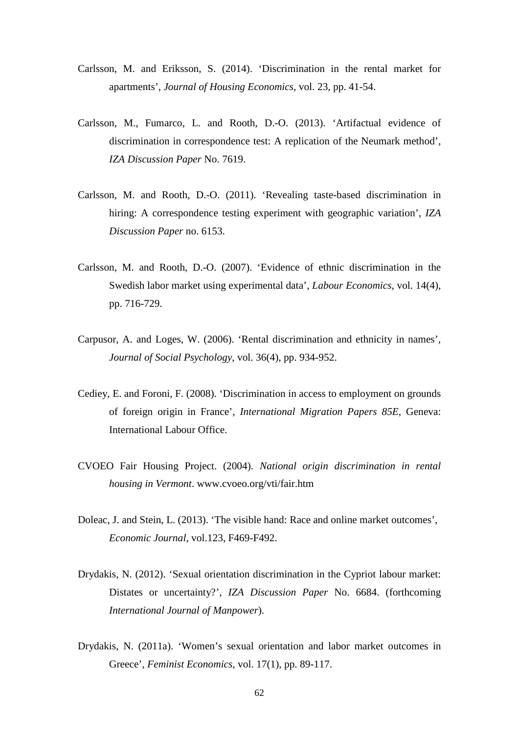Carlsson, M. and Eriksson, S. (2014). ‘Discrimination in the rental market for apartments’, *Journal of Housing Economics*, vol. 23, pp. 41-54.

Carlsson, M., Fumarco, L. and Rooth, D.-O. (2013). ‘Artifactual evidence of discrimination in correspondence test: A replication of the Neumark method’, *IZA Discussion Paper* No. 7619.

Carlsson, M. and Rooth, D.-O. (2011). ‘Revealing taste-based discrimination in hiring: A correspondence testing experiment with geographic variation’, *IZA Discussion Paper* no. 6153.

Carlsson, M. and Rooth, D.-O. (2007). ‘Evidence of ethnic discrimination in the Swedish labor market using experimental data’, *Labour Economics*, vol. 14(4), pp. 716-729.

Carpusor, A. and Loges, W. (2006). ‘Rental discrimination and ethnicity in names’, *Journal of Social Psychology*, vol. 36(4), pp. 934-952.

Cediey, E. and Foroni, F. (2008). ‘Discrimination in access to employment on grounds of foreign origin in France’, *International Migration Papers 85E*, Geneva: International Labour Office.

CVOEO Fair Housing Project. (2004). *National origin discrimination in rental housing in Vermont*. www.cvoeo.org/vti/fair.htm

Doleac, J. and Stein, L. (2013). ‘The visible hand: Race and online market outcomes’, *Economic Journal*, vol.123, F469-F492.

Drydakis, N. (2012). ‘Sexual orientation discrimination in the Cypriot labour market: Distates or uncertainty?’, *IZA Discussion Paper* No. 6684. (forthcoming *International Journal of Manpower*).

Drydakis, N. (2011a). ‘Women’s sexual orientation and labor market outcomes in Greece’, *Feminist Economics*, vol. 17(1), pp. 89-117.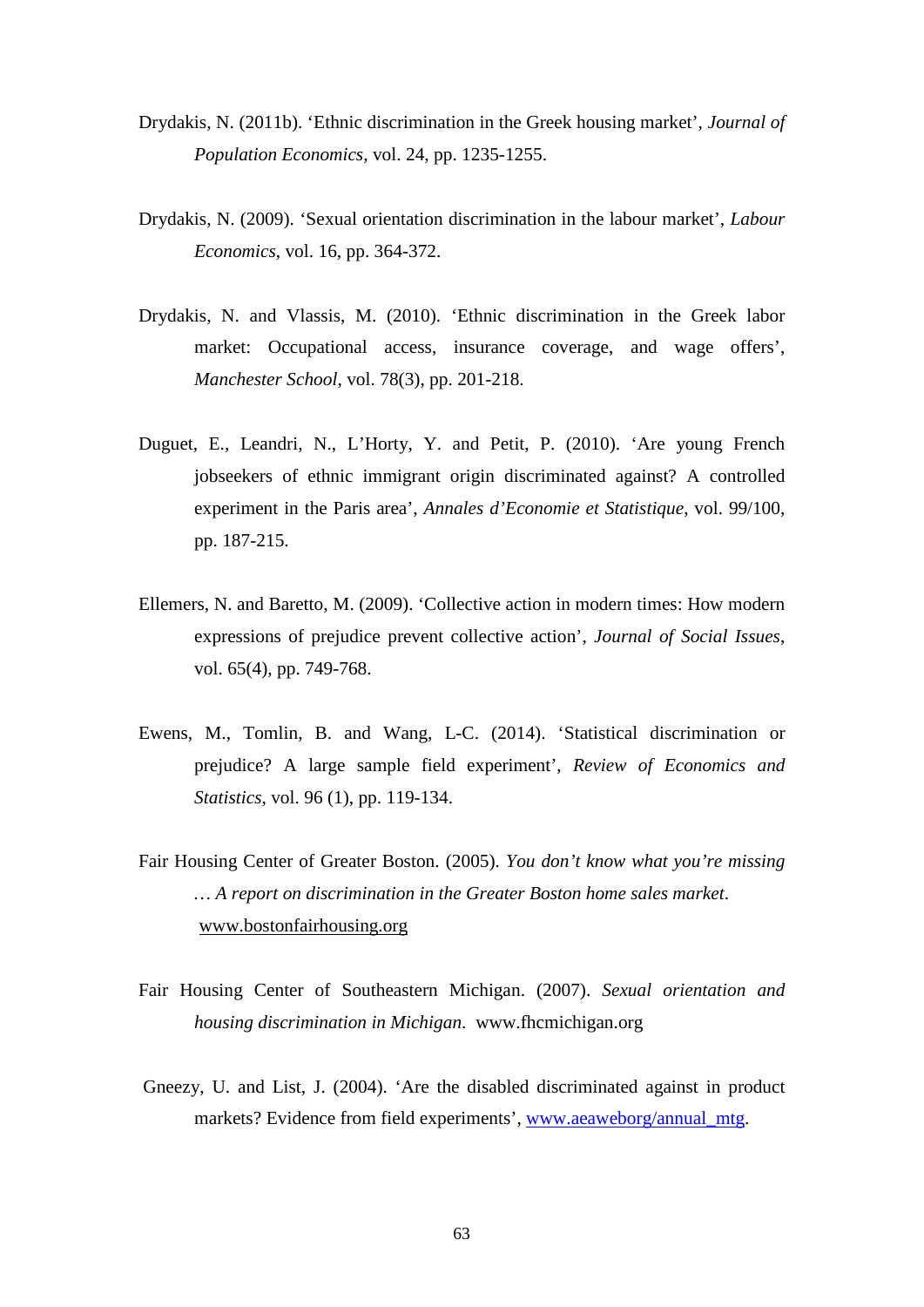Drydakis, N. (2011b). ‘Ethnic discrimination in the Greek housing market’, *Journal of Population Economics*, vol. 24, pp. 1235-1255.

Drydakis, N. (2009). ‘Sexual orientation discrimination in the labour market’, *Labour Economics*, vol. 16, pp. 364-372.

Drydakis, N. and Vlassis, M. (2010). ‘Ethnic discrimination in the Greek labor market: Occupational access, insurance coverage, and wage offers’, *Manchester School*, vol. 78(3), pp. 201-218.

Duguet, E., Leandri, N., L’Horty, Y. and Petit, P. (2010). ‘Are young French jobseekers of ethnic immigrant origin discriminated against? A controlled experiment in the Paris area’, *Annales d’Economie et Statistique*, vol. 99/100, pp. 187-215.

Ellemers, N. and Baretto, M. (2009). ‘Collective action in modern times: How modern expressions of prejudice prevent collective action’, *Journal of Social Issues*, vol. 65(4), pp. 749-768.

Ewens, M., Tomlin, B. and Wang, L-C. (2014). ‘Statistical discrimination or prejudice? A large sample field experiment’, *Review of Economics and Statistics*, vol. 96 (1), pp. 119-134.

Fair Housing Center of Greater Boston. (2005). *You don’t know what you’re missing … A report on discrimination in the Greater Boston home sales market*. www.bostonfairhousing.org

Fair Housing Center of Southeastern Michigan. (2007). *Sexual orientation and housing discrimination in Michigan*. www.fhcmichigan.org

Gneezy, U. and List, J. (2004). ‘Are the disabled discriminated against in product markets? Evidence from field experiments’, www.aeaweborg/annual_mtg.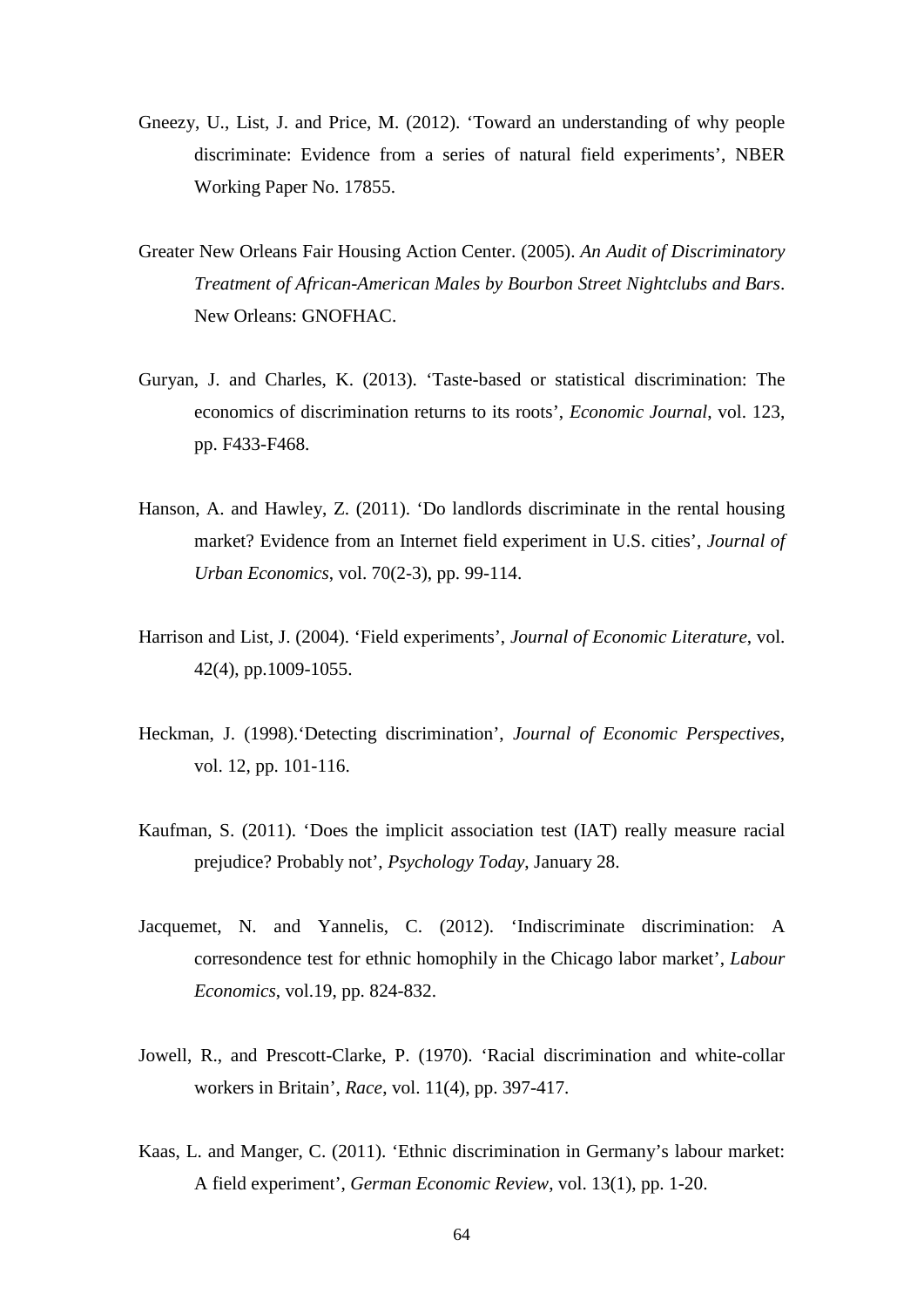Gneezy, U., List, J. and Price, M. (2012). 'Toward an understanding of why people discriminate: Evidence from a series of natural field experiments', NBER Working Paper No. 17855.

Greater New Orleans Fair Housing Action Center. (2005). *An Audit of Discriminatory Treatment of African-American Males by Bourbon Street Nightclubs and Bars*. New Orleans: GNOFHAC.

Guryan, J. and Charles, K. (2013). 'Taste-based or statistical discrimination: The economics of discrimination returns to its roots', *Economic Journal*, vol. 123, pp. F433-F468.

Hanson, A. and Hawley, Z. (2011). 'Do landlords discriminate in the rental housing market? Evidence from an Internet field experiment in U.S. cities', *Journal of Urban Economics*, vol. 70(2-3), pp. 99-114.

Harrison and List, J. (2004). 'Field experiments', *Journal of Economic Literature*, vol. 42(4), pp.1009-1055.

Heckman, J. (1998).'Detecting discrimination', *Journal of Economic Perspectives*, vol. 12, pp. 101-116.

Kaufman, S. (2011). 'Does the implicit association test (IAT) really measure racial prejudice? Probably not', *Psychology Today*, January 28.

Jacquemet, N. and Yannelis, C. (2012). 'Indiscriminate discrimination: A corresondence test for ethnic homophily in the Chicago labor market', *Labour Economics*, vol.19, pp. 824-832.

Jowell, R., and Prescott-Clarke, P. (1970). 'Racial discrimination and white-collar workers in Britain', *Race*, vol. 11(4), pp. 397-417.

Kaas, L. and Manger, C. (2011). 'Ethnic discrimination in Germany's labour market: A field experiment', *German Economic Review*, vol. 13(1), pp. 1-20.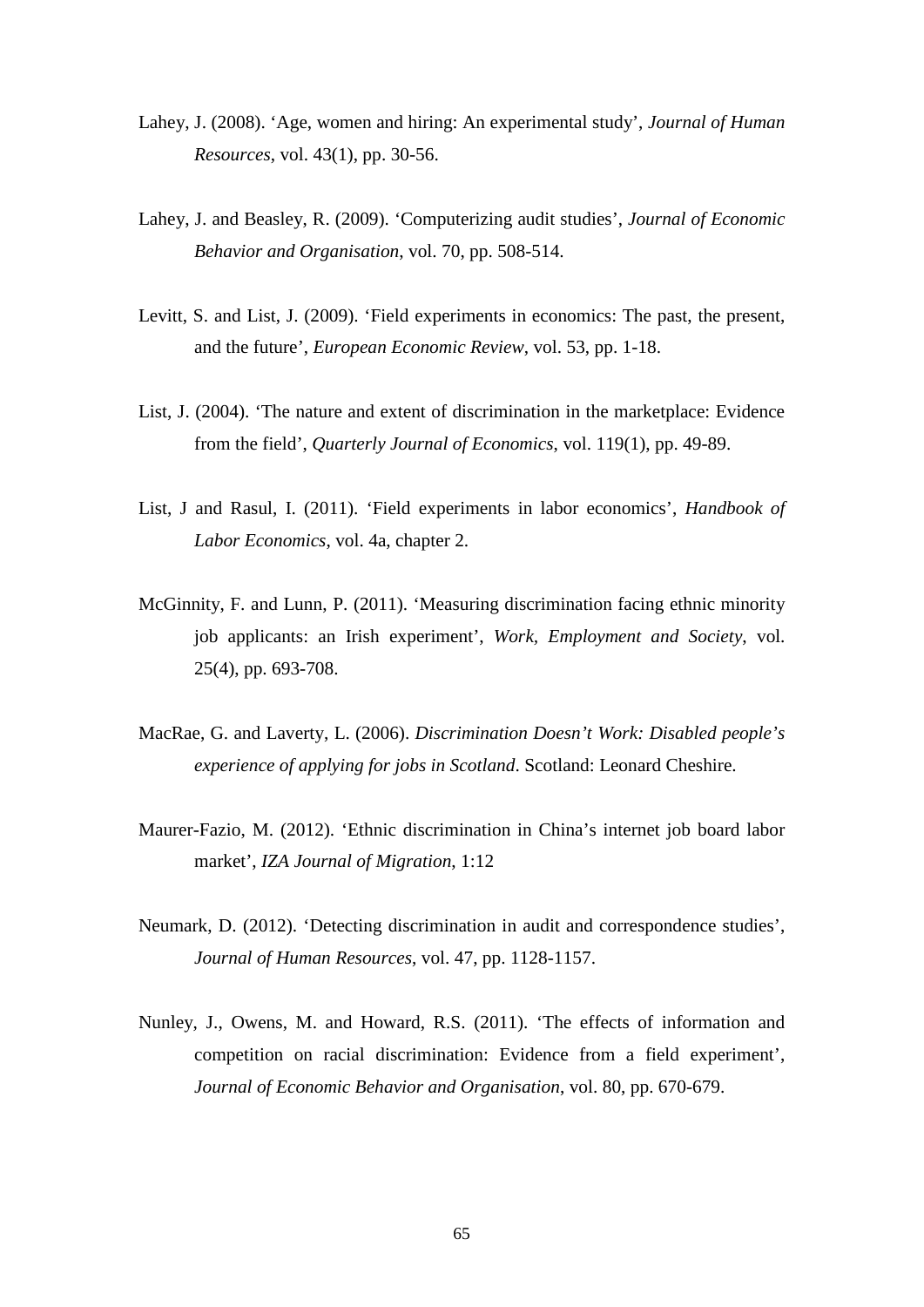Lahey, J. (2008). ‘Age, women and hiring: An experimental study’, *Journal of Human Resources*, vol. 43(1), pp. 30-56.

Lahey, J. and Beasley, R. (2009). ‘Computerizing audit studies’, *Journal of Economic Behavior and Organisation*, vol. 70, pp. 508-514.

Levitt, S. and List, J. (2009). ‘Field experiments in economics: The past, the present, and the future’, *European Economic Review*, vol. 53, pp. 1-18.

List, J. (2004). ‘The nature and extent of discrimination in the marketplace: Evidence from the field’, *Quarterly Journal of Economics*, vol. 119(1), pp. 49-89.

List, J and Rasul, I. (2011). ‘Field experiments in labor economics’, *Handbook of Labor Economics*, vol. 4a, chapter 2.

McGinnity, F. and Lunn, P. (2011). ‘Measuring discrimination facing ethnic minority job applicants: an Irish experiment’, *Work, Employment and Society*, vol. 25(4), pp. 693-708.

MacRae, G. and Laverty, L. (2006). *Discrimination Doesn’t Work: Disabled people’s experience of applying for jobs in Scotland*. Scotland: Leonard Cheshire.

Maurer-Fazio, M. (2012). ‘Ethnic discrimination in China’s internet job board labor market’, *IZA Journal of Migration*, 1:12

Neumark, D. (2012). ‘Detecting discrimination in audit and correspondence studies’, *Journal of Human Resources*, vol. 47, pp. 1128-1157.

Nunley, J., Owens, M. and Howard, R.S. (2011). ‘The effects of information and competition on racial discrimination: Evidence from a field experiment’, *Journal of Economic Behavior and Organisation*, vol. 80, pp. 670-679.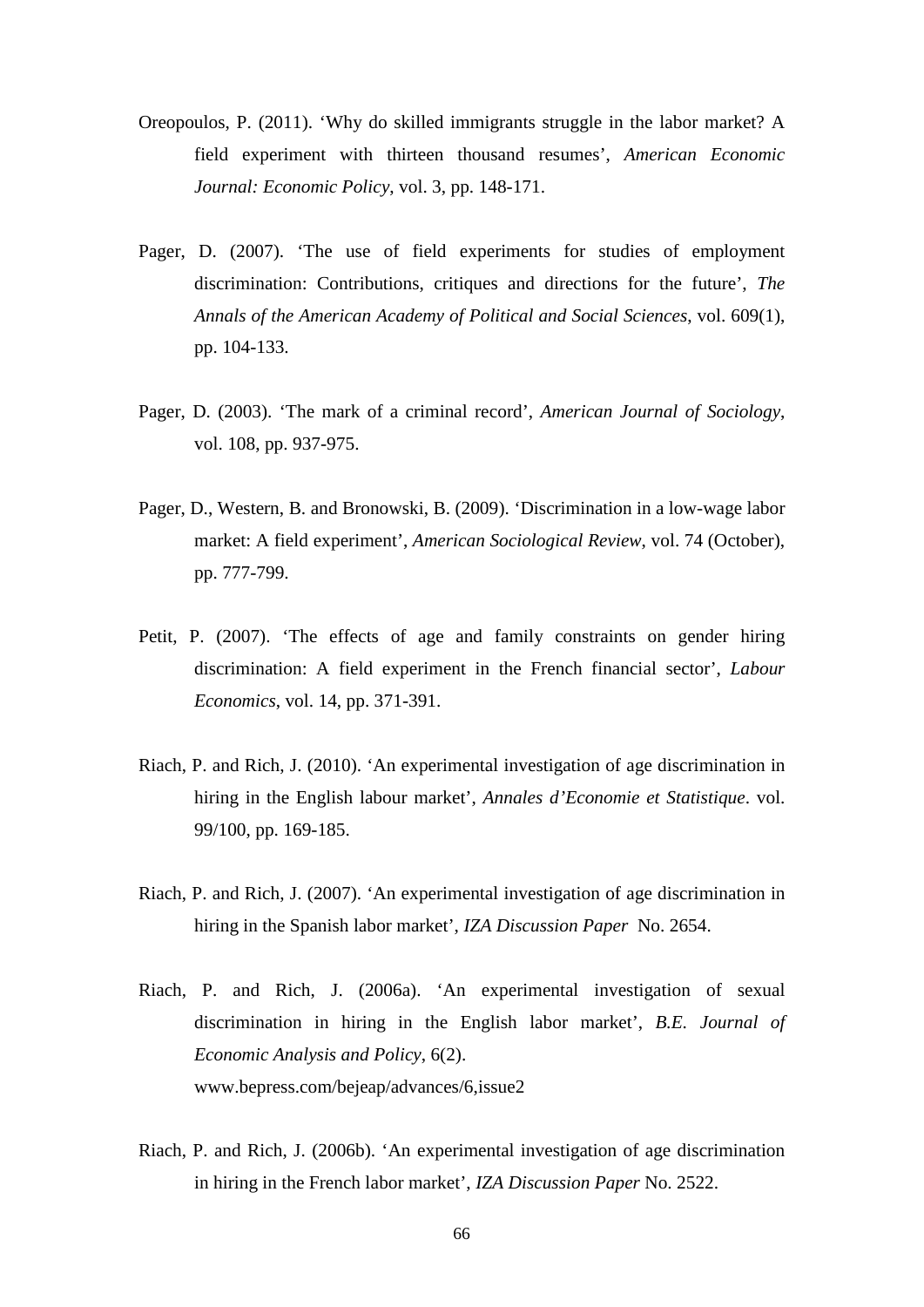Oreopoulos, P. (2011). 'Why do skilled immigrants struggle in the labor market? A field experiment with thirteen thousand resumes', *American Economic Journal: Economic Policy*, vol. 3, pp. 148-171.

Pager, D. (2007). 'The use of field experiments for studies of employment discrimination: Contributions, critiques and directions for the future', *The Annals of the American Academy of Political and Social Sciences*, vol. 609(1), pp. 104-133.

Pager, D. (2003). 'The mark of a criminal record', *American Journal of Sociology*, vol. 108, pp. 937-975.

Pager, D., Western, B. and Bronowski, B. (2009). 'Discrimination in a low-wage labor market: A field experiment', *American Sociological Review*, vol. 74 (October), pp. 777-799.

Petit, P. (2007). 'The effects of age and family constraints on gender hiring discrimination: A field experiment in the French financial sector', *Labour Economics*, vol. 14, pp. 371-391.

Riach, P. and Rich, J. (2010). 'An experimental investigation of age discrimination in hiring in the English labour market', *Annales d'Economie et Statistique*. vol. 99/100, pp. 169-185.

Riach, P. and Rich, J. (2007). 'An experimental investigation of age discrimination in hiring in the Spanish labor market', *IZA Discussion Paper* No. 2654.

Riach, P. and Rich, J. (2006a). 'An experimental investigation of sexual discrimination in hiring in the English labor market', *B.E. Journal of Economic Analysis and Policy*, 6(2). www.bepress.com/bejeap/advances/6,issue2

Riach, P. and Rich, J. (2006b). 'An experimental investigation of age discrimination in hiring in the French labor market', *IZA Discussion Paper* No. 2522.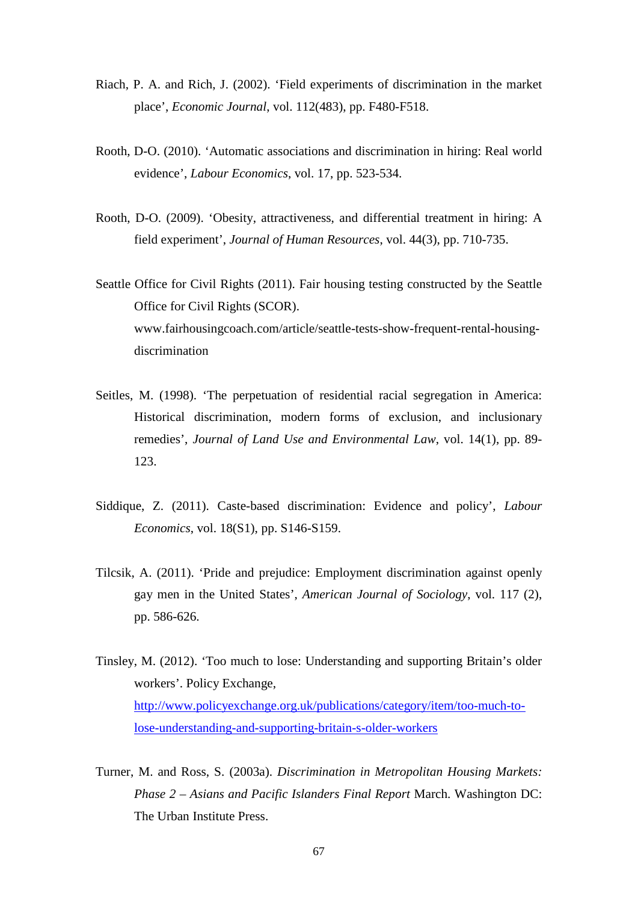Riach, P. A. and Rich, J. (2002). 'Field experiments of discrimination in the market place', *Economic Journal*, vol. 112(483), pp. F480-F518.

Rooth, D-O. (2010). 'Automatic associations and discrimination in hiring: Real world evidence', *Labour Economics*, vol. 17, pp. 523-534.

Rooth, D-O. (2009). 'Obesity, attractiveness, and differential treatment in hiring: A field experiment', *Journal of Human Resources*, vol. 44(3), pp. 710-735.

Seattle Office for Civil Rights (2011). Fair housing testing constructed by the Seattle Office for Civil Rights (SCOR). www.fairhousingcoach.com/article/seattle-tests-show-frequent-rental-housing-discrimination

Seitles, M. (1998). 'The perpetuation of residential racial segregation in America: Historical discrimination, modern forms of exclusion, and inclusionary remedies', *Journal of Land Use and Environmental Law*, vol. 14(1), pp. 89-123.

Siddique, Z. (2011). Caste-based discrimination: Evidence and policy', *Labour Economics*, vol. 18(S1), pp. S146-S159.

Tilcsik, A. (2011). 'Pride and prejudice: Employment discrimination against openly gay men in the United States', *American Journal of Sociology*, vol. 117 (2), pp. 586-626.

Tinsley, M. (2012). 'Too much to lose: Understanding and supporting Britain's older workers'. Policy Exchange, http://www.policyexchange.org.uk/publications/category/item/too-much-to-lose-understanding-and-supporting-britain-s-older-workers

Turner, M. and Ross, S. (2003a). *Discrimination in Metropolitan Housing Markets: Phase 2 – Asians and Pacific Islanders Final Report* March. Washington DC: The Urban Institute Press.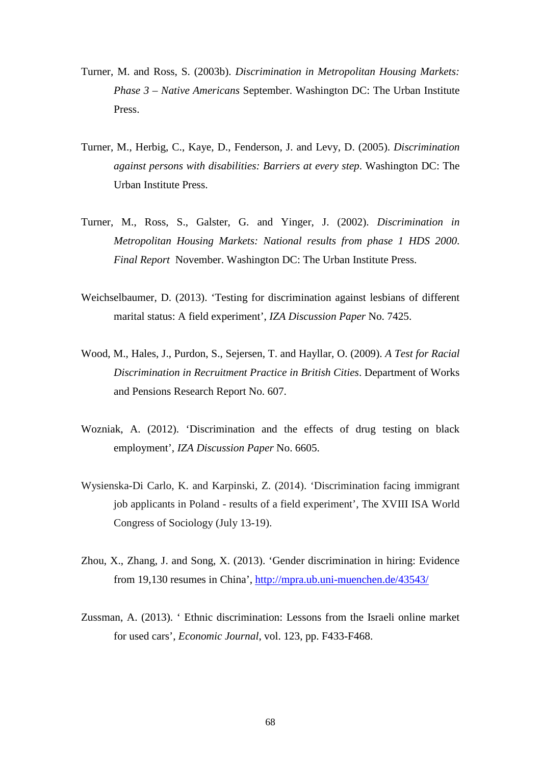Turner, M. and Ross, S. (2003b). *Discrimination in Metropolitan Housing Markets: Phase 3 – Native Americans* September. Washington DC: The Urban Institute Press.

Turner, M., Herbig, C., Kaye, D., Fenderson, J. and Levy, D. (2005). *Discrimination against persons with disabilities: Barriers at every step*. Washington DC: The Urban Institute Press.

Turner, M., Ross, S., Galster, G. and Yinger, J. (2002). *Discrimination in Metropolitan Housing Markets: National results from phase 1 HDS 2000. Final Report* November. Washington DC: The Urban Institute Press.

Weichselbaumer, D. (2013). 'Testing for discrimination against lesbians of different marital status: A field experiment', *IZA Discussion Paper* No. 7425.

Wood, M., Hales, J., Purdon, S., Sejersen, T. and Hayllar, O. (2009). *A Test for Racial Discrimination in Recruitment Practice in British Cities*. Department of Works and Pensions Research Report No. 607.

Wozniak, A. (2012). 'Discrimination and the effects of drug testing on black employment', *IZA Discussion Paper* No. 6605.

Wysienska-Di Carlo, K. and Karpinski, Z. (2014). 'Discrimination facing immigrant job applicants in Poland - results of a field experiment', The XVIII ISA World Congress of Sociology (July 13-19).

Zhou, X., Zhang, J. and Song, X. (2013). 'Gender discrimination in hiring: Evidence from 19,130 resumes in China', http://mpra.ub.uni-muenchen.de/43543/

Zussman, A. (2013). ' Ethnic discrimination: Lessons from the Israeli online market for used cars', *Economic Journal*, vol. 123, pp. F433-F468.